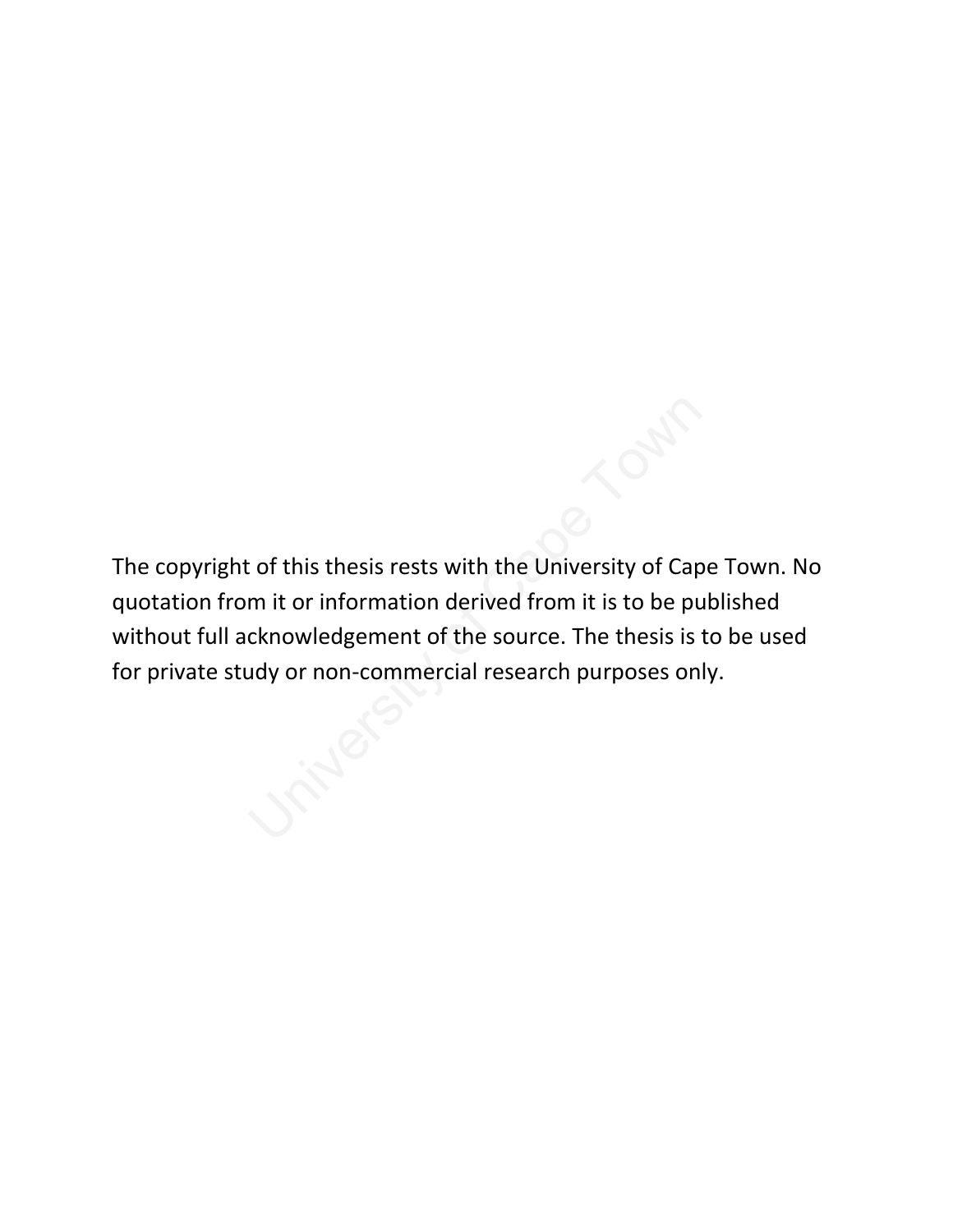The copyright of this thesis rests with the University of Cape Town. No quotation from it or information derived from it is to be published without full acknowledgement of the source. The thesis is to be used for private study or non-commercial research purposes only.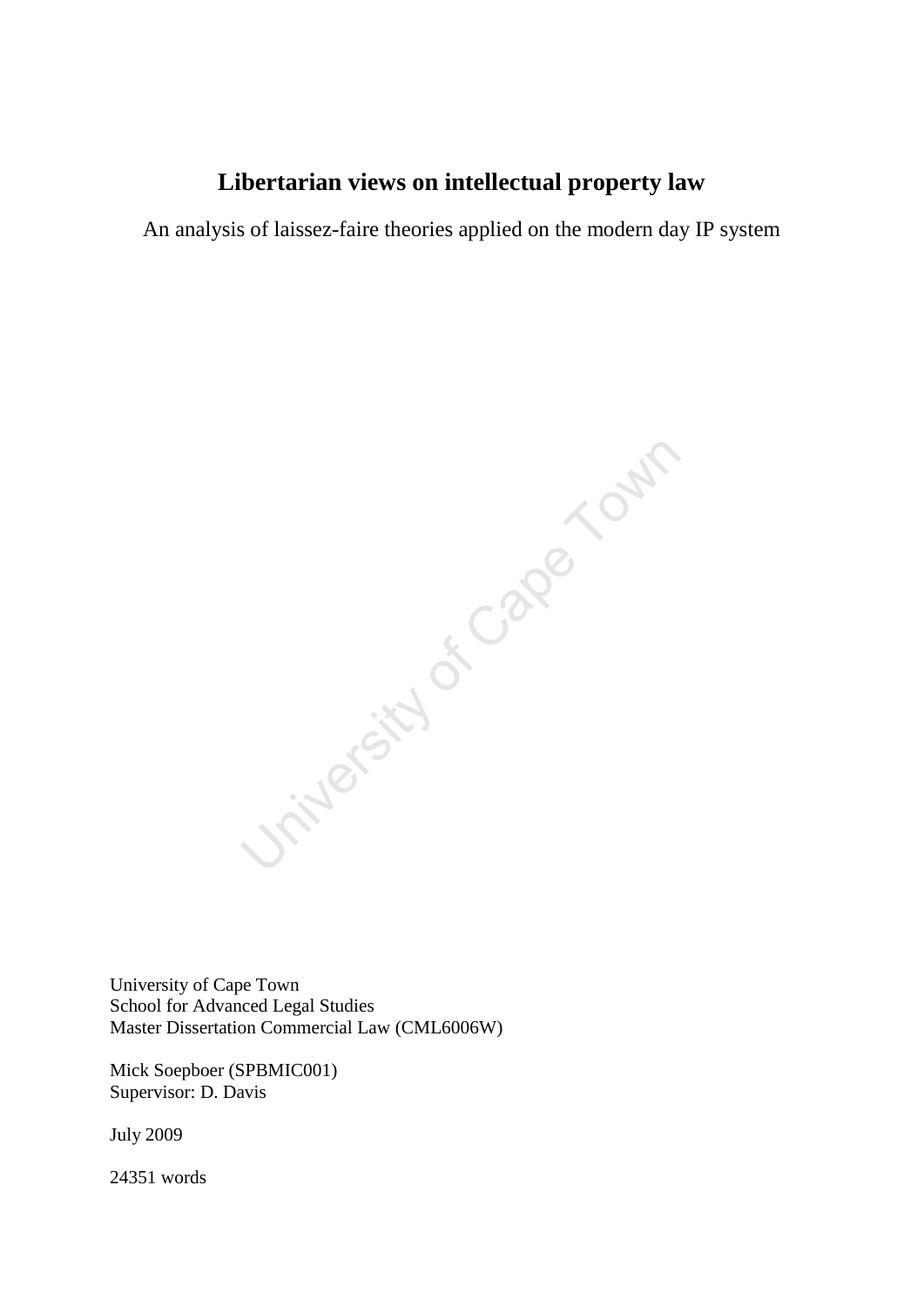# Libertarian views on intellectual property law

An analysis of laissez-faire theories applied on the modern day IP system

University of Cape Town
School for Advanced Legal Studies
Master Dissertation Commercial Law (CML6006W)

Mick Soepboer (SPBMIC001)
Supervisor: D. Davis

July 2009

24351 words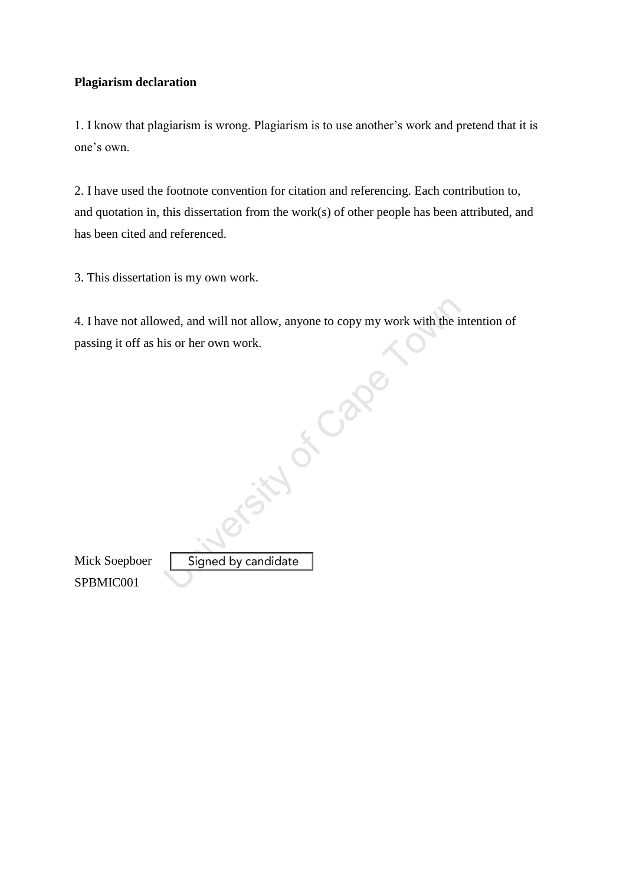**Plagiarism declaration**

1. I know that plagiarism is wrong. Plagiarism is to use another's work and pretend that it is one's own.

2. I have used the footnote convention for citation and referencing. Each contribution to, and quotation in, this dissertation from the work(s) of other people has been attributed, and has been cited and referenced.

3. This dissertation is my own work.

4. I have not allowed, and will not allow, anyone to copy my work with the intention of passing it off as his or her own work.

Mick Soepboer Signed by candidate
SPBMIC001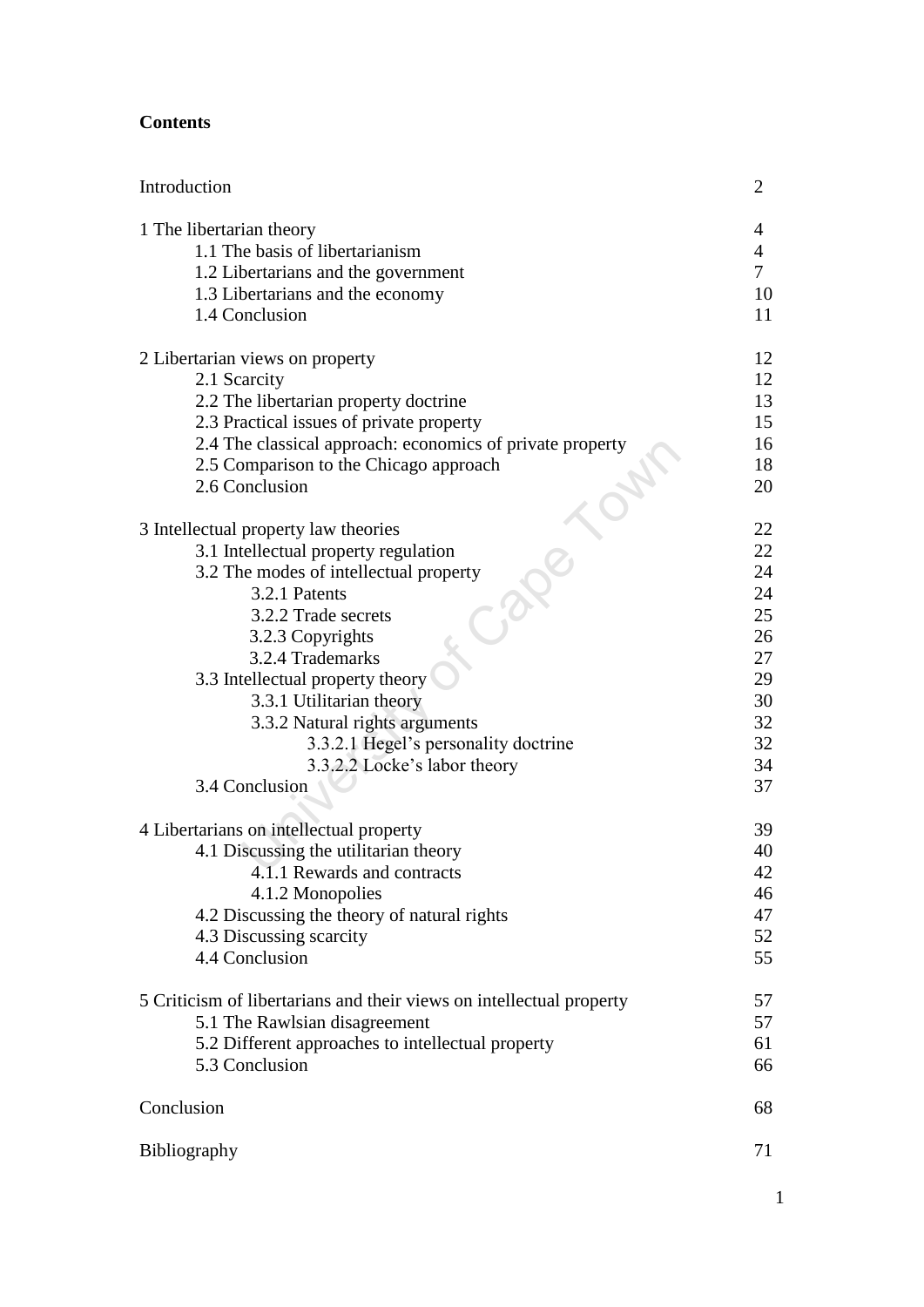**Contents**

| | |
|---|---|
| Introduction | 2 |
| 1 The libertarian theory | 4 |
| 1.1 The basis of libertarianism | 4 |
| 1.2 Libertarians and the government | 7 |
| 1.3 Libertarians and the economy | 10 |
| 1.4 Conclusion | 11 |
| 2 Libertarian views on property | 12 |
| 2.1 Scarcity | 12 |
| 2.2 The libertarian property doctrine | 13 |
| 2.3 Practical issues of private property | 15 |
| 2.4 The classical approach: economics of private property | 16 |
| 2.5 Comparison to the Chicago approach | 18 |
| 2.6 Conclusion | 20 |
| 3 Intellectual property law theories | 22 |
| 3.1 Intellectual property regulation | 22 |
| 3.2 The modes of intellectual property | 24 |
| 3.2.1 Patents | 24 |
| 3.2.2 Trade secrets | 25 |
| 3.2.3 Copyrights | 26 |
| 3.2.4 Trademarks | 27 |
| 3.3 Intellectual property theory | 29 |
| 3.3.1 Utilitarian theory | 30 |
| 3.3.2 Natural rights arguments | 32 |
| 3.3.2.1 Hegel's personality doctrine | 32 |
| 3.3.2.2 Locke's labor theory | 34 |
| 3.4 Conclusion | 37 |
| 4 Libertarians on intellectual property | 39 |
| 4.1 Discussing the utilitarian theory | 40 |
| 4.1.1 Rewards and contracts | 42 |
| 4.1.2 Monopolies | 46 |
| 4.2 Discussing the theory of natural rights | 47 |
| 4.3 Discussing scarcity | 52 |
| 4.4 Conclusion | 55 |
| 5 Criticism of libertarians and their views on intellectual property | 57 |
| 5.1 The Rawlsian disagreement | 57 |
| 5.2 Different approaches to intellectual property | 61 |
| 5.3 Conclusion | 66 |
| Conclusion | 68 |
| Bibliography | 71 |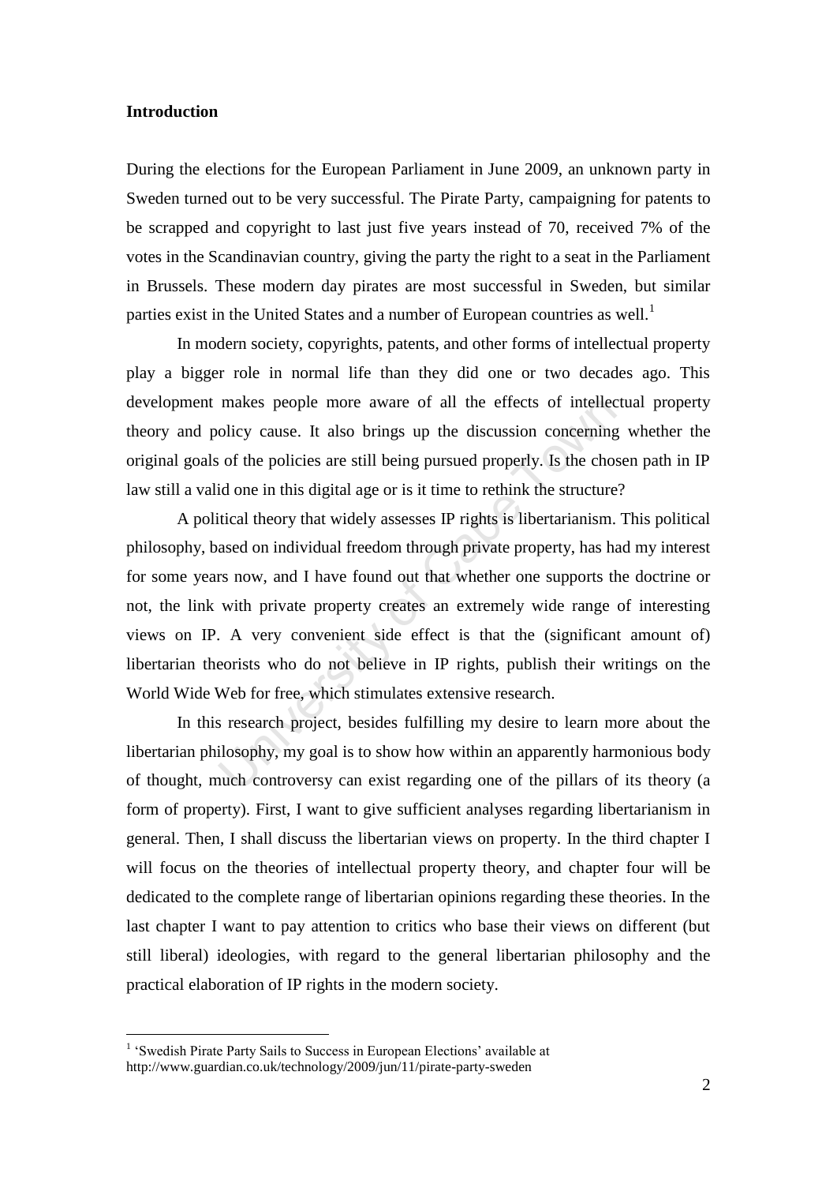**Introduction**

During the elections for the European Parliament in June 2009, an unknown party in Sweden turned out to be very successful. The Pirate Party, campaigning for patents to be scrapped and copyright to last just five years instead of 70, received 7% of the votes in the Scandinavian country, giving the party the right to a seat in the Parliament in Brussels. These modern day pirates are most successful in Sweden, but similar parties exist in the United States and a number of European countries as well.[1]

In modern society, copyrights, patents, and other forms of intellectual property play a bigger role in normal life than they did one or two decades ago. This development makes people more aware of all the effects of intellectual property theory and policy cause. It also brings up the discussion concerning whether the original goals of the policies are still being pursued properly. Is the chosen path in IP law still a valid one in this digital age or is it time to rethink the structure?

A political theory that widely assesses IP rights is libertarianism. This political philosophy, based on individual freedom through private property, has had my interest for some years now, and I have found out that whether one supports the doctrine or not, the link with private property creates an extremely wide range of interesting views on IP. A very convenient side effect is that the (significant amount of) libertarian theorists who do not believe in IP rights, publish their writings on the World Wide Web for free, which stimulates extensive research.

In this research project, besides fulfilling my desire to learn more about the libertarian philosophy, my goal is to show how within an apparently harmonious body of thought, much controversy can exist regarding one of the pillars of its theory (a form of property). First, I want to give sufficient analyses regarding libertarianism in general. Then, I shall discuss the libertarian views on property. In the third chapter I will focus on the theories of intellectual property theory, and chapter four will be dedicated to the complete range of libertarian opinions regarding these theories. In the last chapter I want to pay attention to critics who base their views on different (but still liberal) ideologies, with regard to the general libertarian philosophy and the practical elaboration of IP rights in the modern society.

---

[1] 'Swedish Pirate Party Sails to Success in European Elections' available at http://www.guardian.co.uk/technology/2009/jun/11/pirate-party-sweden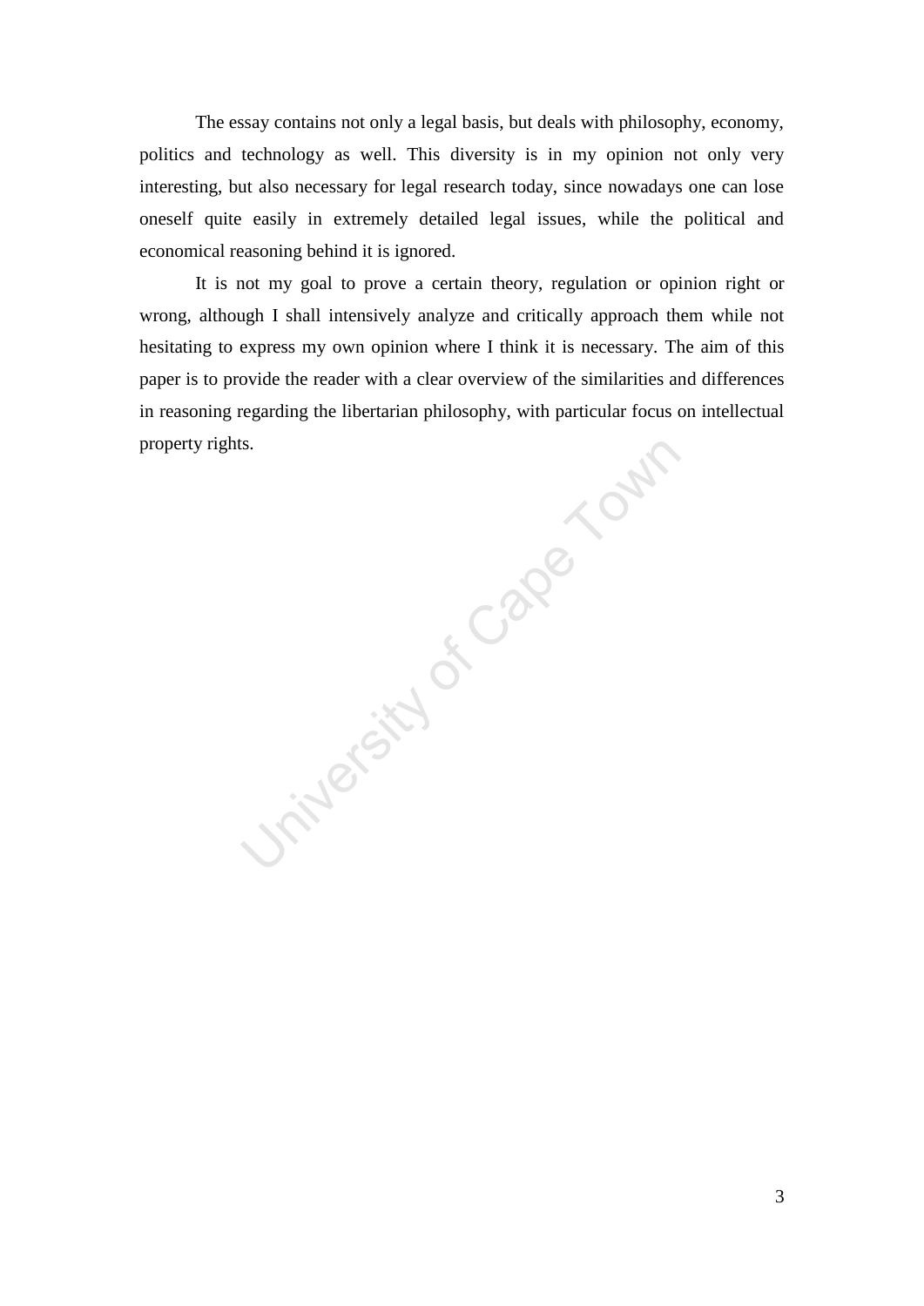The essay contains not only a legal basis, but deals with philosophy, economy, politics and technology as well. This diversity is in my opinion not only very interesting, but also necessary for legal research today, since nowadays one can lose oneself quite easily in extremely detailed legal issues, while the political and economical reasoning behind it is ignored.

It is not my goal to prove a certain theory, regulation or opinion right or wrong, although I shall intensively analyze and critically approach them while not hesitating to express my own opinion where I think it is necessary. The aim of this paper is to provide the reader with a clear overview of the similarities and differences in reasoning regarding the libertarian philosophy, with particular focus on intellectual property rights.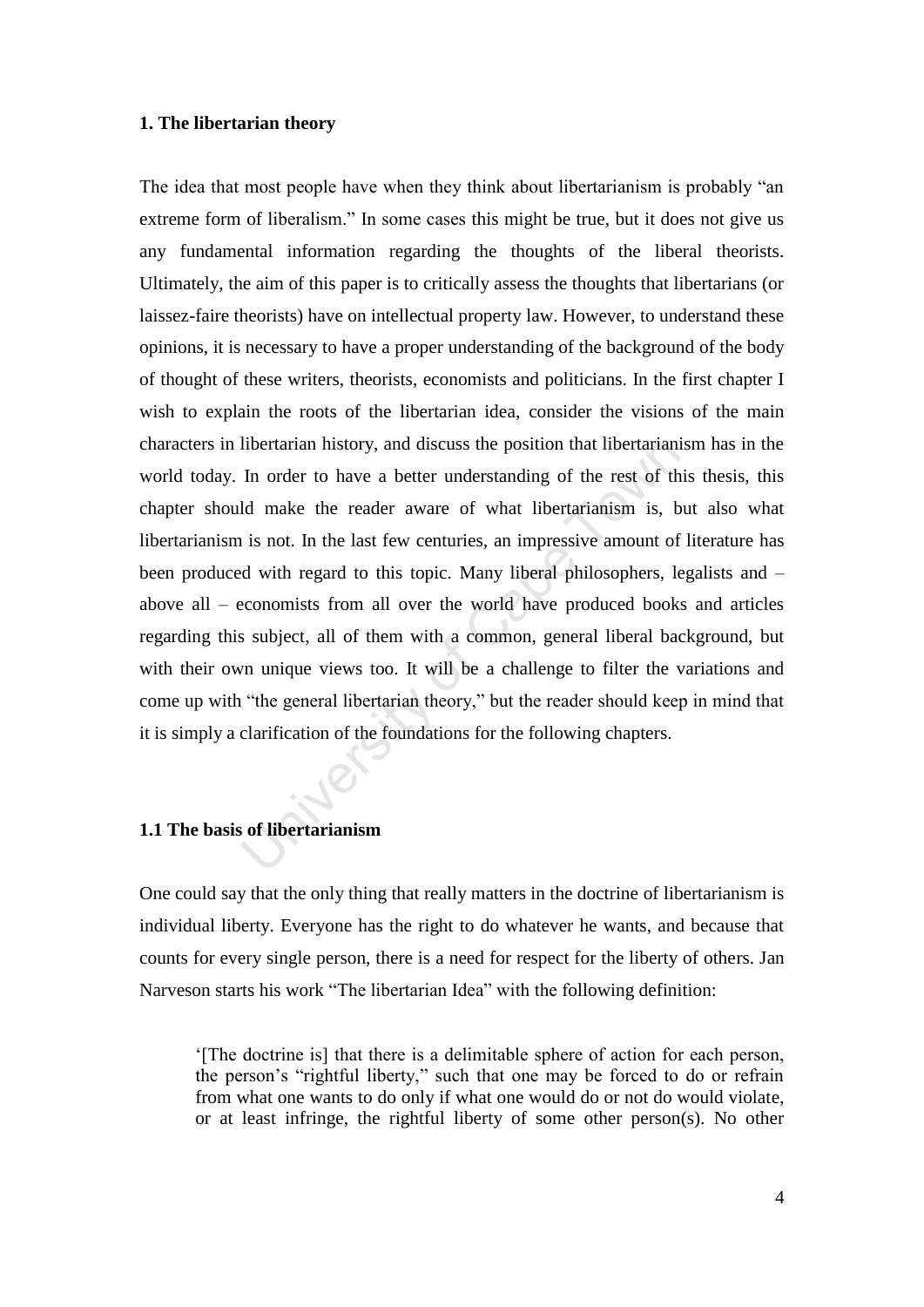## 1. The libertarian theory

The idea that most people have when they think about libertarianism is probably "an extreme form of liberalism." In some cases this might be true, but it does not give us any fundamental information regarding the thoughts of the liberal theorists. Ultimately, the aim of this paper is to critically assess the thoughts that libertarians (or laissez-faire theorists) have on intellectual property law. However, to understand these opinions, it is necessary to have a proper understanding of the background of the body of thought of these writers, theorists, economists and politicians. In the first chapter I wish to explain the roots of the libertarian idea, consider the visions of the main characters in libertarian history, and discuss the position that libertarianism has in the world today. In order to have a better understanding of the rest of this thesis, this chapter should make the reader aware of what libertarianism is, but also what libertarianism is not. In the last few centuries, an impressive amount of literature has been produced with regard to this topic. Many liberal philosophers, legalists and – above all – economists from all over the world have produced books and articles regarding this subject, all of them with a common, general liberal background, but with their own unique views too. It will be a challenge to filter the variations and come up with "the general libertarian theory," but the reader should keep in mind that it is simply a clarification of the foundations for the following chapters.

### 1.1 The basis of libertarianism

One could say that the only thing that really matters in the doctrine of libertarianism is individual liberty. Everyone has the right to do whatever he wants, and because that counts for every single person, there is a need for respect for the liberty of others. Jan Narveson starts his work "The libertarian Idea" with the following definition:

> '[The doctrine is] that there is a delimitable sphere of action for each person, the person's "rightful liberty," such that one may be forced to do or refrain from what one wants to do only if what one would do or not do would violate, or at least infringe, the rightful liberty of some other person(s). No other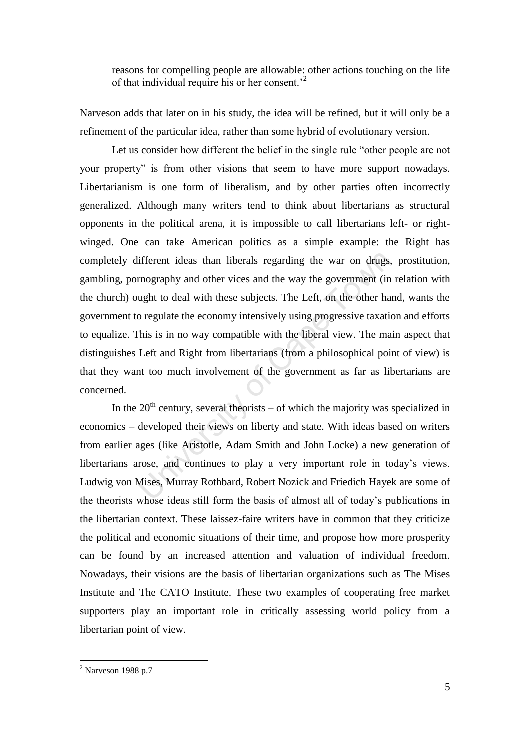> reasons for compelling people are allowable: other actions touching on the life of that individual require his or her consent.'[2]

Narveson adds that later on in his study, the idea will be refined, but it will only be a refinement of the particular idea, rather than some hybrid of evolutionary version.

Let us consider how different the belief in the single rule "other people are not your property" is from other visions that seem to have more support nowadays. Libertarianism is one form of liberalism, and by other parties often incorrectly generalized. Although many writers tend to think about libertarians as structural opponents in the political arena, it is impossible to call libertarians left- or right-winged. One can take American politics as a simple example: the Right has completely different ideas than liberals regarding the war on drugs, prostitution, gambling, pornography and other vices and the way the government (in relation with the church) ought to deal with these subjects. The Left, on the other hand, wants the government to regulate the economy intensively using progressive taxation and efforts to equalize. This is in no way compatible with the liberal view. The main aspect that distinguishes Left and Right from libertarians (from a philosophical point of view) is that they want too much involvement of the government as far as libertarians are concerned.

In the 20[th] century, several theorists – of which the majority was specialized in economics – developed their views on liberty and state. With ideas based on writers from earlier ages (like Aristotle, Adam Smith and John Locke) a new generation of libertarians arose, and continues to play a very important role in today's views. Ludwig von Mises, Murray Rothbard, Robert Nozick and Friedich Hayek are some of the theorists whose ideas still form the basis of almost all of today's publications in the libertarian context. These laissez-faire writers have in common that they criticize the political and economic situations of their time, and propose how more prosperity can be found by an increased attention and valuation of individual freedom. Nowadays, their visions are the basis of libertarian organizations such as The Mises Institute and The CATO Institute. These two examples of cooperating free market supporters play an important role in critically assessing world policy from a libertarian point of view.

---

[2] Narveson 1988 p.7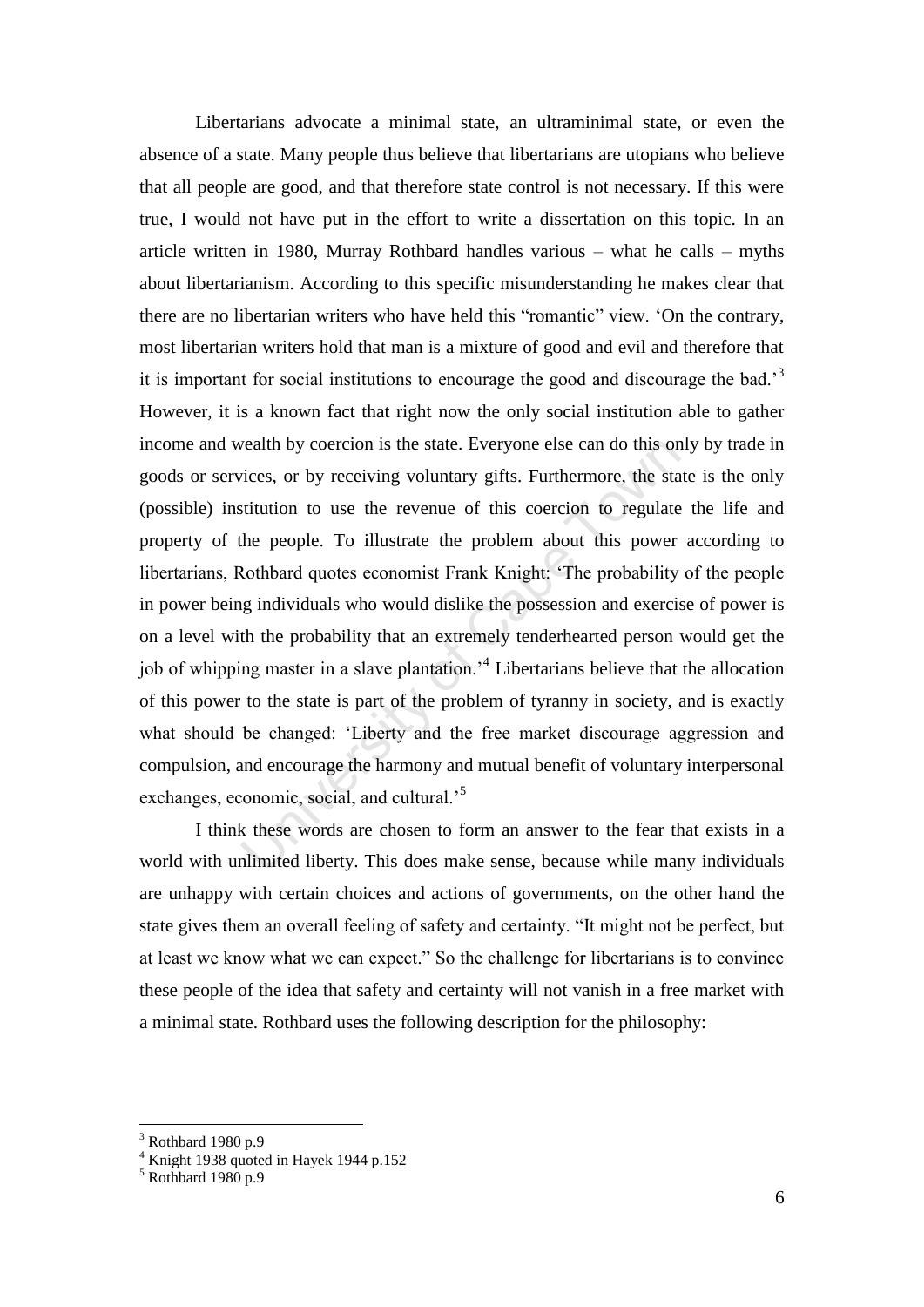Libertarians advocate a minimal state, an ultraminimal state, or even the absence of a state. Many people thus believe that libertarians are utopians who believe that all people are good, and that therefore state control is not necessary. If this were true, I would not have put in the effort to write a dissertation on this topic. In an article written in 1980, Murray Rothbard handles various – what he calls – myths about libertarianism. According to this specific misunderstanding he makes clear that there are no libertarian writers who have held this "romantic" view. 'On the contrary, most libertarian writers hold that man is a mixture of good and evil and therefore that it is important for social institutions to encourage the good and discourage the bad.'[3] However, it is a known fact that right now the only social institution able to gather income and wealth by coercion is the state. Everyone else can do this only by trade in goods or services, or by receiving voluntary gifts. Furthermore, the state is the only (possible) institution to use the revenue of this coercion to regulate the life and property of the people. To illustrate the problem about this power according to libertarians, Rothbard quotes economist Frank Knight: 'The probability of the people in power being individuals who would dislike the possession and exercise of power is on a level with the probability that an extremely tenderhearted person would get the job of whipping master in a slave plantation.'[4] Libertarians believe that the allocation of this power to the state is part of the problem of tyranny in society, and is exactly what should be changed: 'Liberty and the free market discourage aggression and compulsion, and encourage the harmony and mutual benefit of voluntary interpersonal exchanges, economic, social, and cultural.'[5]

I think these words are chosen to form an answer to the fear that exists in a world with unlimited liberty. This does make sense, because while many individuals are unhappy with certain choices and actions of governments, on the other hand the state gives them an overall feeling of safety and certainty. "It might not be perfect, but at least we know what we can expect." So the challenge for libertarians is to convince these people of the idea that safety and certainty will not vanish in a free market with a minimal state. Rothbard uses the following description for the philosophy:

---

[3] Rothbard 1980 p.9

[4] Knight 1938 quoted in Hayek 1944 p.152

[5] Rothbard 1980 p.9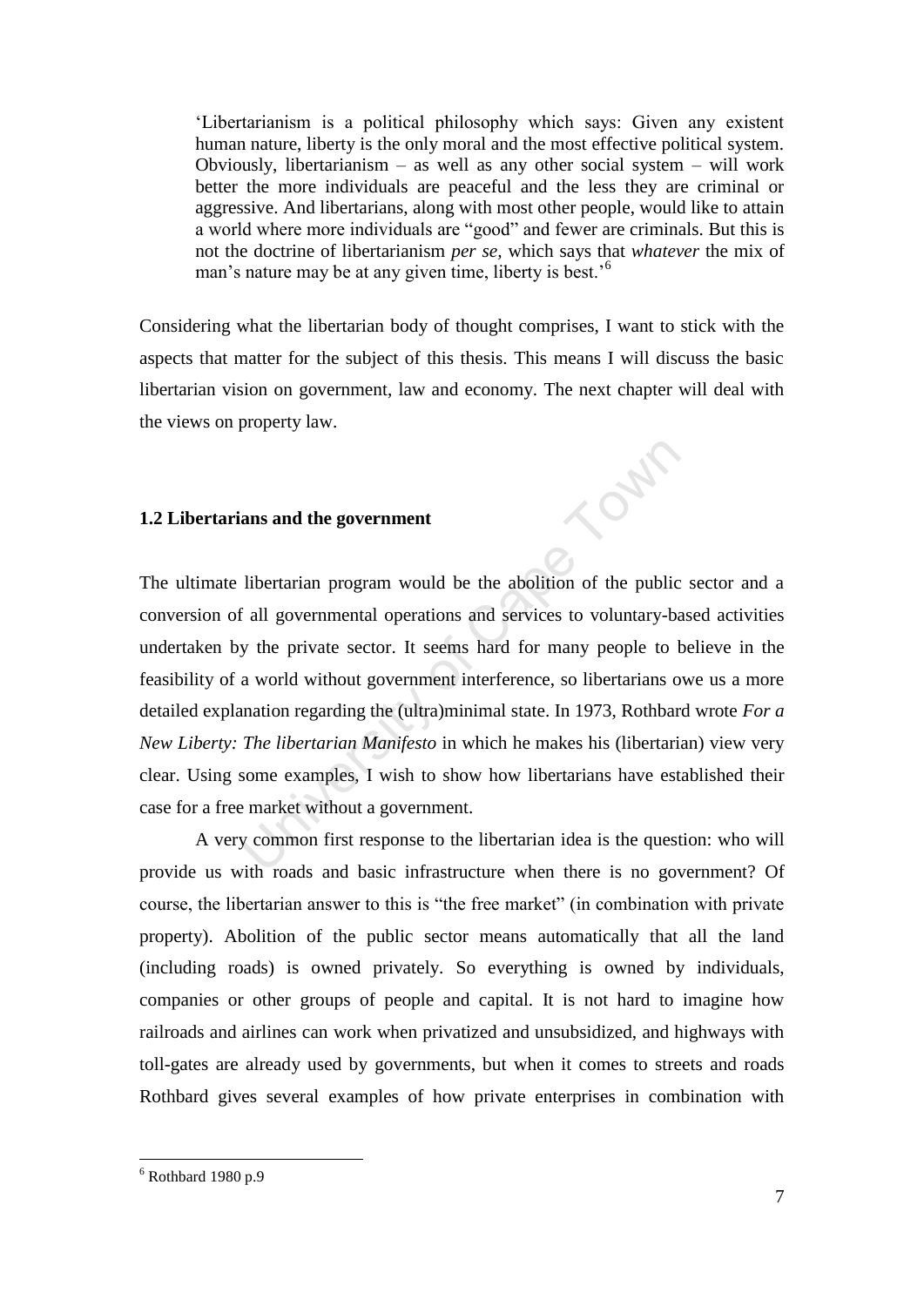> 'Libertarianism is a political philosophy which says: Given any existent human nature, liberty is the only moral and the most effective political system. Obviously, libertarianism – as well as any other social system – will work better the more individuals are peaceful and the less they are criminal or aggressive. And libertarians, along with most other people, would like to attain a world where more individuals are "good" and fewer are criminals. But this is not the doctrine of libertarianism *per se*, which says that *whatever* the mix of man's nature may be at any given time, liberty is best.'[6]

Considering what the libertarian body of thought comprises, I want to stick with the aspects that matter for the subject of this thesis. This means I will discuss the basic libertarian vision on government, law and economy. The next chapter will deal with the views on property law.

## 1.2 Libertarians and the government

The ultimate libertarian program would be the abolition of the public sector and a conversion of all governmental operations and services to voluntary-based activities undertaken by the private sector. It seems hard for many people to believe in the feasibility of a world without government interference, so libertarians owe us a more detailed explanation regarding the (ultra)minimal state. In 1973, Rothbard wrote *For a New Liberty: The libertarian Manifesto* in which he makes his (libertarian) view very clear. Using some examples, I wish to show how libertarians have established their case for a free market without a government.

A very common first response to the libertarian idea is the question: who will provide us with roads and basic infrastructure when there is no government? Of course, the libertarian answer to this is "the free market" (in combination with private property). Abolition of the public sector means automatically that all the land (including roads) is owned privately. So everything is owned by individuals, companies or other groups of people and capital. It is not hard to imagine how railroads and airlines can work when privatized and unsubsidized, and highways with toll-gates are already used by governments, but when it comes to streets and roads Rothbard gives several examples of how private enterprises in combination with

---

[6] Rothbard 1980 p.9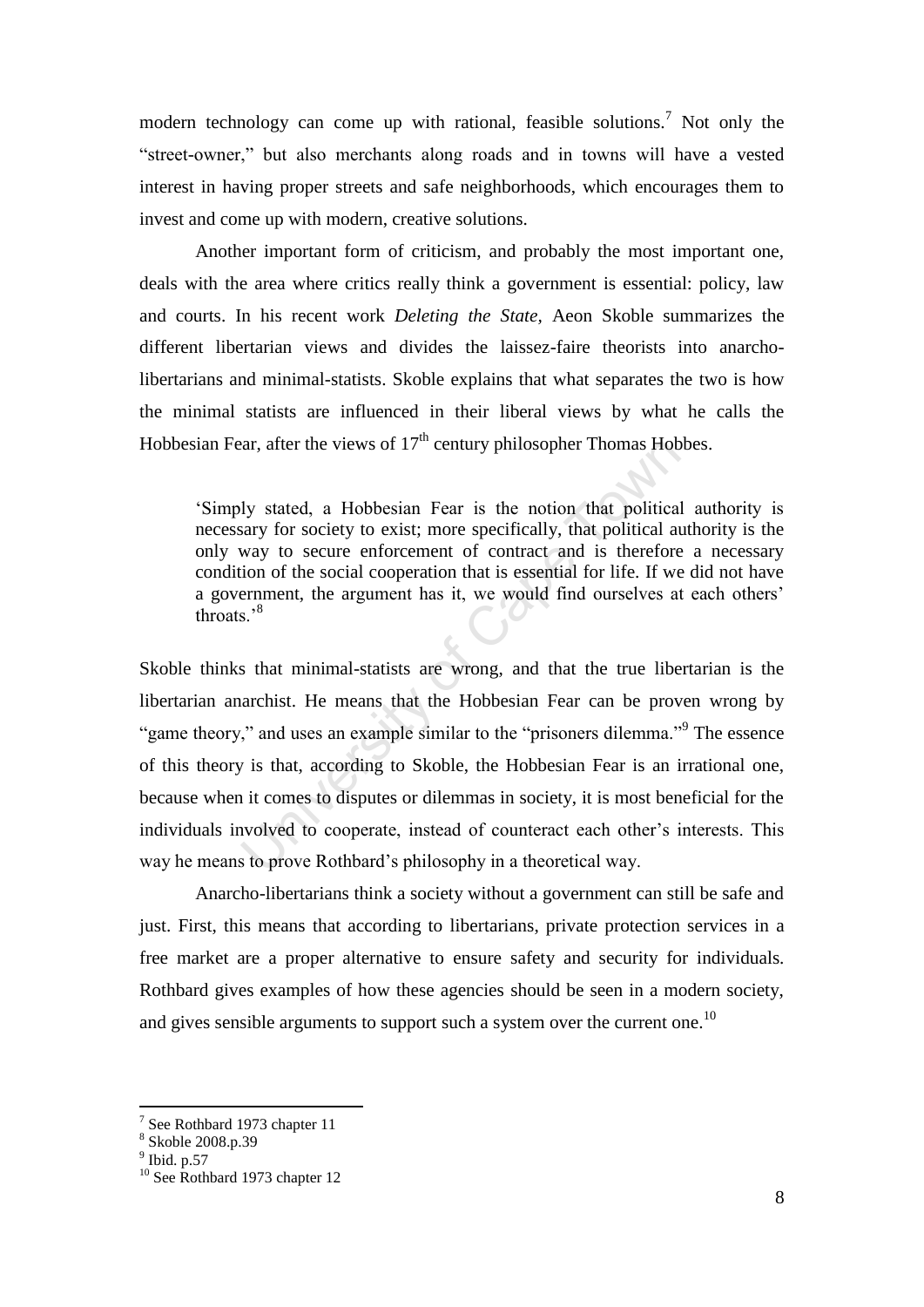modern technology can come up with rational, feasible solutions.[7] Not only the "street-owner," but also merchants along roads and in towns will have a vested interest in having proper streets and safe neighborhoods, which encourages them to invest and come up with modern, creative solutions.

Another important form of criticism, and probably the most important one, deals with the area where critics really think a government is essential: policy, law and courts. In his recent work *Deleting the State,* Aeon Skoble summarizes the different libertarian views and divides the laissez-faire theorists into anarcho-libertarians and minimal-statists. Skoble explains that what separates the two is how the minimal statists are influenced in their liberal views by what he calls the Hobbesian Fear, after the views of 17th century philosopher Thomas Hobbes.

> 'Simply stated, a Hobbesian Fear is the notion that political authority is necessary for society to exist; more specifically, that political authority is the only way to secure enforcement of contract and is therefore a necessary condition of the social cooperation that is essential for life. If we did not have a government, the argument has it, we would find ourselves at each others' throats.'[8]

Skoble thinks that minimal-statists are wrong, and that the true libertarian is the libertarian anarchist. He means that the Hobbesian Fear can be proven wrong by "game theory," and uses an example similar to the "prisoners dilemma."[9] The essence of this theory is that, according to Skoble, the Hobbesian Fear is an irrational one, because when it comes to disputes or dilemmas in society, it is most beneficial for the individuals involved to cooperate, instead of counteract each other's interests. This way he means to prove Rothbard's philosophy in a theoretical way.

Anarcho-libertarians think a society without a government can still be safe and just. First, this means that according to libertarians, private protection services in a free market are a proper alternative to ensure safety and security for individuals. Rothbard gives examples of how these agencies should be seen in a modern society, and gives sensible arguments to support such a system over the current one.[10]

---

[7] See Rothbard 1973 chapter 11

[8] Skoble 2008.p.39

[9] Ibid. p.57

[10] See Rothbard 1973 chapter 12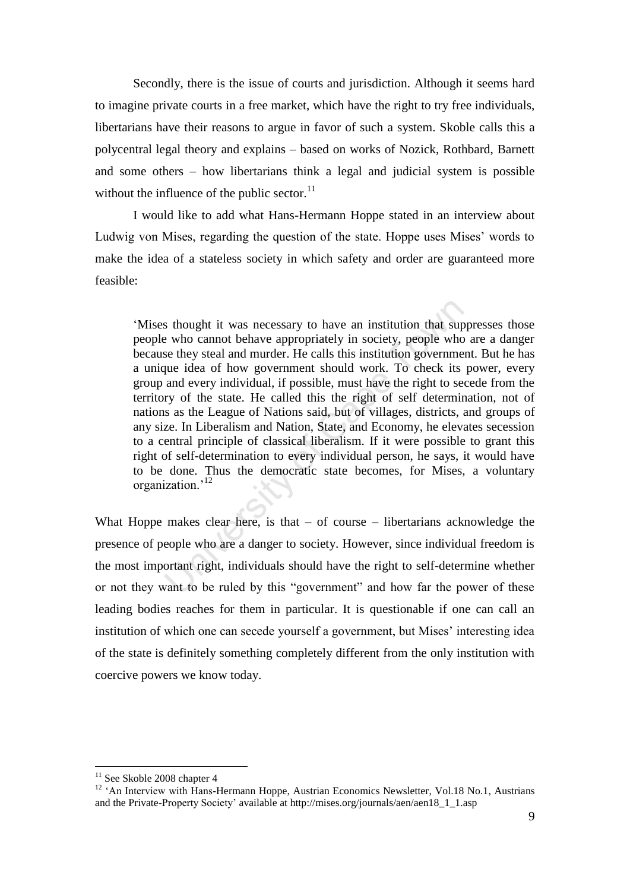Secondly, there is the issue of courts and jurisdiction. Although it seems hard to imagine private courts in a free market, which have the right to try free individuals, libertarians have their reasons to argue in favor of such a system. Skoble calls this a polycentral legal theory and explains – based on works of Nozick, Rothbard, Barnett and some others – how libertarians think a legal and judicial system is possible without the influence of the public sector.[11]

I would like to add what Hans-Hermann Hoppe stated in an interview about Ludwig von Mises, regarding the question of the state. Hoppe uses Mises' words to make the idea of a stateless society in which safety and order are guaranteed more feasible:

> 'Mises thought it was necessary to have an institution that suppresses those people who cannot behave appropriately in society, people who are a danger because they steal and murder. He calls this institution government. But he has a unique idea of how government should work. To check its power, every group and every individual, if possible, must have the right to secede from the territory of the state. He called this the right of self determination, not of nations as the League of Nations said, but of villages, districts, and groups of any size. In Liberalism and Nation, State, and Economy, he elevates secession to a central principle of classical liberalism. If it were possible to grant this right of self-determination to every individual person, he says, it would have to be done. Thus the democratic state becomes, for Mises, a voluntary organization.'[12]

What Hoppe makes clear here, is that – of course – libertarians acknowledge the presence of people who are a danger to society. However, since individual freedom is the most important right, individuals should have the right to self-determine whether or not they want to be ruled by this "government" and how far the power of these leading bodies reaches for them in particular. It is questionable if one can call an institution of which one can secede yourself a government, but Mises' interesting idea of the state is definitely something completely different from the only institution with coercive powers we know today.

---

[11] See Skoble 2008 chapter 4

[12] 'An Interview with Hans-Hermann Hoppe, Austrian Economics Newsletter, Vol.18 No.1, Austrians and the Private-Property Society' available at http://mises.org/journals/aen/aen18_1_1.asp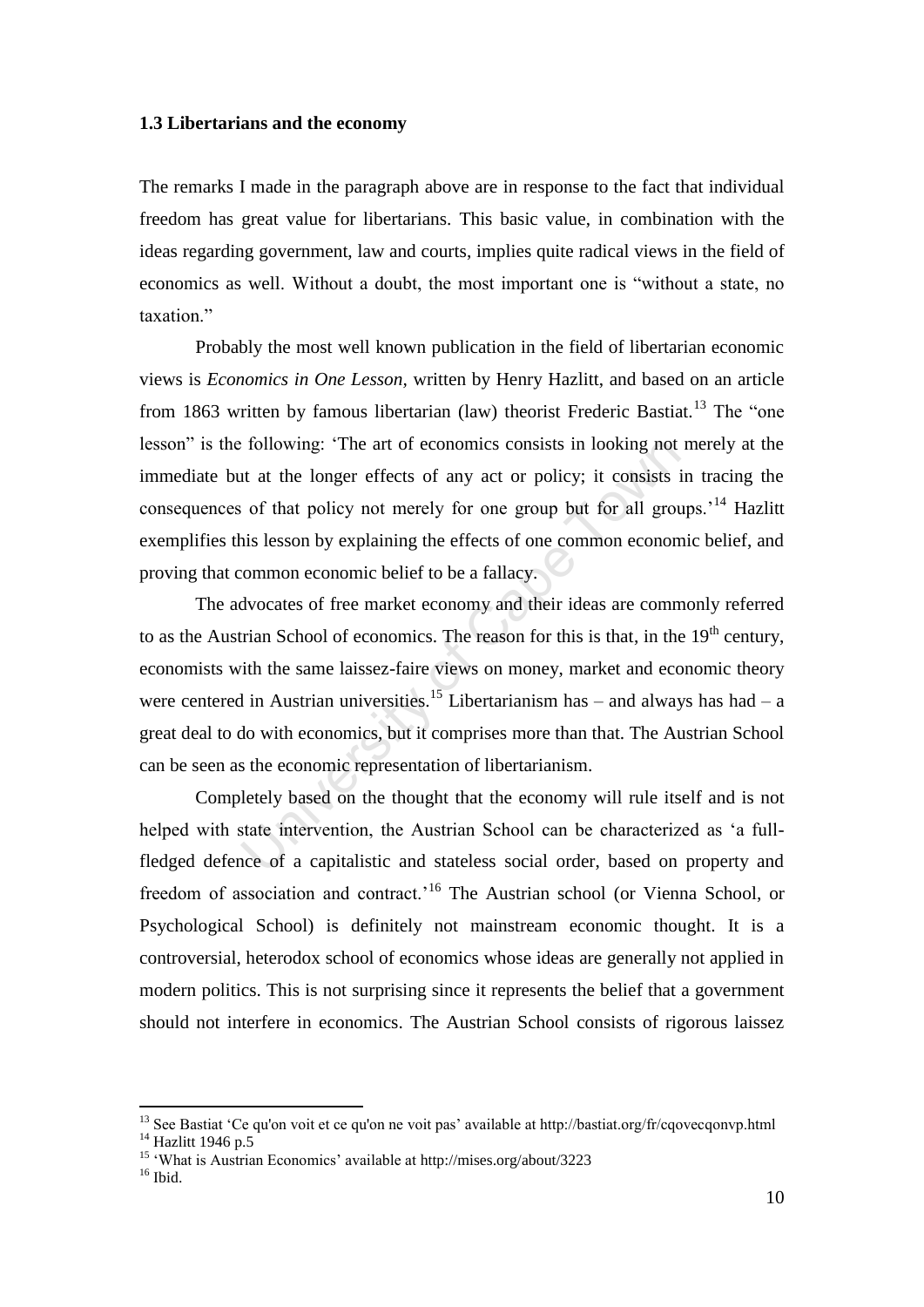### 1.3 Libertarians and the economy

The remarks I made in the paragraph above are in response to the fact that individual freedom has great value for libertarians. This basic value, in combination with the ideas regarding government, law and courts, implies quite radical views in the field of economics as well. Without a doubt, the most important one is "without a state, no taxation."

Probably the most well known publication in the field of libertarian economic views is *Economics in One Lesson*, written by Henry Hazlitt, and based on an article from 1863 written by famous libertarian (law) theorist Frederic Bastiat.[13] The "one lesson" is the following: 'The art of economics consists in looking not merely at the immediate but at the longer effects of any act or policy; it consists in tracing the consequences of that policy not merely for one group but for all groups.'[14] Hazlitt exemplifies this lesson by explaining the effects of one common economic belief, and proving that common economic belief to be a fallacy.

The advocates of free market economy and their ideas are commonly referred to as the Austrian School of economics. The reason for this is that, in the 19th century, economists with the same laissez-faire views on money, market and economic theory were centered in Austrian universities.[15] Libertarianism has – and always has had – a great deal to do with economics, but it comprises more than that. The Austrian School can be seen as the economic representation of libertarianism.

Completely based on the thought that the economy will rule itself and is not helped with state intervention, the Austrian School can be characterized as 'a full-fledged defence of a capitalistic and stateless social order, based on property and freedom of association and contract.'[16] The Austrian school (or Vienna School, or Psychological School) is definitely not mainstream economic thought. It is a controversial, heterodox school of economics whose ideas are generally not applied in modern politics. This is not surprising since it represents the belief that a government should not interfere in economics. The Austrian School consists of rigorous laissez

---

[13] See Bastiat 'Ce qu'on voit et ce qu'on ne voit pas' available at http://bastiat.org/fr/cqovecqonvp.html

[14] Hazlitt 1946 p.5

[15] 'What is Austrian Economics' available at http://mises.org/about/3223

[16] Ibid.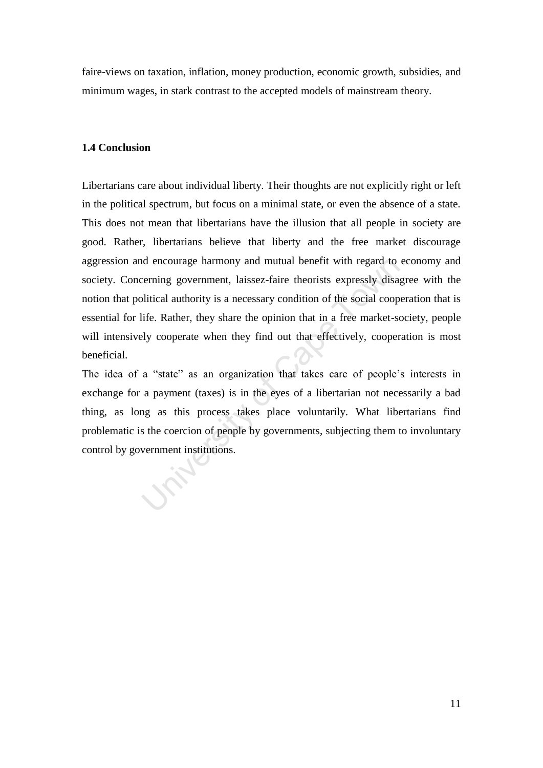faire-views on taxation, inflation, money production, economic growth, subsidies, and minimum wages, in stark contrast to the accepted models of mainstream theory.

### 1.4 Conclusion

Libertarians care about individual liberty. Their thoughts are not explicitly right or left in the political spectrum, but focus on a minimal state, or even the absence of a state. This does not mean that libertarians have the illusion that all people in society are good. Rather, libertarians believe that liberty and the free market discourage aggression and encourage harmony and mutual benefit with regard to economy and society. Concerning government, laissez-faire theorists expressly disagree with the notion that political authority is a necessary condition of the social cooperation that is essential for life. Rather, they share the opinion that in a free market-society, people will intensively cooperate when they find out that effectively, cooperation is most beneficial.

The idea of a "state" as an organization that takes care of people's interests in exchange for a payment (taxes) is in the eyes of a libertarian not necessarily a bad thing, as long as this process takes place voluntarily. What libertarians find problematic is the coercion of people by governments, subjecting them to involuntary control by government institutions.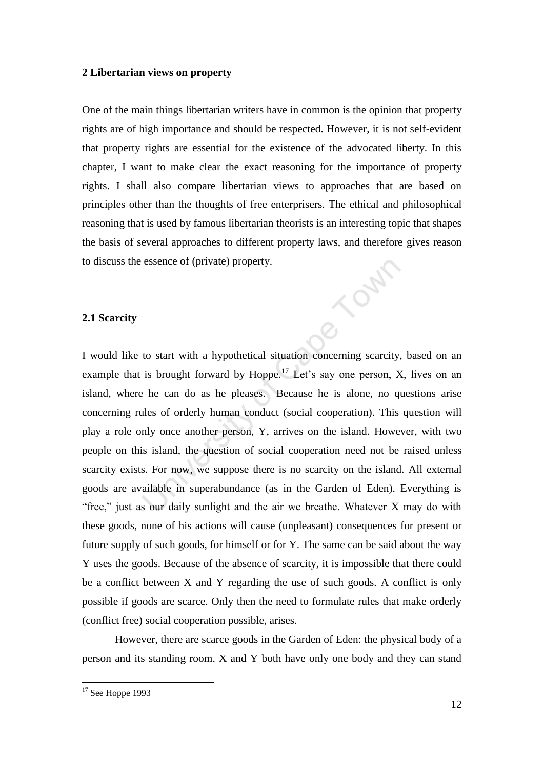## 2 Libertarian views on property

One of the main things libertarian writers have in common is the opinion that property rights are of high importance and should be respected. However, it is not self-evident that property rights are essential for the existence of the advocated liberty. In this chapter, I want to make clear the exact reasoning for the importance of property rights. I shall also compare libertarian views to approaches that are based on principles other than the thoughts of free enterprisers. The ethical and philosophical reasoning that is used by famous libertarian theorists is an interesting topic that shapes the basis of several approaches to different property laws, and therefore gives reason to discuss the essence of (private) property.

### 2.1 Scarcity

I would like to start with a hypothetical situation concerning scarcity, based on an example that is brought forward by Hoppe.[17] Let's say one person, X, lives on an island, where he can do as he pleases. Because he is alone, no questions arise concerning rules of orderly human conduct (social cooperation). This question will play a role only once another person, Y, arrives on the island. However, with two people on this island, the question of social cooperation need not be raised unless scarcity exists. For now, we suppose there is no scarcity on the island. All external goods are available in superabundance (as in the Garden of Eden). Everything is "free," just as our daily sunlight and the air we breathe. Whatever X may do with these goods, none of his actions will cause (unpleasant) consequences for present or future supply of such goods, for himself or for Y. The same can be said about the way Y uses the goods. Because of the absence of scarcity, it is impossible that there could be a conflict between X and Y regarding the use of such goods. A conflict is only possible if goods are scarce. Only then the need to formulate rules that make orderly (conflict free) social cooperation possible, arises.

However, there are scarce goods in the Garden of Eden: the physical body of a person and its standing room. X and Y both have only one body and they can stand

[17] See Hoppe 1993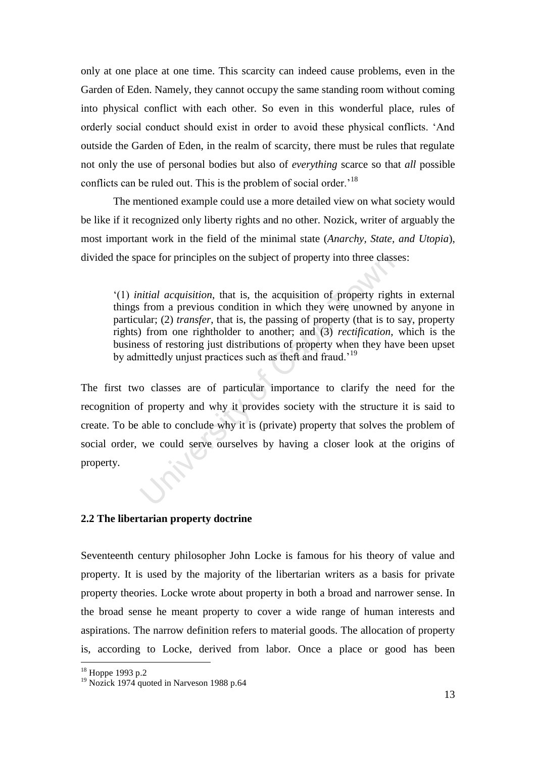only at one place at one time. This scarcity can indeed cause problems, even in the Garden of Eden. Namely, they cannot occupy the same standing room without coming into physical conflict with each other. So even in this wonderful place, rules of orderly social conduct should exist in order to avoid these physical conflicts. 'And outside the Garden of Eden, in the realm of scarcity, there must be rules that regulate not only the use of personal bodies but also of *everything* scarce so that *all* possible conflicts can be ruled out. This is the problem of social order.'[18]

The mentioned example could use a more detailed view on what society would be like if it recognized only liberty rights and no other. Nozick, writer of arguably the most important work in the field of the minimal state (*Anarchy, State, and Utopia*), divided the space for principles on the subject of property into three classes:

> '(1) *initial acquisition*, that is, the acquisition of property rights in external things from a previous condition in which they were unowned by anyone in particular; (2) *transfer*, that is, the passing of property (that is to say, property rights) from one rightholder to another; and (3) *rectification*, which is the business of restoring just distributions of property when they have been upset by admittedly unjust practices such as theft and fraud.'[19]

The first two classes are of particular importance to clarify the need for the recognition of property and why it provides society with the structure it is said to create. To be able to conclude why it is (private) property that solves the problem of social order, we could serve ourselves by having a closer look at the origins of property.

### 2.2 The libertarian property doctrine

Seventeenth century philosopher John Locke is famous for his theory of value and property. It is used by the majority of the libertarian writers as a basis for private property theories. Locke wrote about property in both a broad and narrower sense. In the broad sense he meant property to cover a wide range of human interests and aspirations. The narrow definition refers to material goods. The allocation of property is, according to Locke, derived from labor. Once a place or good has been

---

[18] Hoppe 1993 p.2

[19] Nozick 1974 quoted in Narveson 1988 p.64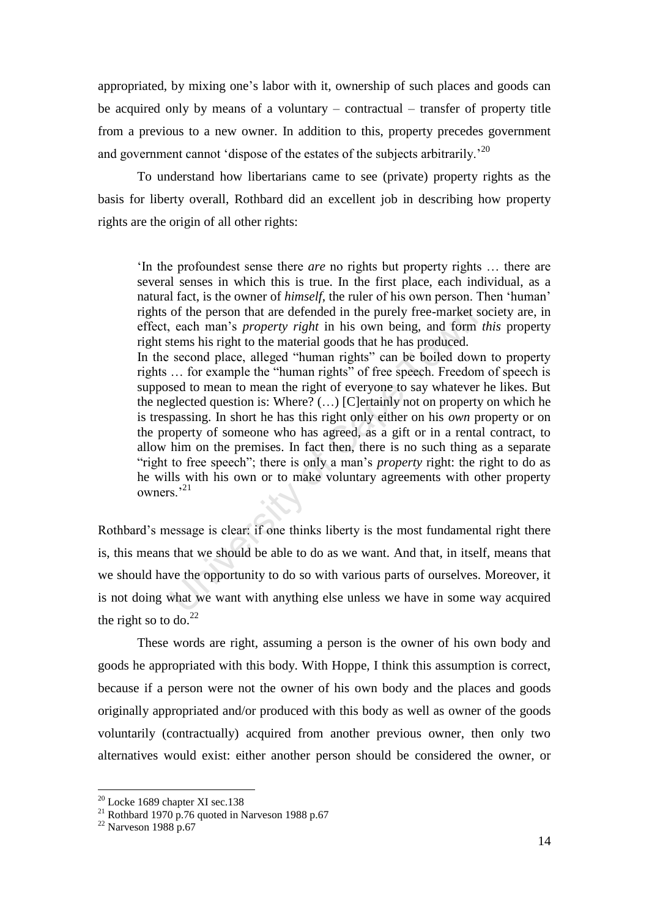appropriated, by mixing one's labor with it, ownership of such places and goods can be acquired only by means of a voluntary – contractual – transfer of property title from a previous to a new owner. In addition to this, property precedes government and government cannot 'dispose of the estates of the subjects arbitrarily.'[20]

To understand how libertarians came to see (private) property rights as the basis for liberty overall, Rothbard did an excellent job in describing how property rights are the origin of all other rights:

> 'In the profoundest sense there *are* no rights but property rights … there are several senses in which this is true. In the first place, each individual, as a natural fact, is the owner of *himself*, the ruler of his own person. Then 'human' rights of the person that are defended in the purely free-market society are, in effect, each man's *property right* in his own being, and form *this* property right stems his right to the material goods that he has produced.
> In the second place, alleged "human rights" can be boiled down to property rights … for example the "human rights" of free speech. Freedom of speech is supposed to mean to mean the right of everyone to say whatever he likes. But the neglected question is: Where? (…) [C]ertainly not on property on which he is trespassing. In short he has this right only either on his *own* property or on the property of someone who has agreed, as a gift or in a rental contract, to allow him on the premises. In fact then, there is no such thing as a separate "right to free speech"; there is only a man's *property* right: the right to do as he wills with his own or to make voluntary agreements with other property owners.'[21]

Rothbard's message is clear: if one thinks liberty is the most fundamental right there is, this means that we should be able to do as we want. And that, in itself, means that we should have the opportunity to do so with various parts of ourselves. Moreover, it is not doing what we want with anything else unless we have in some way acquired the right so to do.[22]

These words are right, assuming a person is the owner of his own body and goods he appropriated with this body. With Hoppe, I think this assumption is correct, because if a person were not the owner of his own body and the places and goods originally appropriated and/or produced with this body as well as owner of the goods voluntarily (contractually) acquired from another previous owner, then only two alternatives would exist: either another person should be considered the owner, or

---

[20] Locke 1689 chapter XI sec.138

[21] Rothbard 1970 p.76 quoted in Narveson 1988 p.67

[22] Narveson 1988 p.67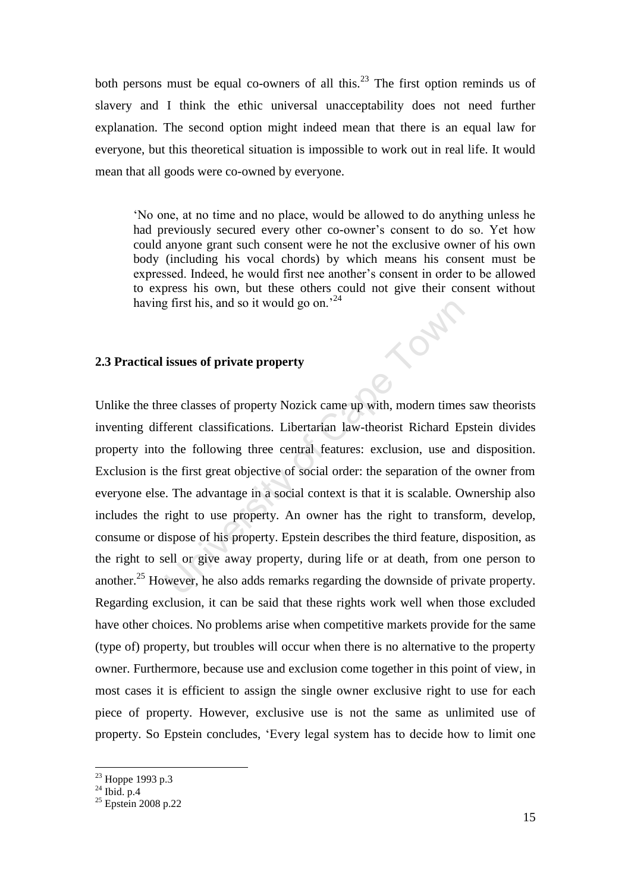both persons must be equal co-owners of all this.[23] The first option reminds us of slavery and I think the ethic universal unacceptability does not need further explanation. The second option might indeed mean that there is an equal law for everyone, but this theoretical situation is impossible to work out in real life. It would mean that all goods were co-owned by everyone.

> 'No one, at no time and no place, would be allowed to do anything unless he had previously secured every other co-owner's consent to do so. Yet how could anyone grant such consent were he not the exclusive owner of his own body (including his vocal chords) by which means his consent must be expressed. Indeed, he would first nee another's consent in order to be allowed to express his own, but these others could not give their consent without having first his, and so it would go on.'[24]

### 2.3 Practical issues of private property

Unlike the three classes of property Nozick came up with, modern times saw theorists inventing different classifications. Libertarian law-theorist Richard Epstein divides property into the following three central features: exclusion, use and disposition. Exclusion is the first great objective of social order: the separation of the owner from everyone else. The advantage in a social context is that it is scalable. Ownership also includes the right to use property. An owner has the right to transform, develop, consume or dispose of his property. Epstein describes the third feature, disposition, as the right to sell or give away property, during life or at death, from one person to another.[25] However, he also adds remarks regarding the downside of private property. Regarding exclusion, it can be said that these rights work well when those excluded have other choices. No problems arise when competitive markets provide for the same (type of) property, but troubles will occur when there is no alternative to the property owner. Furthermore, because use and exclusion come together in this point of view, in most cases it is efficient to assign the single owner exclusive right to use for each piece of property. However, exclusive use is not the same as unlimited use of property. So Epstein concludes, 'Every legal system has to decide how to limit one

---

[23] Hoppe 1993 p.3

[24] Ibid. p.4

[25] Epstein 2008 p.22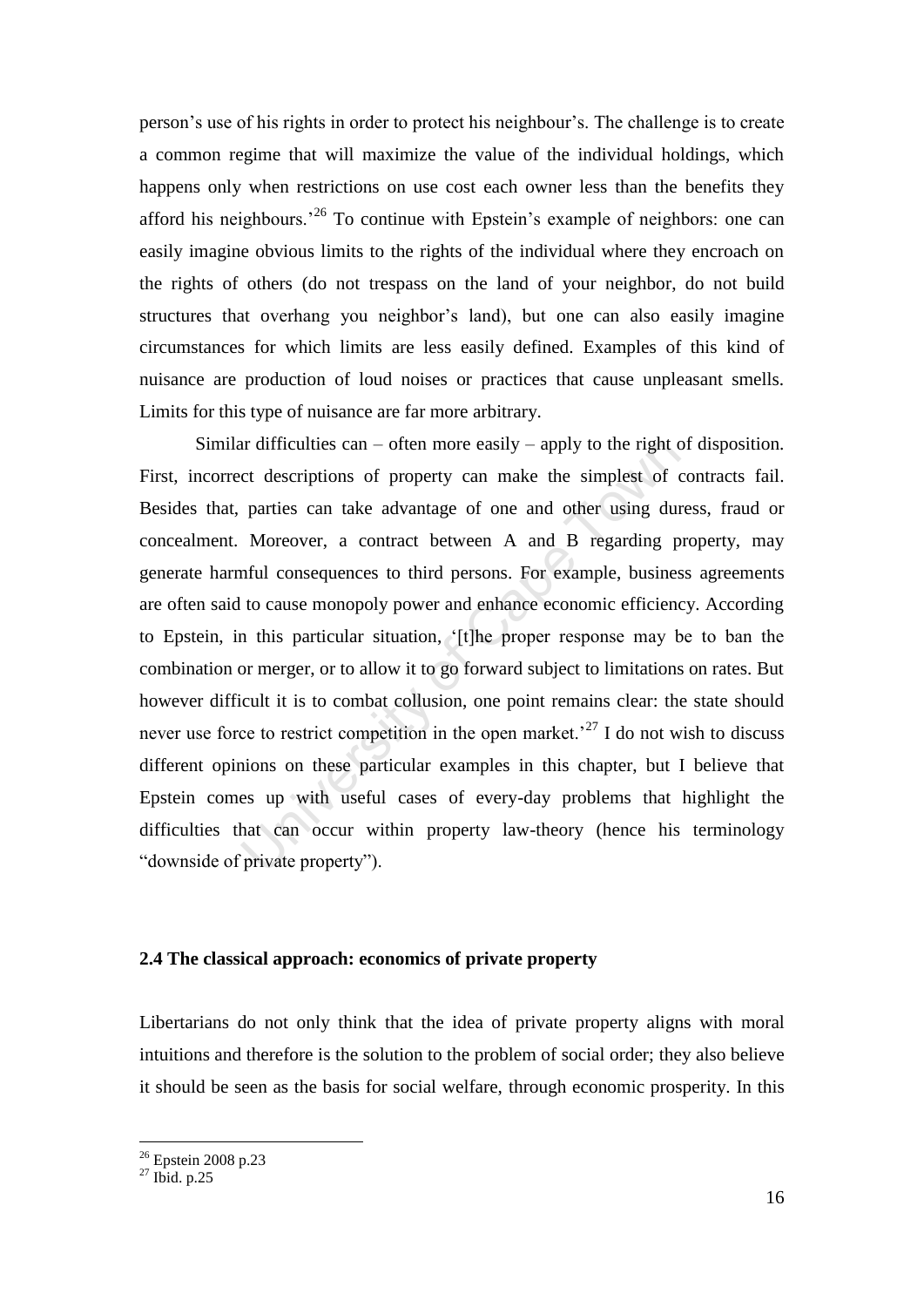person's use of his rights in order to protect his neighbour's. The challenge is to create a common regime that will maximize the value of the individual holdings, which happens only when restrictions on use cost each owner less than the benefits they afford his neighbours.'[26] To continue with Epstein's example of neighbors: one can easily imagine obvious limits to the rights of the individual where they encroach on the rights of others (do not trespass on the land of your neighbor, do not build structures that overhang you neighbor's land), but one can also easily imagine circumstances for which limits are less easily defined. Examples of this kind of nuisance are production of loud noises or practices that cause unpleasant smells. Limits for this type of nuisance are far more arbitrary.

Similar difficulties can – often more easily – apply to the right of disposition. First, incorrect descriptions of property can make the simplest of contracts fail. Besides that, parties can take advantage of one and other using duress, fraud or concealment. Moreover, a contract between A and B regarding property, may generate harmful consequences to third persons. For example, business agreements are often said to cause monopoly power and enhance economic efficiency. According to Epstein, in this particular situation, '[t]he proper response may be to ban the combination or merger, or to allow it to go forward subject to limitations on rates. But however difficult it is to combat collusion, one point remains clear: the state should never use force to restrict competition in the open market.'[27] I do not wish to discuss different opinions on these particular examples in this chapter, but I believe that Epstein comes up with useful cases of every-day problems that highlight the difficulties that can occur within property law-theory (hence his terminology "downside of private property").

### 2.4 The classical approach: economics of private property

Libertarians do not only think that the idea of private property aligns with moral intuitions and therefore is the solution to the problem of social order; they also believe it should be seen as the basis for social welfare, through economic prosperity. In this

[26] Epstein 2008 p.23

[27] Ibid. p.25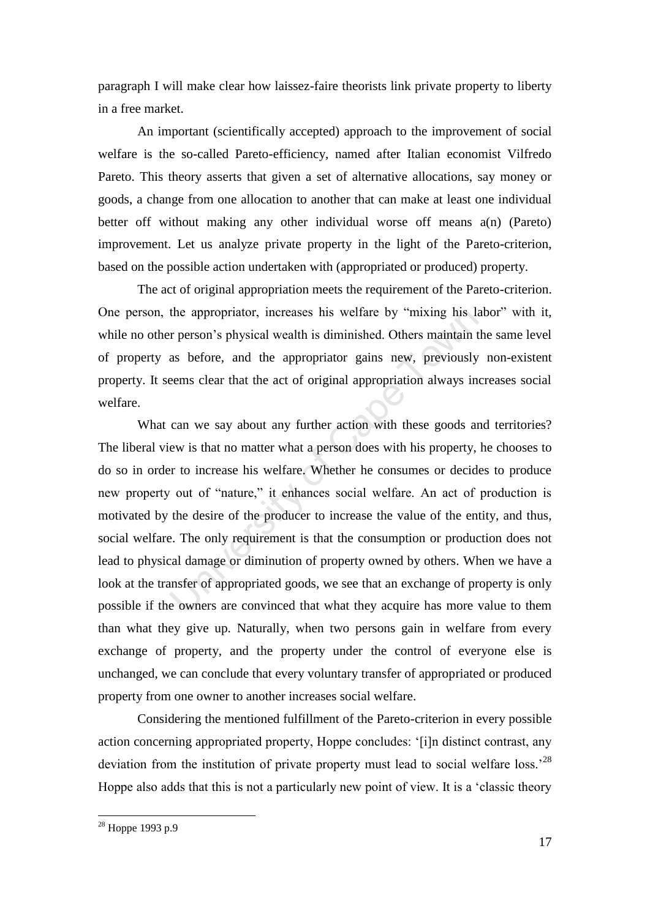paragraph I will make clear how laissez-faire theorists link private property to liberty in a free market.

An important (scientifically accepted) approach to the improvement of social welfare is the so-called Pareto-efficiency, named after Italian economist Vilfredo Pareto. This theory asserts that given a set of alternative allocations, say money or goods, a change from one allocation to another that can make at least one individual better off without making any other individual worse off means a(n) (Pareto) improvement. Let us analyze private property in the light of the Pareto-criterion, based on the possible action undertaken with (appropriated or produced) property.

The act of original appropriation meets the requirement of the Pareto-criterion. One person, the appropriator, increases his welfare by "mixing his labor" with it, while no other person's physical wealth is diminished. Others maintain the same level of property as before, and the appropriator gains new, previously non-existent property. It seems clear that the act of original appropriation always increases social welfare.

What can we say about any further action with these goods and territories? The liberal view is that no matter what a person does with his property, he chooses to do so in order to increase his welfare. Whether he consumes or decides to produce new property out of "nature," it enhances social welfare. An act of production is motivated by the desire of the producer to increase the value of the entity, and thus, social welfare. The only requirement is that the consumption or production does not lead to physical damage or diminution of property owned by others. When we have a look at the transfer of appropriated goods, we see that an exchange of property is only possible if the owners are convinced that what they acquire has more value to them than what they give up. Naturally, when two persons gain in welfare from every exchange of property, and the property under the control of everyone else is unchanged, we can conclude that every voluntary transfer of appropriated or produced property from one owner to another increases social welfare.

Considering the mentioned fulfillment of the Pareto-criterion in every possible action concerning appropriated property, Hoppe concludes: '[i]n distinct contrast, any deviation from the institution of private property must lead to social welfare loss.'[28] Hoppe also adds that this is not a particularly new point of view. It is a 'classic theory

[28] Hoppe 1993 p.9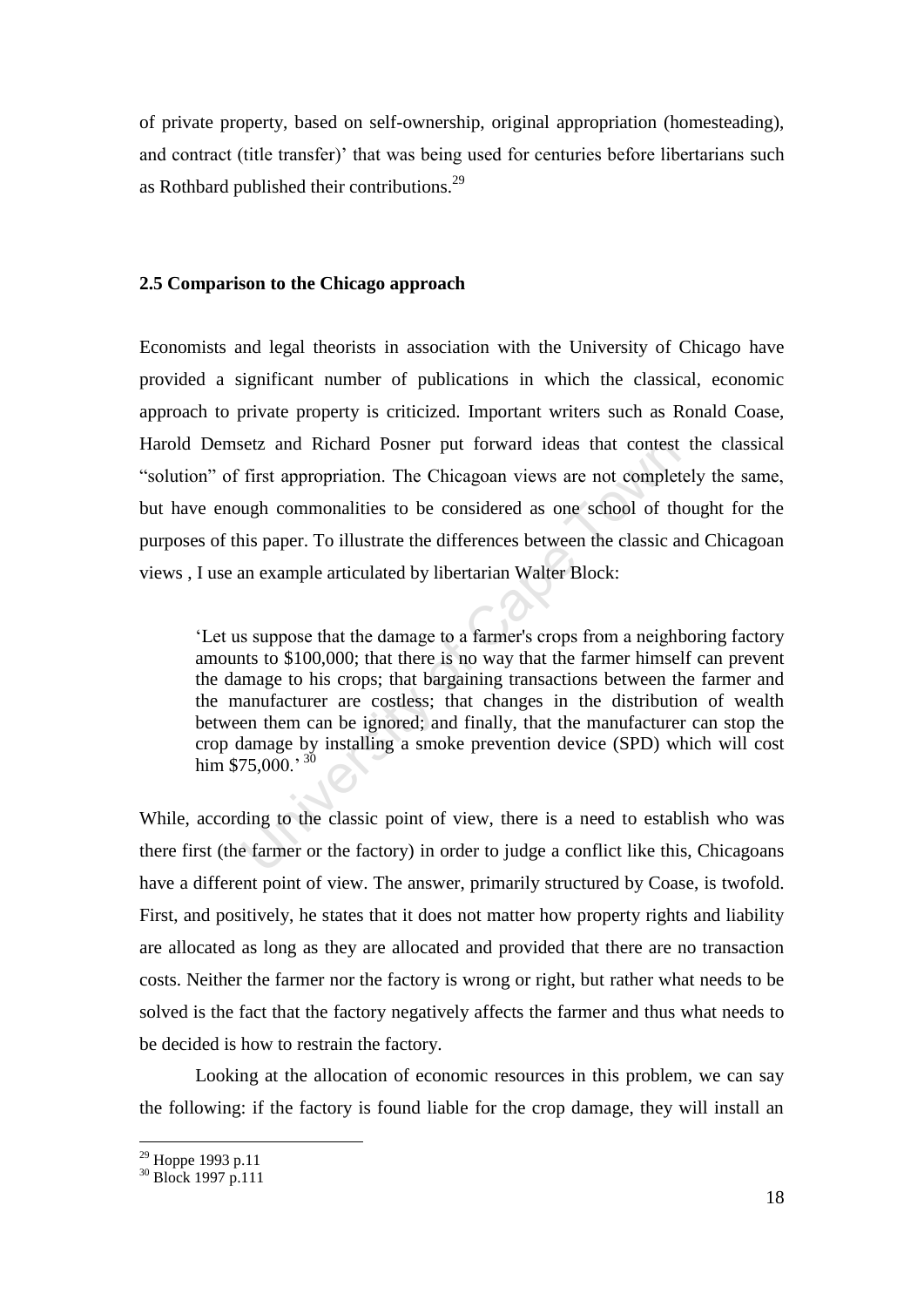of private property, based on self-ownership, original appropriation (homesteading), and contract (title transfer)' that was being used for centuries before libertarians such as Rothbard published their contributions.[29]

### 2.5 Comparison to the Chicago approach

Economists and legal theorists in association with the University of Chicago have provided a significant number of publications in which the classical, economic approach to private property is criticized. Important writers such as Ronald Coase, Harold Demsetz and Richard Posner put forward ideas that contest the classical "solution" of first appropriation. The Chicagoan views are not completely the same, but have enough commonalities to be considered as one school of thought for the purposes of this paper. To illustrate the differences between the classic and Chicagoan views , I use an example articulated by libertarian Walter Block:

> 'Let us suppose that the damage to a farmer's crops from a neighboring factory amounts to $100,000; that there is no way that the farmer himself can prevent the damage to his crops; that bargaining transactions between the farmer and the manufacturer are costless; that changes in the distribution of wealth between them can be ignored; and finally, that the manufacturer can stop the crop damage by installing a smoke prevention device (SPD) which will cost him $75,000.' [30]

While, according to the classic point of view, there is a need to establish who was there first (the farmer or the factory) in order to judge a conflict like this, Chicagoans have a different point of view. The answer, primarily structured by Coase, is twofold. First, and positively, he states that it does not matter how property rights and liability are allocated as long as they are allocated and provided that there are no transaction costs. Neither the farmer nor the factory is wrong or right, but rather what needs to be solved is the fact that the factory negatively affects the farmer and thus what needs to be decided is how to restrain the factory.

Looking at the allocation of economic resources in this problem, we can say the following: if the factory is found liable for the crop damage, they will install an

---

[29] Hoppe 1993 p.11

[30] Block 1997 p.111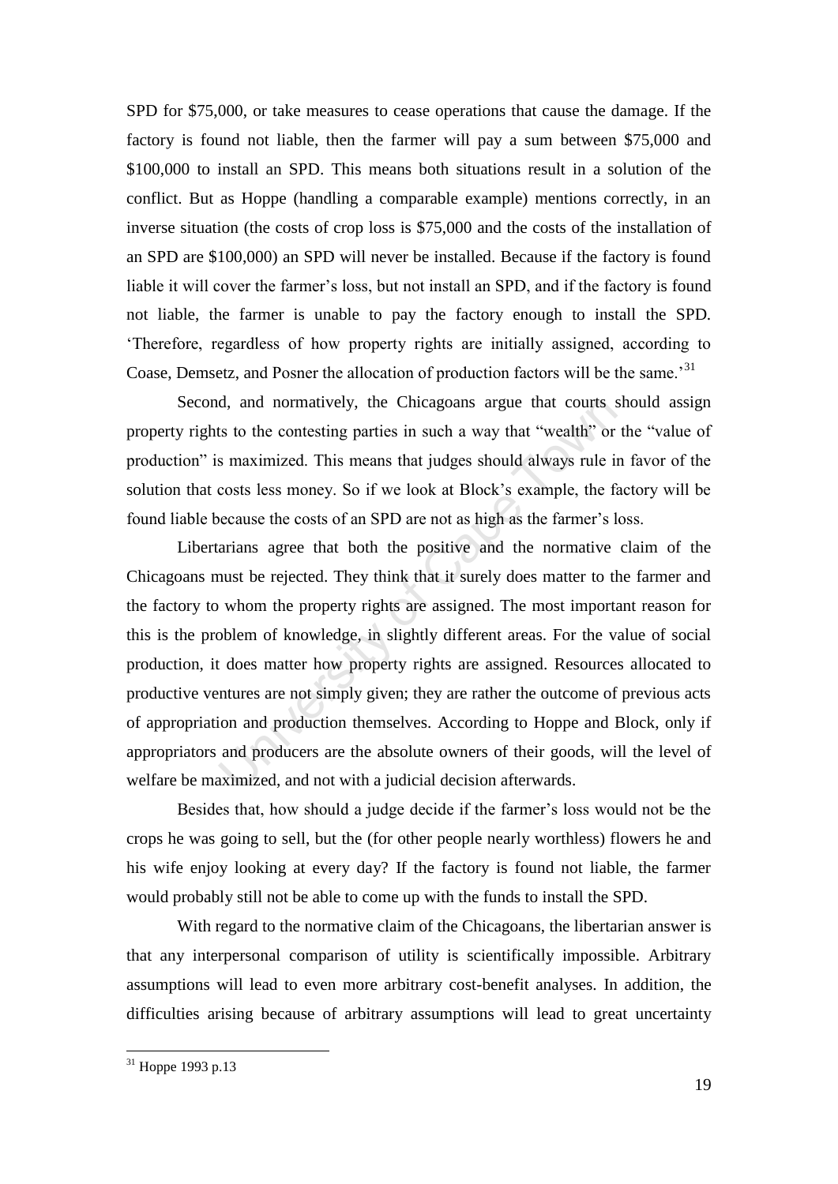SPD for $75,000, or take measures to cease operations that cause the damage. If the factory is found not liable, then the farmer will pay a sum between $75,000 and $100,000 to install an SPD. This means both situations result in a solution of the conflict. But as Hoppe (handling a comparable example) mentions correctly, in an inverse situation (the costs of crop loss is $75,000 and the costs of the installation of an SPD are $100,000) an SPD will never be installed. Because if the factory is found liable it will cover the farmer's loss, but not install an SPD, and if the factory is found not liable, the farmer is unable to pay the factory enough to install the SPD. 'Therefore, regardless of how property rights are initially assigned, according to Coase, Demsetz, and Posner the allocation of production factors will be the same.'[31]

Second, and normatively, the Chicagoans argue that courts should assign property rights to the contesting parties in such a way that "wealth" or the "value of production" is maximized. This means that judges should always rule in favor of the solution that costs less money. So if we look at Block's example, the factory will be found liable because the costs of an SPD are not as high as the farmer's loss.

Libertarians agree that both the positive and the normative claim of the Chicagoans must be rejected. They think that it surely does matter to the farmer and the factory to whom the property rights are assigned. The most important reason for this is the problem of knowledge, in slightly different areas. For the value of social production, it does matter how property rights are assigned. Resources allocated to productive ventures are not simply given; they are rather the outcome of previous acts of appropriation and production themselves. According to Hoppe and Block, only if appropriators and producers are the absolute owners of their goods, will the level of welfare be maximized, and not with a judicial decision afterwards.

Besides that, how should a judge decide if the farmer's loss would not be the crops he was going to sell, but the (for other people nearly worthless) flowers he and his wife enjoy looking at every day? If the factory is found not liable, the farmer would probably still not be able to come up with the funds to install the SPD.

With regard to the normative claim of the Chicagoans, the libertarian answer is that any interpersonal comparison of utility is scientifically impossible. Arbitrary assumptions will lead to even more arbitrary cost-benefit analyses. In addition, the difficulties arising because of arbitrary assumptions will lead to great uncertainty

---

[31] Hoppe 1993 p.13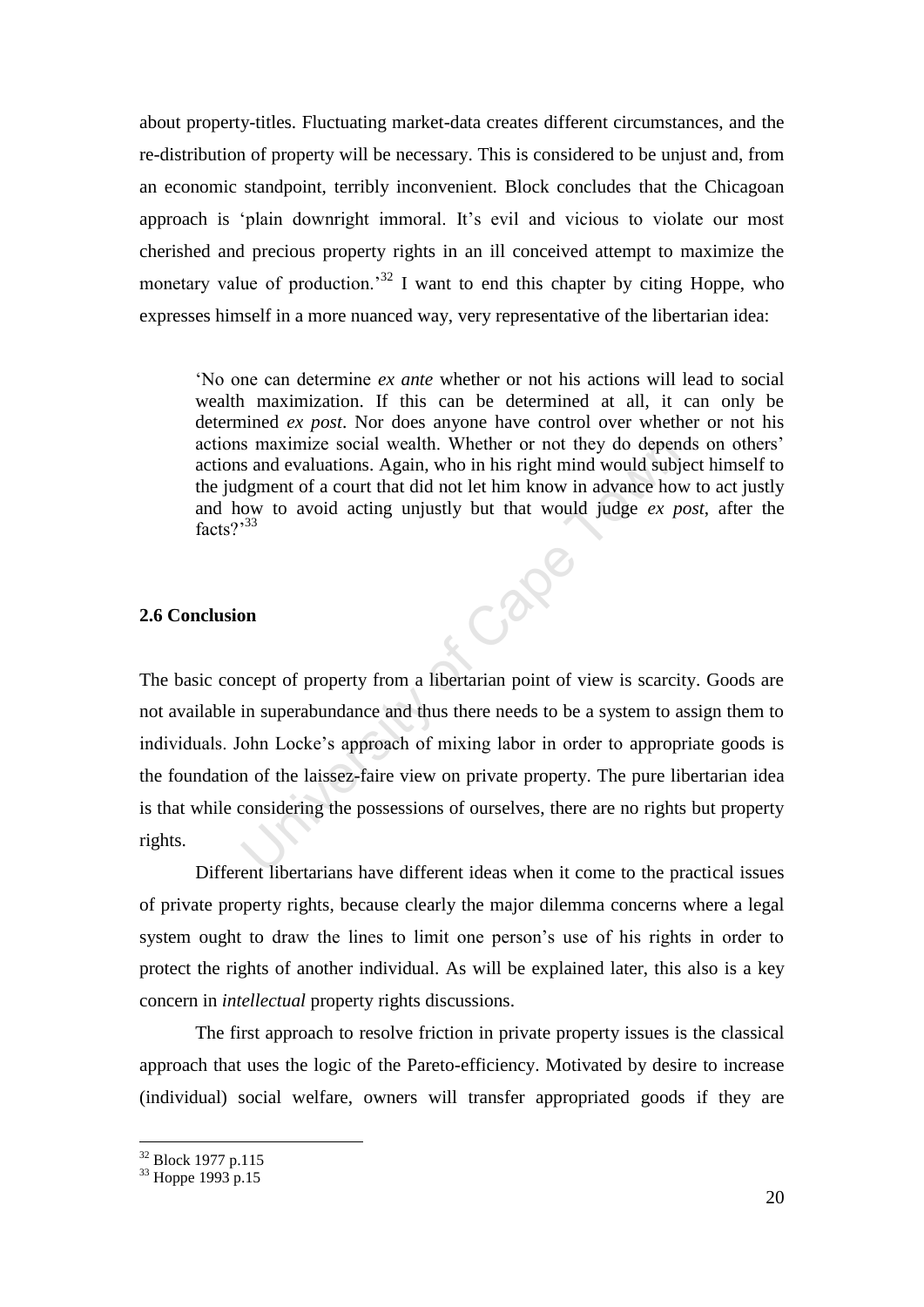about property-titles. Fluctuating market-data creates different circumstances, and the re-distribution of property will be necessary. This is considered to be unjust and, from an economic standpoint, terribly inconvenient. Block concludes that the Chicagoan approach is 'plain downright immoral. It's evil and vicious to violate our most cherished and precious property rights in an ill conceived attempt to maximize the monetary value of production.'[32] I want to end this chapter by citing Hoppe, who expresses himself in a more nuanced way, very representative of the libertarian idea:

> 'No one can determine *ex ante* whether or not his actions will lead to social wealth maximization. If this can be determined at all, it can only be determined *ex post*. Nor does anyone have control over whether or not his actions maximize social wealth. Whether or not they do depends on others' actions and evaluations. Again, who in his right mind would subject himself to the judgment of a court that did not let him know in advance how to act justly and how to avoid acting unjustly but that would judge *ex post*, after the facts?'[33]

**2.6 Conclusion**

The basic concept of property from a libertarian point of view is scarcity. Goods are not available in superabundance and thus there needs to be a system to assign them to individuals. John Locke's approach of mixing labor in order to appropriate goods is the foundation of the laissez-faire view on private property. The pure libertarian idea is that while considering the possessions of ourselves, there are no rights but property rights.

Different libertarians have different ideas when it come to the practical issues of private property rights, because clearly the major dilemma concerns where a legal system ought to draw the lines to limit one person's use of his rights in order to protect the rights of another individual. As will be explained later, this also is a key concern in *intellectual* property rights discussions.

The first approach to resolve friction in private property issues is the classical approach that uses the logic of the Pareto-efficiency. Motivated by desire to increase (individual) social welfare, owners will transfer appropriated goods if they are

---

[32] Block 1977 p.115

[33] Hoppe 1993 p.15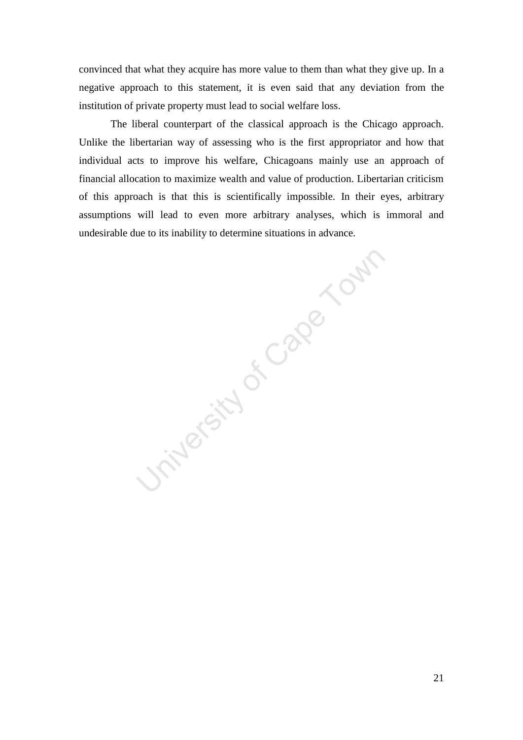convinced that what they acquire has more value to them than what they give up. In a negative approach to this statement, it is even said that any deviation from the institution of private property must lead to social welfare loss.

The liberal counterpart of the classical approach is the Chicago approach. Unlike the libertarian way of assessing who is the first appropriator and how that individual acts to improve his welfare, Chicagoans mainly use an approach of financial allocation to maximize wealth and value of production. Libertarian criticism of this approach is that this is scientifically impossible. In their eyes, arbitrary assumptions will lead to even more arbitrary analyses, which is immoral and undesirable due to its inability to determine situations in advance.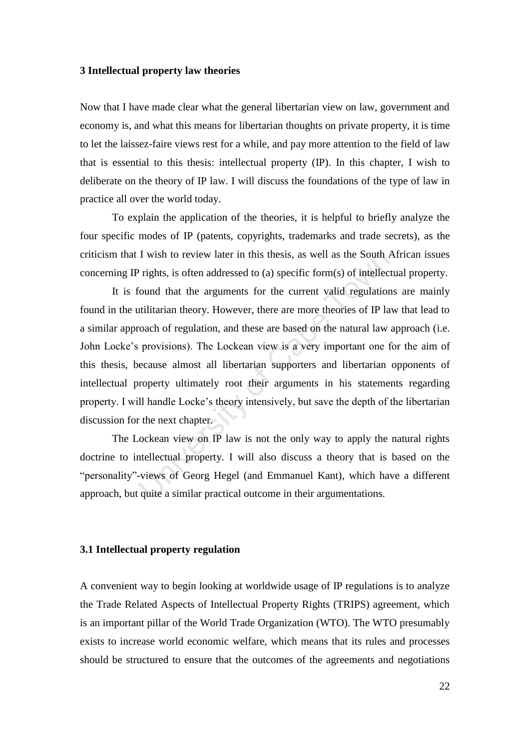## 3 Intellectual property law theories

Now that I have made clear what the general libertarian view on law, government and economy is, and what this means for libertarian thoughts on private property, it is time to let the laissez-faire views rest for a while, and pay more attention to the field of law that is essential to this thesis: intellectual property (IP). In this chapter, I wish to deliberate on the theory of IP law. I will discuss the foundations of the type of law in practice all over the world today.

To explain the application of the theories, it is helpful to briefly analyze the four specific modes of IP (patents, copyrights, trademarks and trade secrets), as the criticism that I wish to review later in this thesis, as well as the South African issues concerning IP rights, is often addressed to (a) specific form(s) of intellectual property.

It is found that the arguments for the current valid regulations are mainly found in the utilitarian theory. However, there are more theories of IP law that lead to a similar approach of regulation, and these are based on the natural law approach (i.e. John Locke's provisions). The Lockean view is a very important one for the aim of this thesis, because almost all libertarian supporters and libertarian opponents of intellectual property ultimately root their arguments in his statements regarding property. I will handle Locke's theory intensively, but save the depth of the libertarian discussion for the next chapter.

The Lockean view on IP law is not the only way to apply the natural rights doctrine to intellectual property. I will also discuss a theory that is based on the "personality"-views of Georg Hegel (and Emmanuel Kant), which have a different approach, but quite a similar practical outcome in their argumentations.

### 3.1 Intellectual property regulation

A convenient way to begin looking at worldwide usage of IP regulations is to analyze the Trade Related Aspects of Intellectual Property Rights (TRIPS) agreement, which is an important pillar of the World Trade Organization (WTO). The WTO presumably exists to increase world economic welfare, which means that its rules and processes should be structured to ensure that the outcomes of the agreements and negotiations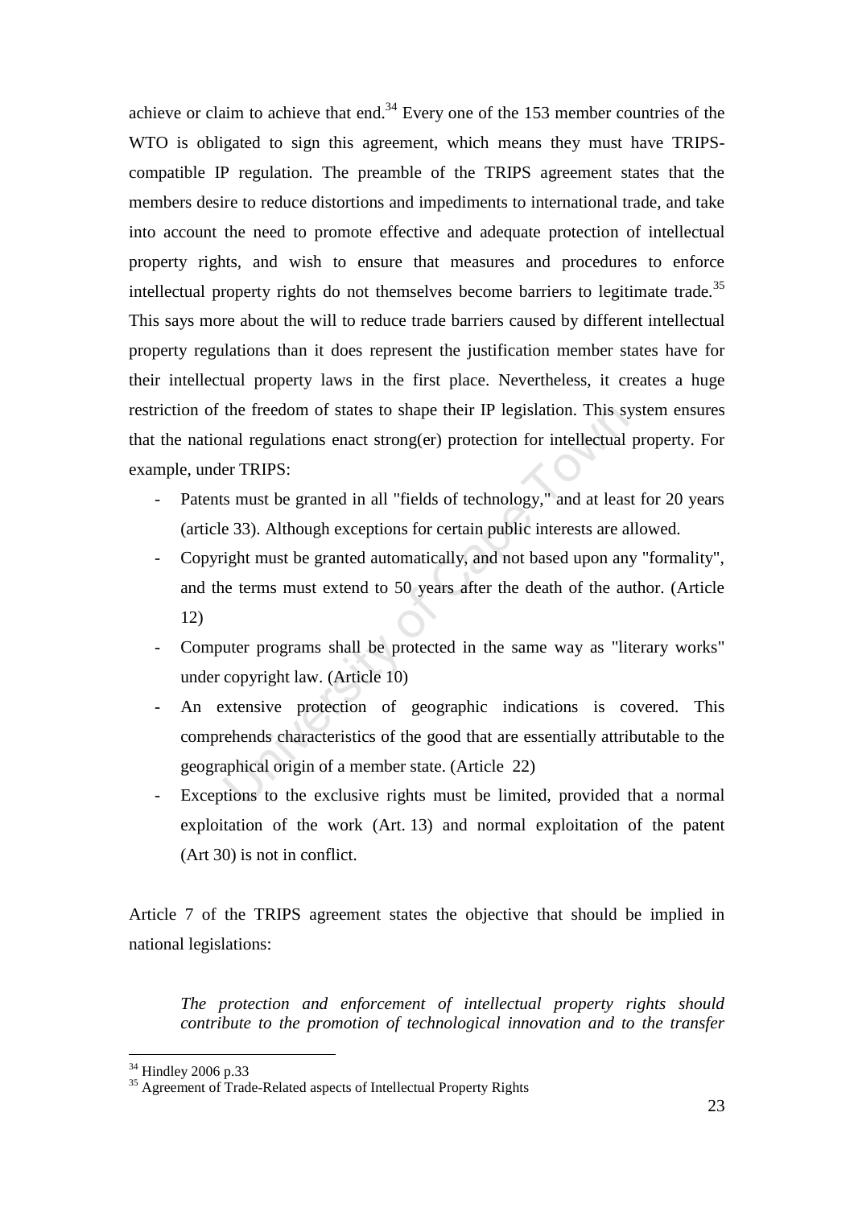achieve or claim to achieve that end.[34] Every one of the 153 member countries of the WTO is obligated to sign this agreement, which means they must have TRIPS-compatible IP regulation. The preamble of the TRIPS agreement states that the members desire to reduce distortions and impediments to international trade, and take into account the need to promote effective and adequate protection of intellectual property rights, and wish to ensure that measures and procedures to enforce intellectual property rights do not themselves become barriers to legitimate trade.[35] This says more about the will to reduce trade barriers caused by different intellectual property regulations than it does represent the justification member states have for their intellectual property laws in the first place. Nevertheless, it creates a huge restriction of the freedom of states to shape their IP legislation. This system ensures that the national regulations enact strong(er) protection for intellectual property. For example, under TRIPS:

- Patents must be granted in all "fields of technology," and at least for 20 years (article 33). Although exceptions for certain public interests are allowed.
- Copyright must be granted automatically, and not based upon any "formality", and the terms must extend to 50 years after the death of the author. (Article 12)
- Computer programs shall be protected in the same way as "literary works" under copyright law. (Article 10)
- An extensive protection of geographic indications is covered. This comprehends characteristics of the good that are essentially attributable to the geographical origin of a member state. (Article 22)
- Exceptions to the exclusive rights must be limited, provided that a normal exploitation of the work (Art. 13) and normal exploitation of the patent (Art 30) is not in conflict.

Article 7 of the TRIPS agreement states the objective that should be implied in national legislations:

> *The protection and enforcement of intellectual property rights should contribute to the promotion of technological innovation and to the transfer*

[34] Hindley 2006 p.33

[35] Agreement of Trade-Related aspects of Intellectual Property Rights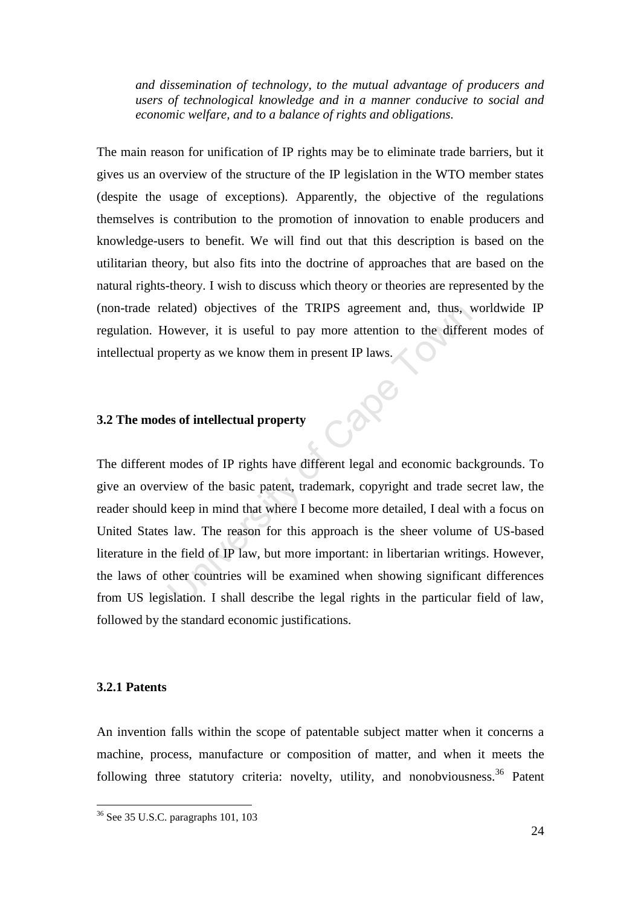*and dissemination of technology, to the mutual advantage of producers and users of technological knowledge and in a manner conducive to social and economic welfare, and to a balance of rights and obligations.*

The main reason for unification of IP rights may be to eliminate trade barriers, but it gives us an overview of the structure of the IP legislation in the WTO member states (despite the usage of exceptions). Apparently, the objective of the regulations themselves is contribution to the promotion of innovation to enable producers and knowledge-users to benefit. We will find out that this description is based on the utilitarian theory, but also fits into the doctrine of approaches that are based on the natural rights-theory. I wish to discuss which theory or theories are represented by the (non-trade related) objectives of the TRIPS agreement and, thus, worldwide IP regulation. However, it is useful to pay more attention to the different modes of intellectual property as we know them in present IP laws.

### 3.2 The modes of intellectual property

The different modes of IP rights have different legal and economic backgrounds. To give an overview of the basic patent, trademark, copyright and trade secret law, the reader should keep in mind that where I become more detailed, I deal with a focus on United States law. The reason for this approach is the sheer volume of US-based literature in the field of IP law, but more important: in libertarian writings. However, the laws of other countries will be examined when showing significant differences from US legislation. I shall describe the legal rights in the particular field of law, followed by the standard economic justifications.

#### 3.2.1 Patents

An invention falls within the scope of patentable subject matter when it concerns a machine, process, manufacture or composition of matter, and when it meets the following three statutory criteria: novelty, utility, and nonobviousness.[36] Patent

[36] See 35 U.S.C. paragraphs 101, 103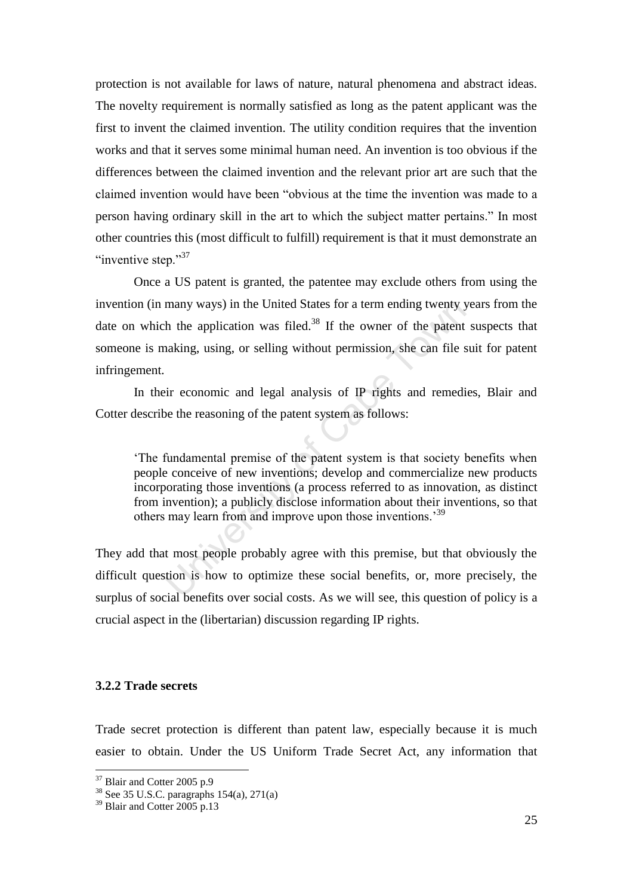protection is not available for laws of nature, natural phenomena and abstract ideas. The novelty requirement is normally satisfied as long as the patent applicant was the first to invent the claimed invention. The utility condition requires that the invention works and that it serves some minimal human need. An invention is too obvious if the differences between the claimed invention and the relevant prior art are such that the claimed invention would have been "obvious at the time the invention was made to a person having ordinary skill in the art to which the subject matter pertains." In most other countries this (most difficult to fulfill) requirement is that it must demonstrate an "inventive step."[37]

Once a US patent is granted, the patentee may exclude others from using the invention (in many ways) in the United States for a term ending twenty years from the date on which the application was filed.[38] If the owner of the patent suspects that someone is making, using, or selling without permission, she can file suit for patent infringement.

In their economic and legal analysis of IP rights and remedies, Blair and Cotter describe the reasoning of the patent system as follows:

> 'The fundamental premise of the patent system is that society benefits when people conceive of new inventions; develop and commercialize new products incorporating those inventions (a process referred to as innovation, as distinct from invention); a publicly disclose information about their inventions, so that others may learn from and improve upon those inventions.'[39]

They add that most people probably agree with this premise, but that obviously the difficult question is how to optimize these social benefits, or, more precisely, the surplus of social benefits over social costs. As we will see, this question of policy is a crucial aspect in the (libertarian) discussion regarding IP rights.

### 3.2.2 Trade secrets

Trade secret protection is different than patent law, especially because it is much easier to obtain. Under the US Uniform Trade Secret Act, any information that

---

[37] Blair and Cotter 2005 p.9

[38] See 35 U.S.C. paragraphs 154(a), 271(a)

[39] Blair and Cotter 2005 p.13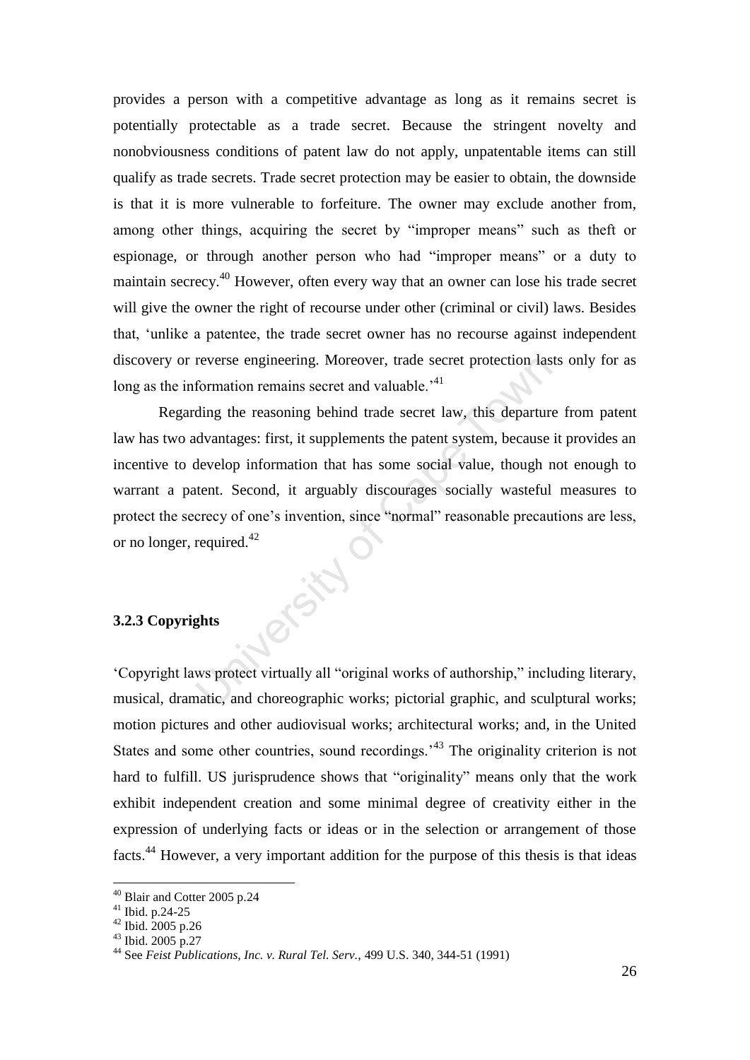provides a person with a competitive advantage as long as it remains secret is potentially protectable as a trade secret. Because the stringent novelty and nonobviousness conditions of patent law do not apply, unpatentable items can still qualify as trade secrets. Trade secret protection may be easier to obtain, the downside is that it is more vulnerable to forfeiture. The owner may exclude another from, among other things, acquiring the secret by "improper means" such as theft or espionage, or through another person who had "improper means" or a duty to maintain secrecy.[40] However, often every way that an owner can lose his trade secret will give the owner the right of recourse under other (criminal or civil) laws. Besides that, 'unlike a patentee, the trade secret owner has no recourse against independent discovery or reverse engineering. Moreover, trade secret protection lasts only for as long as the information remains secret and valuable.'[41]

Regarding the reasoning behind trade secret law, this departure from patent law has two advantages: first, it supplements the patent system, because it provides an incentive to develop information that has some social value, though not enough to warrant a patent. Second, it arguably discourages socially wasteful measures to protect the secrecy of one's invention, since "normal" reasonable precautions are less, or no longer, required.[42]

### 3.2.3 Copyrights

'Copyright laws protect virtually all "original works of authorship," including literary, musical, dramatic, and choreographic works; pictorial graphic, and sculptural works; motion pictures and other audiovisual works; architectural works; and, in the United States and some other countries, sound recordings.'[43] The originality criterion is not hard to fulfill. US jurisprudence shows that "originality" means only that the work exhibit independent creation and some minimal degree of creativity either in the expression of underlying facts or ideas or in the selection or arrangement of those facts.[44] However, a very important addition for the purpose of this thesis is that ideas

---

[40] Blair and Cotter 2005 p.24

[41] Ibid. p.24-25

[42] Ibid. 2005 p.26

[43] Ibid. 2005 p.27

[44] See *Feist Publications, Inc. v. Rural Tel. Serv.*, 499 U.S. 340, 344-51 (1991)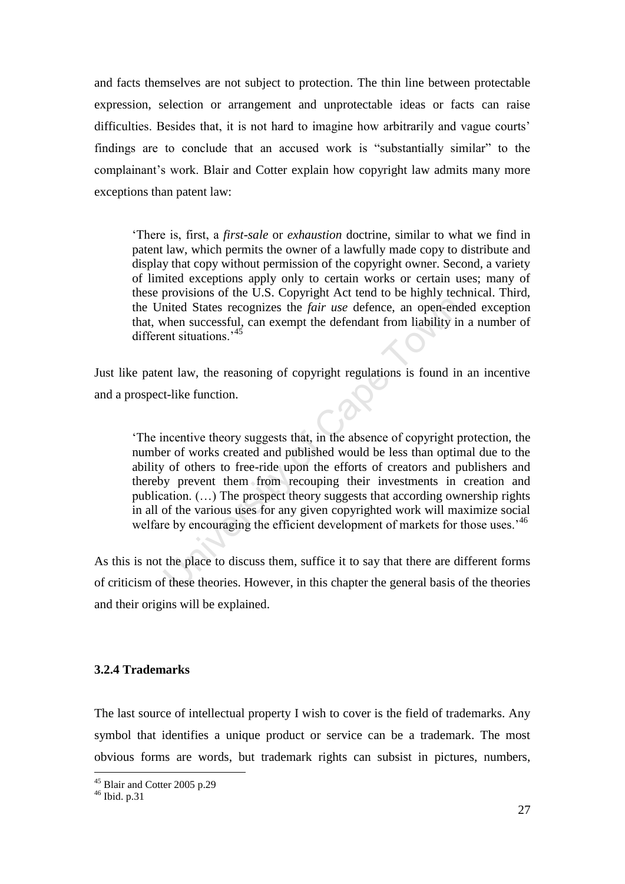and facts themselves are not subject to protection. The thin line between protectable expression, selection or arrangement and unprotectable ideas or facts can raise difficulties. Besides that, it is not hard to imagine how arbitrarily and vague courts' findings are to conclude that an accused work is "substantially similar" to the complainant's work. Blair and Cotter explain how copyright law admits many more exceptions than patent law:

> 'There is, first, a *first-sale* or *exhaustion* doctrine, similar to what we find in patent law, which permits the owner of a lawfully made copy to distribute and display that copy without permission of the copyright owner. Second, a variety of limited exceptions apply only to certain works or certain uses; many of these provisions of the U.S. Copyright Act tend to be highly technical. Third, the United States recognizes the *fair use* defence, an open-ended exception that, when successful, can exempt the defendant from liability in a number of different situations.'[45]

Just like patent law, the reasoning of copyright regulations is found in an incentive and a prospect-like function.

> 'The incentive theory suggests that, in the absence of copyright protection, the number of works created and published would be less than optimal due to the ability of others to free-ride upon the efforts of creators and publishers and thereby prevent them from recouping their investments in creation and publication. (…) The prospect theory suggests that according ownership rights in all of the various uses for any given copyrighted work will maximize social welfare by encouraging the efficient development of markets for those uses.'[46]

As this is not the place to discuss them, suffice it to say that there are different forms of criticism of these theories. However, in this chapter the general basis of the theories and their origins will be explained.

### 3.2.4 Trademarks

The last source of intellectual property I wish to cover is the field of trademarks. Any symbol that identifies a unique product or service can be a trademark. The most obvious forms are words, but trademark rights can subsist in pictures, numbers,

[45] Blair and Cotter 2005 p.29

[46] Ibid. p.31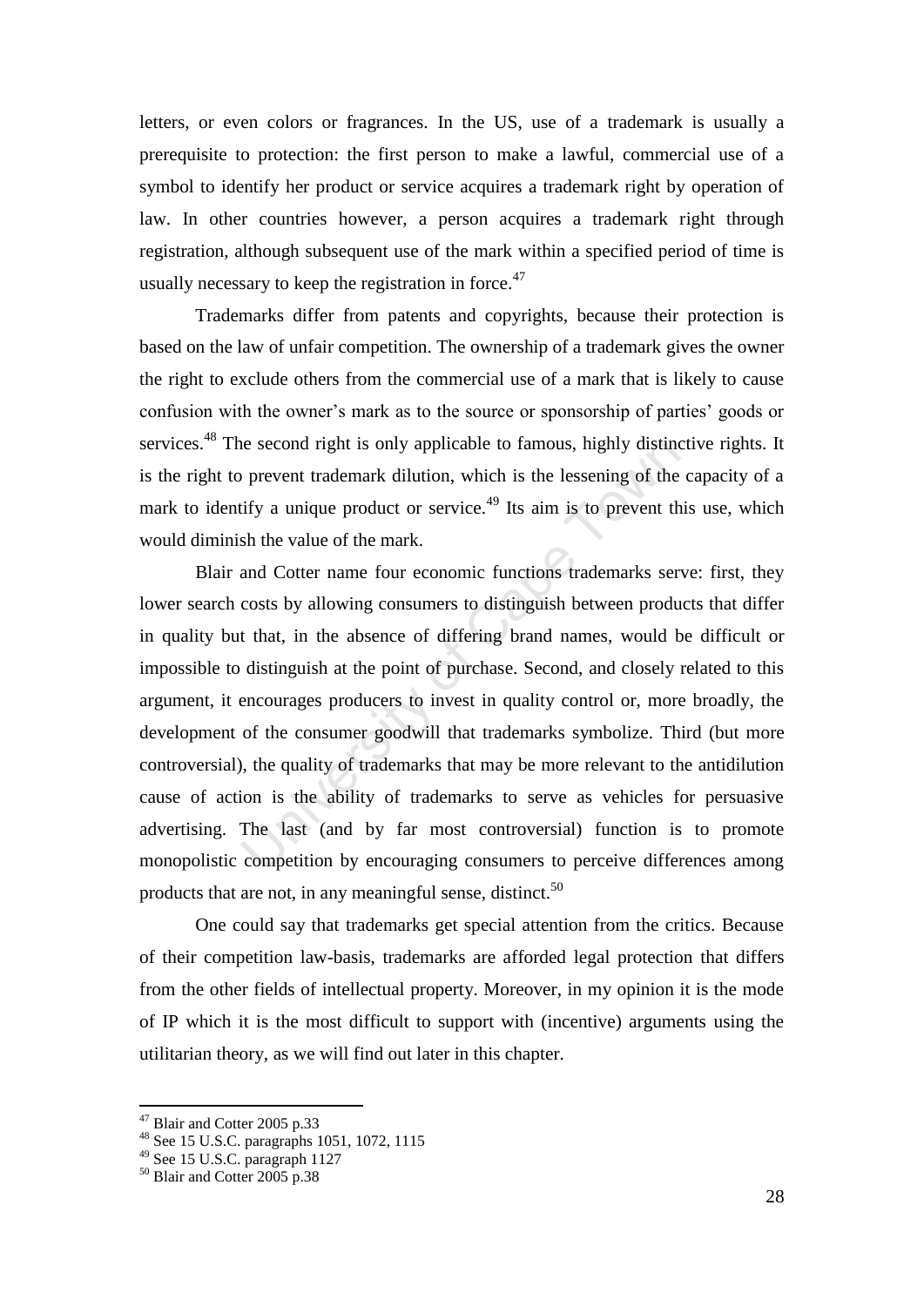letters, or even colors or fragrances. In the US, use of a trademark is usually a prerequisite to protection: the first person to make a lawful, commercial use of a symbol to identify her product or service acquires a trademark right by operation of law. In other countries however, a person acquires a trademark right through registration, although subsequent use of the mark within a specified period of time is usually necessary to keep the registration in force.[47]

Trademarks differ from patents and copyrights, because their protection is based on the law of unfair competition. The ownership of a trademark gives the owner the right to exclude others from the commercial use of a mark that is likely to cause confusion with the owner's mark as to the source or sponsorship of parties' goods or services.[48] The second right is only applicable to famous, highly distinctive rights. It is the right to prevent trademark dilution, which is the lessening of the capacity of a mark to identify a unique product or service.[49] Its aim is to prevent this use, which would diminish the value of the mark.

Blair and Cotter name four economic functions trademarks serve: first, they lower search costs by allowing consumers to distinguish between products that differ in quality but that, in the absence of differing brand names, would be difficult or impossible to distinguish at the point of purchase. Second, and closely related to this argument, it encourages producers to invest in quality control or, more broadly, the development of the consumer goodwill that trademarks symbolize. Third (but more controversial), the quality of trademarks that may be more relevant to the antidilution cause of action is the ability of trademarks to serve as vehicles for persuasive advertising. The last (and by far most controversial) function is to promote monopolistic competition by encouraging consumers to perceive differences among products that are not, in any meaningful sense, distinct.[50]

One could say that trademarks get special attention from the critics. Because of their competition law-basis, trademarks are afforded legal protection that differs from the other fields of intellectual property. Moreover, in my opinion it is the mode of IP which it is the most difficult to support with (incentive) arguments using the utilitarian theory, as we will find out later in this chapter.

---

[47] Blair and Cotter 2005 p.33

[48] See 15 U.S.C. paragraphs 1051, 1072, 1115

[49] See 15 U.S.C. paragraph 1127

[50] Blair and Cotter 2005 p.38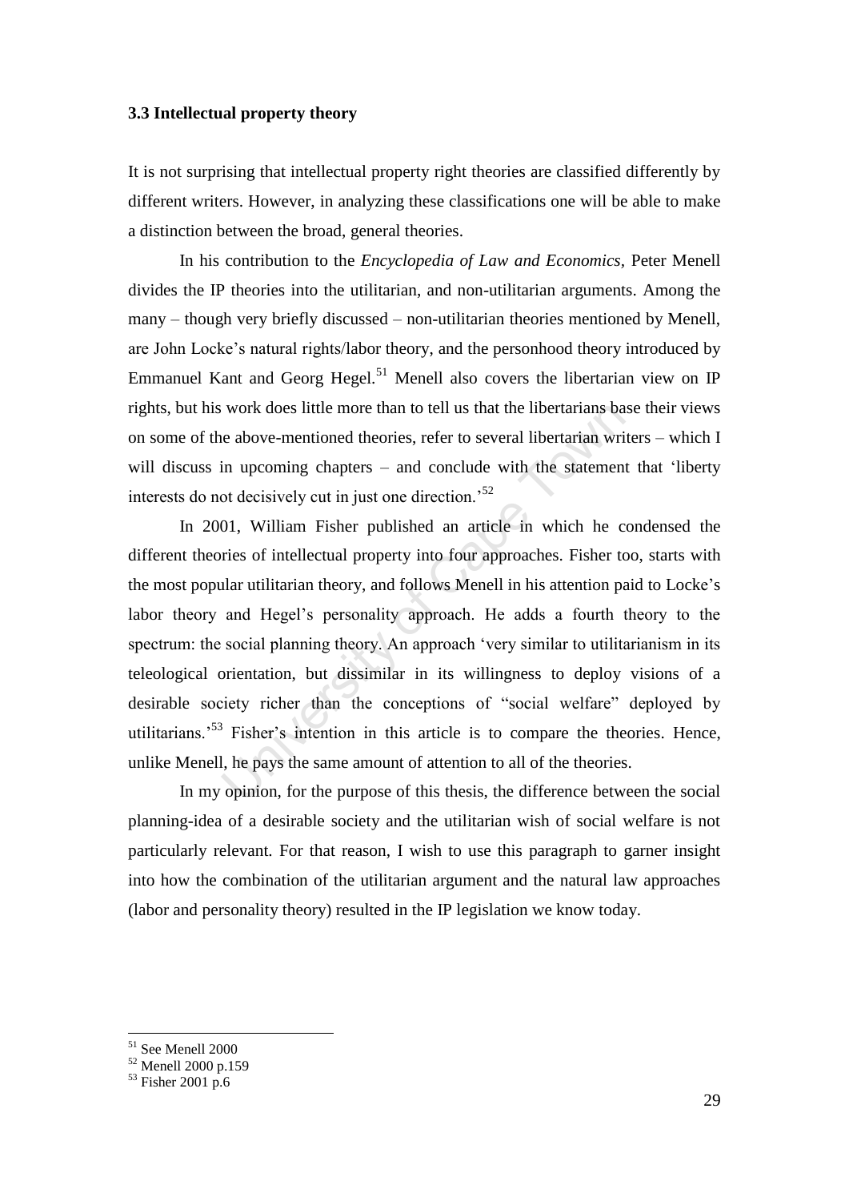### 3.3 Intellectual property theory

It is not surprising that intellectual property right theories are classified differently by different writers. However, in analyzing these classifications one will be able to make a distinction between the broad, general theories.

In his contribution to the *Encyclopedia of Law and Economics*, Peter Menell divides the IP theories into the utilitarian, and non-utilitarian arguments. Among the many – though very briefly discussed – non-utilitarian theories mentioned by Menell, are John Locke's natural rights/labor theory, and the personhood theory introduced by Emmanuel Kant and Georg Hegel.[51] Menell also covers the libertarian view on IP rights, but his work does little more than to tell us that the libertarians base their views on some of the above-mentioned theories, refer to several libertarian writers – which I will discuss in upcoming chapters – and conclude with the statement that 'liberty interests do not decisively cut in just one direction.'[52]

In 2001, William Fisher published an article in which he condensed the different theories of intellectual property into four approaches. Fisher too, starts with the most popular utilitarian theory, and follows Menell in his attention paid to Locke's labor theory and Hegel's personality approach. He adds a fourth theory to the spectrum: the social planning theory. An approach 'very similar to utilitarianism in its teleological orientation, but dissimilar in its willingness to deploy visions of a desirable society richer than the conceptions of "social welfare" deployed by utilitarians.'[53] Fisher's intention in this article is to compare the theories. Hence, unlike Menell, he pays the same amount of attention to all of the theories.

In my opinion, for the purpose of this thesis, the difference between the social planning-idea of a desirable society and the utilitarian wish of social welfare is not particularly relevant. For that reason, I wish to use this paragraph to garner insight into how the combination of the utilitarian argument and the natural law approaches (labor and personality theory) resulted in the IP legislation we know today.

---

[51] See Menell 2000
[52] Menell 2000 p.159
[53] Fisher 2001 p.6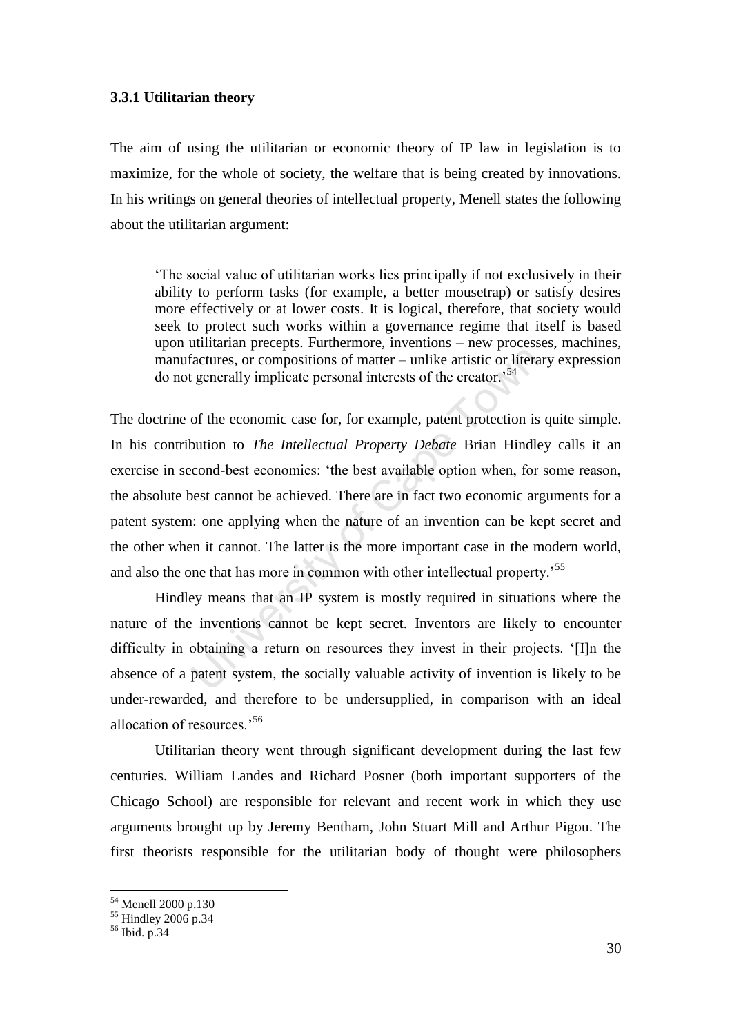### 3.3.1 Utilitarian theory

The aim of using the utilitarian or economic theory of IP law in legislation is to maximize, for the whole of society, the welfare that is being created by innovations. In his writings on general theories of intellectual property, Menell states the following about the utilitarian argument:

> 'The social value of utilitarian works lies principally if not exclusively in their ability to perform tasks (for example, a better mousetrap) or satisfy desires more effectively or at lower costs. It is logical, therefore, that society would seek to protect such works within a governance regime that itself is based upon utilitarian precepts. Furthermore, inventions – new processes, machines, manufactures, or compositions of matter – unlike artistic or literary expression do not generally implicate personal interests of the creator.'[54]

The doctrine of the economic case for, for example, patent protection is quite simple. In his contribution to *The Intellectual Property Debate* Brian Hindley calls it an exercise in second-best economics: 'the best available option when, for some reason, the absolute best cannot be achieved. There are in fact two economic arguments for a patent system: one applying when the nature of an invention can be kept secret and the other when it cannot. The latter is the more important case in the modern world, and also the one that has more in common with other intellectual property.'[55]

Hindley means that an IP system is mostly required in situations where the nature of the inventions cannot be kept secret. Inventors are likely to encounter difficulty in obtaining a return on resources they invest in their projects. '[I]n the absence of a patent system, the socially valuable activity of invention is likely to be under-rewarded, and therefore to be undersupplied, in comparison with an ideal allocation of resources.'[56]

Utilitarian theory went through significant development during the last few centuries. William Landes and Richard Posner (both important supporters of the Chicago School) are responsible for relevant and recent work in which they use arguments brought up by Jeremy Bentham, John Stuart Mill and Arthur Pigou. The first theorists responsible for the utilitarian body of thought were philosophers

---

[54] Menell 2000 p.130
[55] Hindley 2006 p.34
[56] Ibid. p.34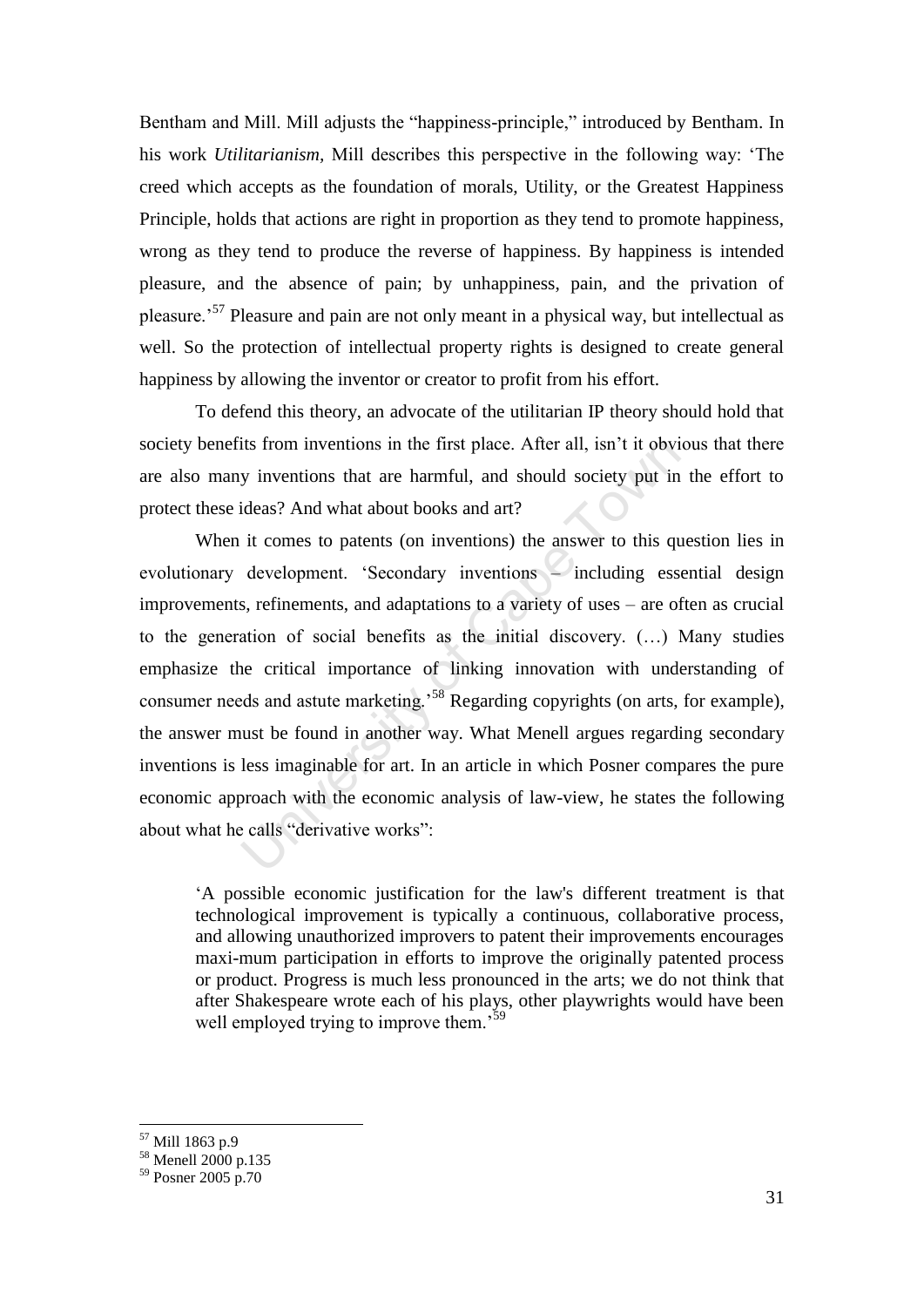Bentham and Mill. Mill adjusts the "happiness-principle," introduced by Bentham. In his work *Utilitarianism*, Mill describes this perspective in the following way: 'The creed which accepts as the foundation of morals, Utility, or the Greatest Happiness Principle, holds that actions are right in proportion as they tend to promote happiness, wrong as they tend to produce the reverse of happiness. By happiness is intended pleasure, and the absence of pain; by unhappiness, pain, and the privation of pleasure.'[57] Pleasure and pain are not only meant in a physical way, but intellectual as well. So the protection of intellectual property rights is designed to create general happiness by allowing the inventor or creator to profit from his effort.

To defend this theory, an advocate of the utilitarian IP theory should hold that society benefits from inventions in the first place. After all, isn't it obvious that there are also many inventions that are harmful, and should society put in the effort to protect these ideas? And what about books and art?

When it comes to patents (on inventions) the answer to this question lies in evolutionary development. 'Secondary inventions – including essential design improvements, refinements, and adaptations to a variety of uses – are often as crucial to the generation of social benefits as the initial discovery. (…) Many studies emphasize the critical importance of linking innovation with understanding of consumer needs and astute marketing.'[58] Regarding copyrights (on arts, for example), the answer must be found in another way. What Menell argues regarding secondary inventions is less imaginable for art. In an article in which Posner compares the pure economic approach with the economic analysis of law-view, he states the following about what he calls "derivative works":

> 'A possible economic justification for the law's different treatment is that technological improvement is typically a continuous, collaborative process, and allowing unauthorized improvers to patent their improvements encourages maxi-mum participation in efforts to improve the originally patented process or product. Progress is much less pronounced in the arts; we do not think that after Shakespeare wrote each of his plays, other playwrights would have been well employed trying to improve them.'[59]

---

[57] Mill 1863 p.9

[58] Menell 2000 p.135

[59] Posner 2005 p.70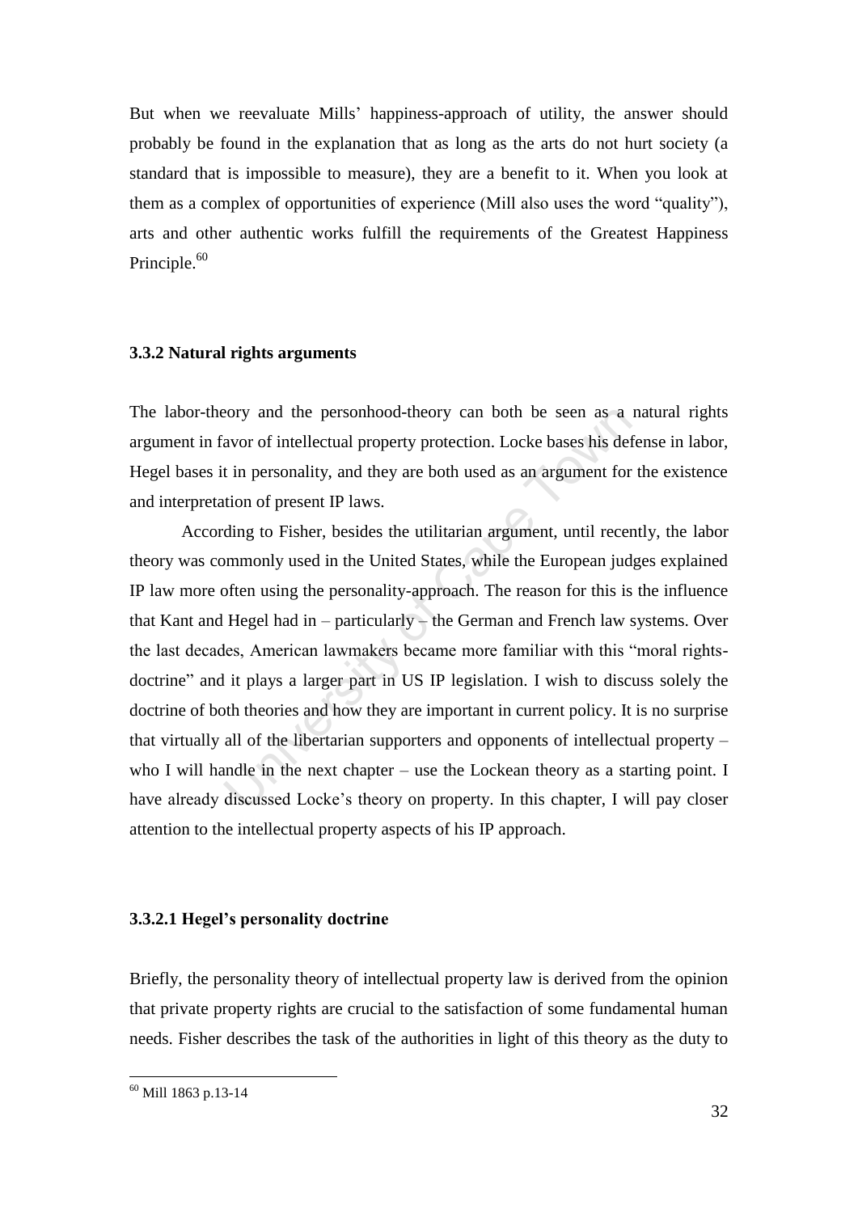But when we reevaluate Mills' happiness-approach of utility, the answer should probably be found in the explanation that as long as the arts do not hurt society (a standard that is impossible to measure), they are a benefit to it. When you look at them as a complex of opportunities of experience (Mill also uses the word "quality"), arts and other authentic works fulfill the requirements of the Greatest Happiness Principle.[60]

### 3.3.2 Natural rights arguments

The labor-theory and the personhood-theory can both be seen as a natural rights argument in favor of intellectual property protection. Locke bases his defense in labor, Hegel bases it in personality, and they are both used as an argument for the existence and interpretation of present IP laws.

According to Fisher, besides the utilitarian argument, until recently, the labor theory was commonly used in the United States, while the European judges explained IP law more often using the personality-approach. The reason for this is the influence that Kant and Hegel had in – particularly – the German and French law systems. Over the last decades, American lawmakers became more familiar with this "moral rights-doctrine" and it plays a larger part in US IP legislation. I wish to discuss solely the doctrine of both theories and how they are important in current policy. It is no surprise that virtually all of the libertarian supporters and opponents of intellectual property – who I will handle in the next chapter – use the Lockean theory as a starting point. I have already discussed Locke's theory on property. In this chapter, I will pay closer attention to the intellectual property aspects of his IP approach.

#### 3.3.2.1 Hegel's personality doctrine

Briefly, the personality theory of intellectual property law is derived from the opinion that private property rights are crucial to the satisfaction of some fundamental human needs. Fisher describes the task of the authorities in light of this theory as the duty to

[60] Mill 1863 p.13-14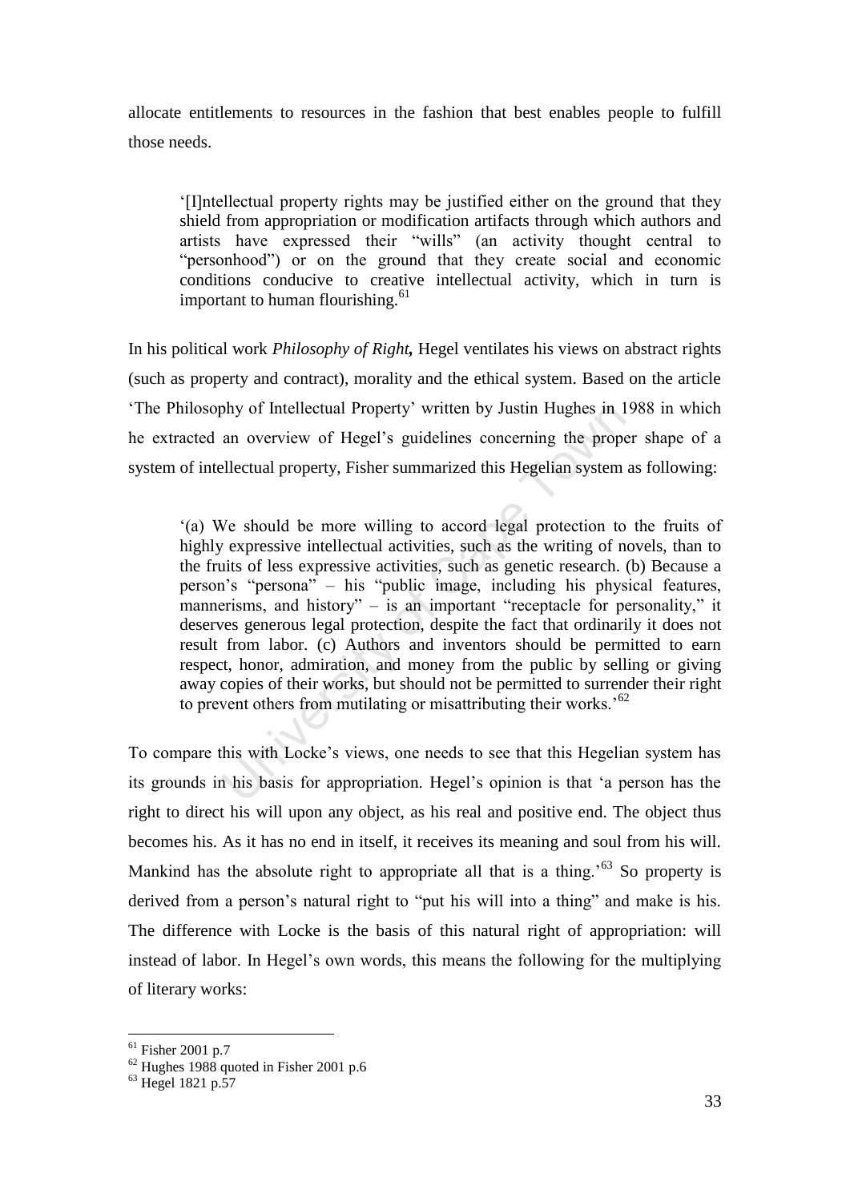allocate entitlements to resources in the fashion that best enables people to fulfill those needs.

> '[I]ntellectual property rights may be justified either on the ground that they shield from appropriation or modification artifacts through which authors and artists have expressed their "wills" (an activity thought central to "personhood") or on the ground that they create social and economic conditions conducive to creative intellectual activity, which in turn is important to human flourishing.[61]

In his political work ***Philosophy of Right*,** Hegel ventilates his views on abstract rights (such as property and contract), morality and the ethical system. Based on the article 'The Philosophy of Intellectual Property' written by Justin Hughes in 1988 in which he extracted an overview of Hegel's guidelines concerning the proper shape of a system of intellectual property, Fisher summarized this Hegelian system as following:

> '(a) We should be more willing to accord legal protection to the fruits of highly expressive intellectual activities, such as the writing of novels, than to the fruits of less expressive activities, such as genetic research. (b) Because a person's "persona" – his "public image, including his physical features, mannerisms, and history" – is an important "receptacle for personality," it deserves generous legal protection, despite the fact that ordinarily it does not result from labor. (c) Authors and inventors should be permitted to earn respect, honor, admiration, and money from the public by selling or giving away copies of their works, but should not be permitted to surrender their right to prevent others from mutilating or misattributing their works.'[62]

To compare this with Locke's views, one needs to see that this Hegelian system has its grounds in his basis for appropriation. Hegel's opinion is that 'a person has the right to direct his will upon any object, as his real and positive end. The object thus becomes his. As it has no end in itself, it receives its meaning and soul from his will. Mankind has the absolute right to appropriate all that is a thing.'[63] So property is derived from a person's natural right to "put his will into a thing" and make is his. The difference with Locke is the basis of this natural right of appropriation: will instead of labor. In Hegel's own words, this means the following for the multiplying of literary works:

---

[61] Fisher 2001 p.7

[62] Hughes 1988 quoted in Fisher 2001 p.6

[63] Hegel 1821 p.57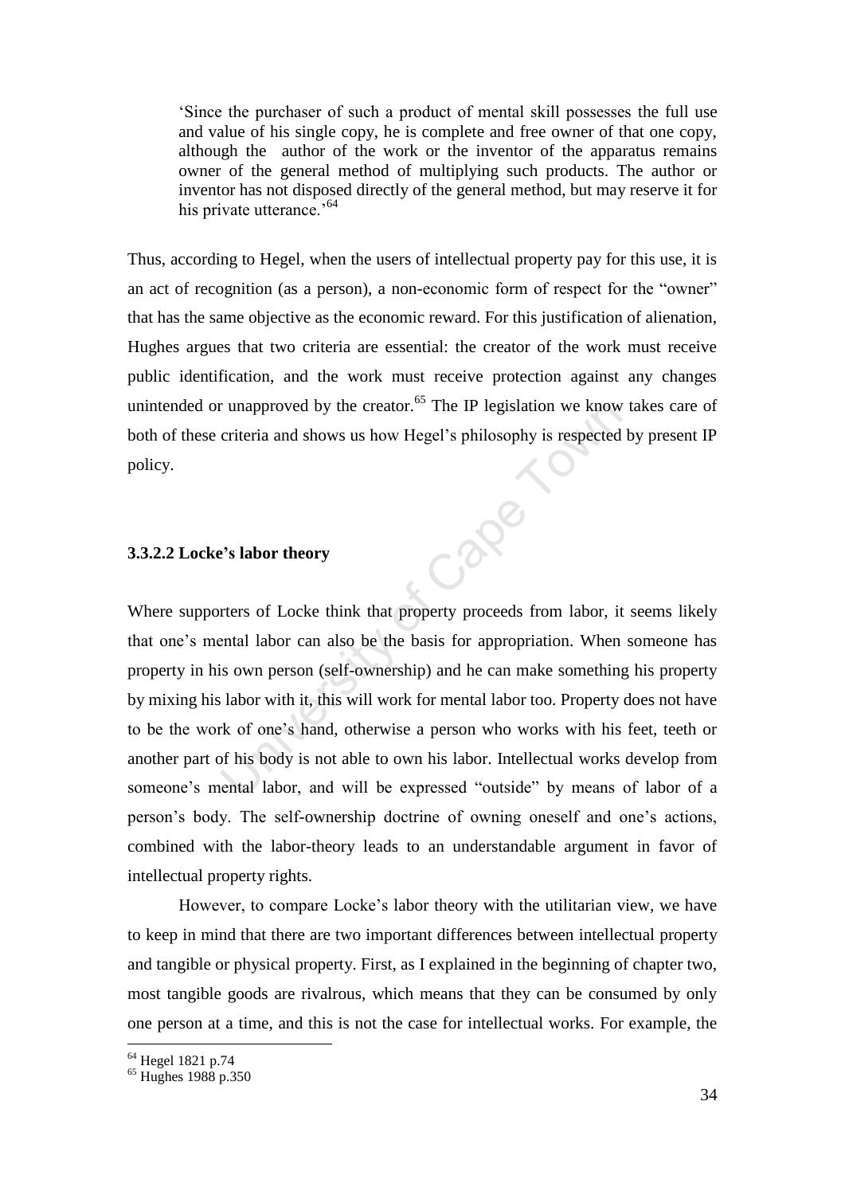> 'Since the purchaser of such a product of mental skill possesses the full use and value of his single copy, he is complete and free owner of that one copy, although the author of the work or the inventor of the apparatus remains owner of the general method of multiplying such products. The author or inventor has not disposed directly of the general method, but may reserve it for his private utterance.'[64]

Thus, according to Hegel, when the users of intellectual property pay for this use, it is an act of recognition (as a person), a non-economic form of respect for the "owner" that has the same objective as the economic reward. For this justification of alienation, Hughes argues that two criteria are essential: the creator of the work must receive public identification, and the work must receive protection against any changes unintended or unapproved by the creator.[65] The IP legislation we know takes care of both of these criteria and shows us how Hegel's philosophy is respected by present IP policy.

#### 3.3.2.2 Locke's labor theory

Where supporters of Locke think that property proceeds from labor, it seems likely that one's mental labor can also be the basis for appropriation. When someone has property in his own person (self-ownership) and he can make something his property by mixing his labor with it, this will work for mental labor too. Property does not have to be the work of one's hand, otherwise a person who works with his feet, teeth or another part of his body is not able to own his labor. Intellectual works develop from someone's mental labor, and will be expressed "outside" by means of labor of a person's body. The self-ownership doctrine of owning oneself and one's actions, combined with the labor-theory leads to an understandable argument in favor of intellectual property rights.

However, to compare Locke's labor theory with the utilitarian view, we have to keep in mind that there are two important differences between intellectual property and tangible or physical property. First, as I explained in the beginning of chapter two, most tangible goods are rivalrous, which means that they can be consumed by only one person at a time, and this is not the case for intellectual works. For example, the

---

[64] Hegel 1821 p.74

[65] Hughes 1988 p.350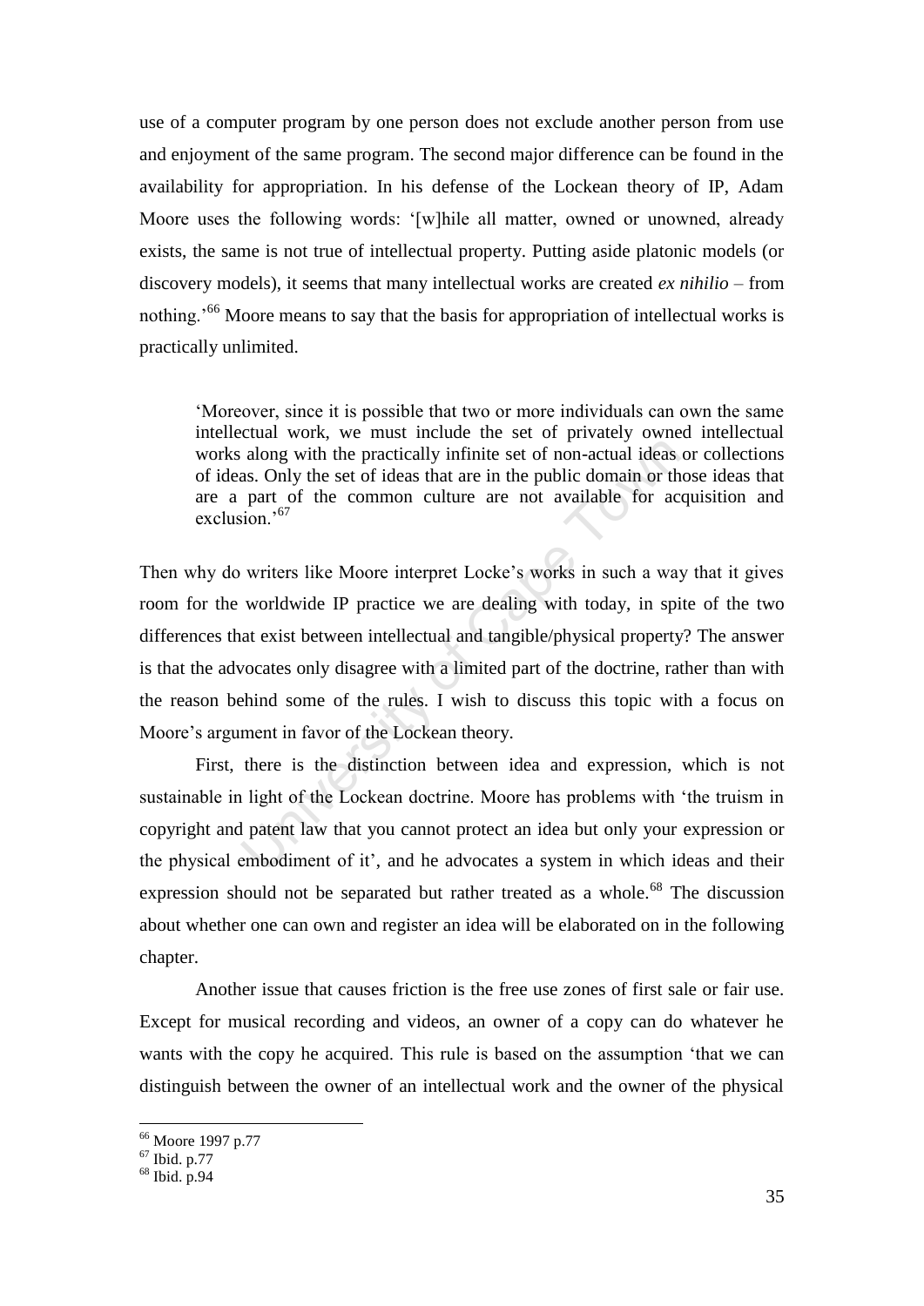use of a computer program by one person does not exclude another person from use and enjoyment of the same program. The second major difference can be found in the availability for appropriation. In his defense of the Lockean theory of IP, Adam Moore uses the following words: '[w]hile all matter, owned or unowned, already exists, the same is not true of intellectual property. Putting aside platonic models (or discovery models), it seems that many intellectual works are created *ex nihilio* – from nothing.'[66] Moore means to say that the basis for appropriation of intellectual works is practically unlimited.

> 'Moreover, since it is possible that two or more individuals can own the same intellectual work, we must include the set of privately owned intellectual works along with the practically infinite set of non-actual ideas or collections of ideas. Only the set of ideas that are in the public domain or those ideas that are a part of the common culture are not available for acquisition and exclusion.'[67]

Then why do writers like Moore interpret Locke's works in such a way that it gives room for the worldwide IP practice we are dealing with today, in spite of the two differences that exist between intellectual and tangible/physical property? The answer is that the advocates only disagree with a limited part of the doctrine, rather than with the reason behind some of the rules. I wish to discuss this topic with a focus on Moore's argument in favor of the Lockean theory.

First, there is the distinction between idea and expression, which is not sustainable in light of the Lockean doctrine. Moore has problems with 'the truism in copyright and patent law that you cannot protect an idea but only your expression or the physical embodiment of it', and he advocates a system in which ideas and their expression should not be separated but rather treated as a whole.[68] The discussion about whether one can own and register an idea will be elaborated on in the following chapter.

Another issue that causes friction is the free use zones of first sale or fair use. Except for musical recording and videos, an owner of a copy can do whatever he wants with the copy he acquired. This rule is based on the assumption 'that we can distinguish between the owner of an intellectual work and the owner of the physical

---

[66] Moore 1997 p.77

[67] Ibid. p.77

[68] Ibid. p.94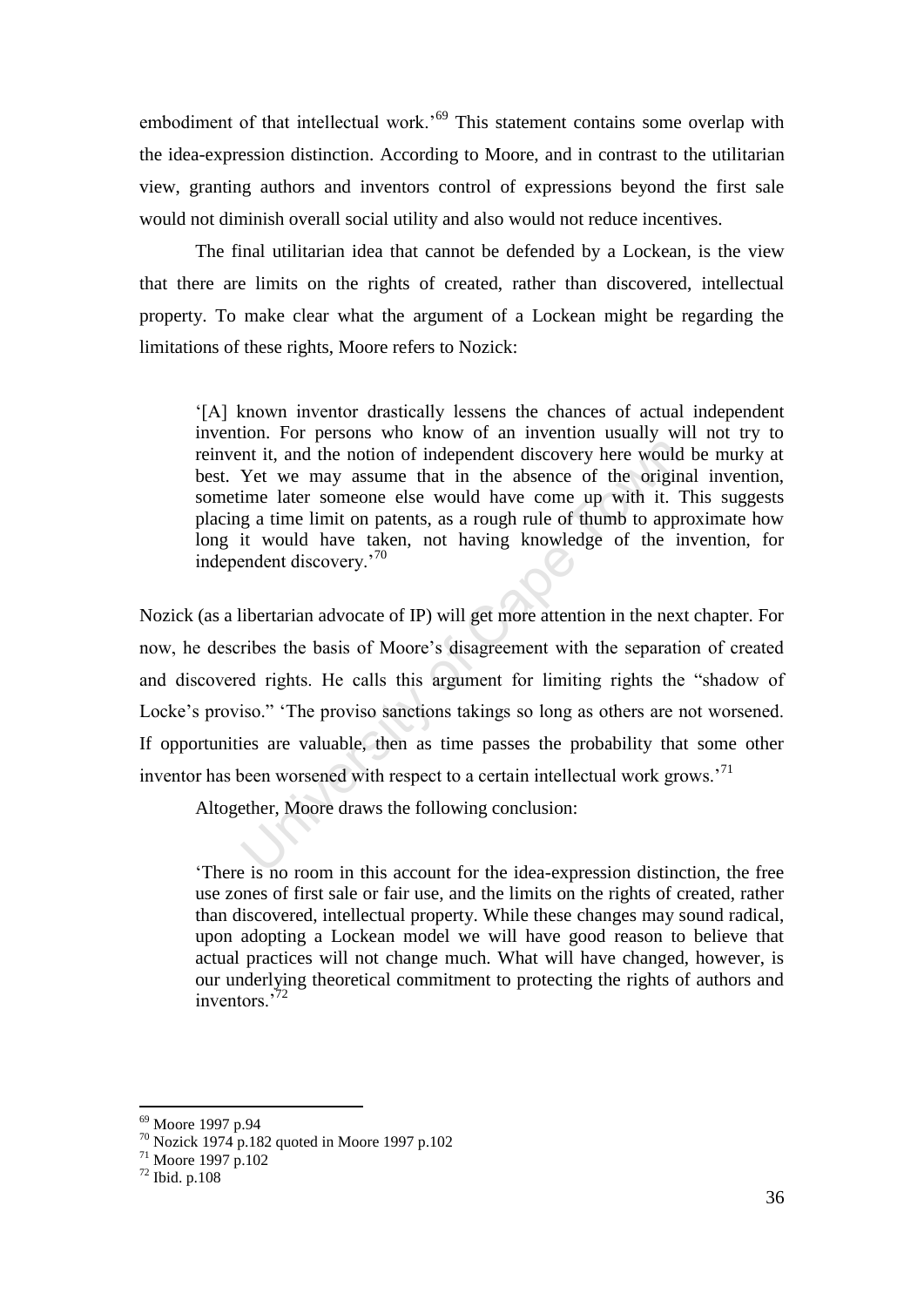embodiment of that intellectual work.'[69] This statement contains some overlap with the idea-expression distinction. According to Moore, and in contrast to the utilitarian view, granting authors and inventors control of expressions beyond the first sale would not diminish overall social utility and also would not reduce incentives.

The final utilitarian idea that cannot be defended by a Lockean, is the view that there are limits on the rights of created, rather than discovered, intellectual property. To make clear what the argument of a Lockean might be regarding the limitations of these rights, Moore refers to Nozick:

> '[A] known inventor drastically lessens the chances of actual independent invention. For persons who know of an invention usually will not try to reinvent it, and the notion of independent discovery here would be murky at best. Yet we may assume that in the absence of the original invention, sometime later someone else would have come up with it. This suggests placing a time limit on patents, as a rough rule of thumb to approximate how long it would have taken, not having knowledge of the invention, for independent discovery.'[70]

Nozick (as a libertarian advocate of IP) will get more attention in the next chapter. For now, he describes the basis of Moore's disagreement with the separation of created and discovered rights. He calls this argument for limiting rights the "shadow of Locke's proviso." 'The proviso sanctions takings so long as others are not worsened. If opportunities are valuable, then as time passes the probability that some other inventor has been worsened with respect to a certain intellectual work grows.'[71]

Altogether, Moore draws the following conclusion:

> 'There is no room in this account for the idea-expression distinction, the free use zones of first sale or fair use, and the limits on the rights of created, rather than discovered, intellectual property. While these changes may sound radical, upon adopting a Lockean model we will have good reason to believe that actual practices will not change much. What will have changed, however, is our underlying theoretical commitment to protecting the rights of authors and inventors.'[72]

---

[69] Moore 1997 p.94

[70] Nozick 1974 p.182 quoted in Moore 1997 p.102

[71] Moore 1997 p.102

[72] Ibid. p.108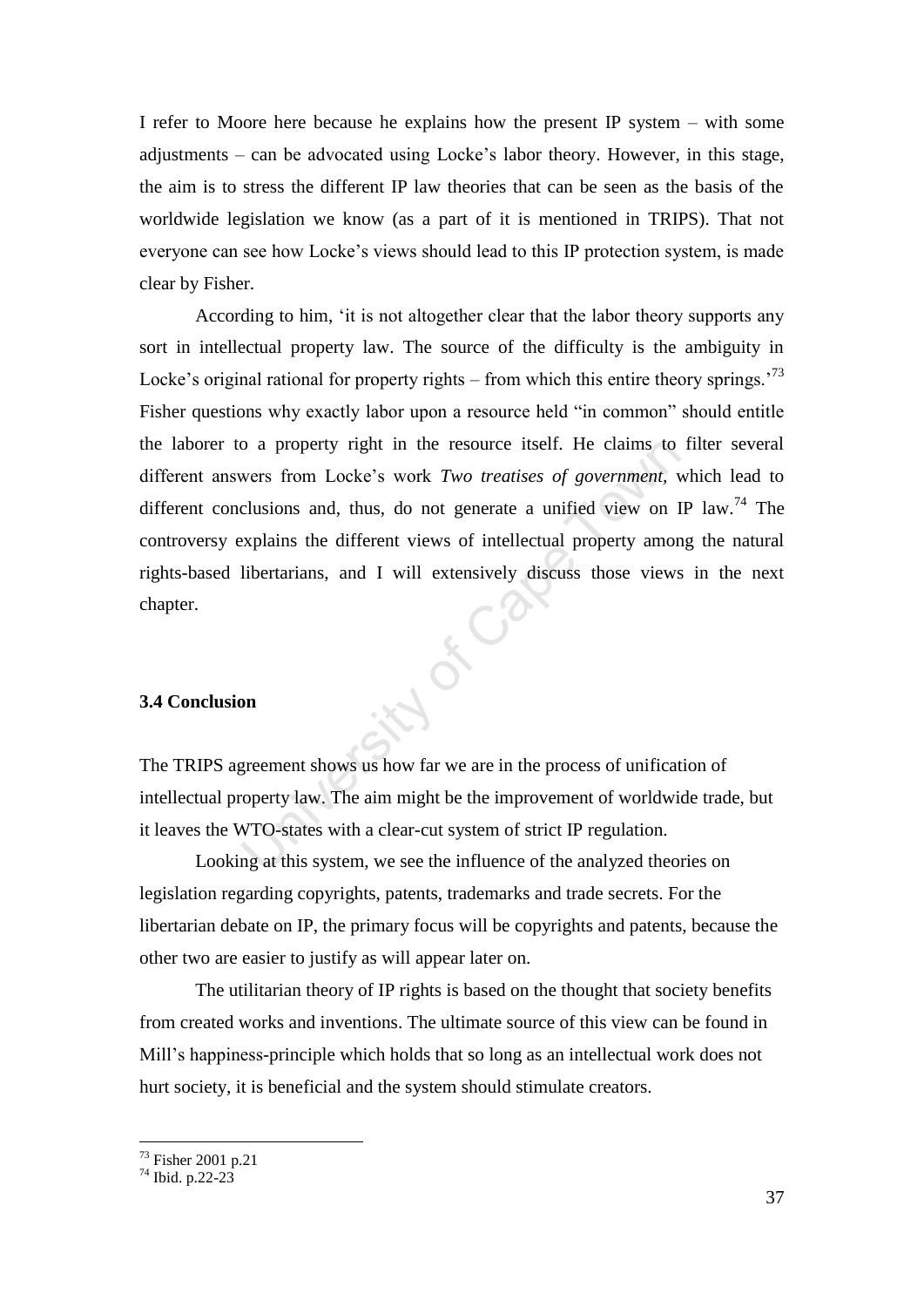I refer to Moore here because he explains how the present IP system – with some adjustments – can be advocated using Locke's labor theory. However, in this stage, the aim is to stress the different IP law theories that can be seen as the basis of the worldwide legislation we know (as a part of it is mentioned in TRIPS). That not everyone can see how Locke's views should lead to this IP protection system, is made clear by Fisher.

According to him, 'it is not altogether clear that the labor theory supports any sort in intellectual property law. The source of the difficulty is the ambiguity in Locke's original rational for property rights – from which this entire theory springs.'[73] Fisher questions why exactly labor upon a resource held "in common" should entitle the laborer to a property right in the resource itself. He claims to filter several different answers from Locke's work *Two treatises of government*, which lead to different conclusions and, thus, do not generate a unified view on IP law.[74] The controversy explains the different views of intellectual property among the natural rights-based libertarians, and I will extensively discuss those views in the next chapter.

### 3.4 Conclusion

The TRIPS agreement shows us how far we are in the process of unification of intellectual property law. The aim might be the improvement of worldwide trade, but it leaves the WTO-states with a clear-cut system of strict IP regulation.

Looking at this system, we see the influence of the analyzed theories on legislation regarding copyrights, patents, trademarks and trade secrets. For the libertarian debate on IP, the primary focus will be copyrights and patents, because the other two are easier to justify as will appear later on.

The utilitarian theory of IP rights is based on the thought that society benefits from created works and inventions. The ultimate source of this view can be found in Mill's happiness-principle which holds that so long as an intellectual work does not hurt society, it is beneficial and the system should stimulate creators.

---

[73] Fisher 2001 p.21

[74] Ibid. p.22-23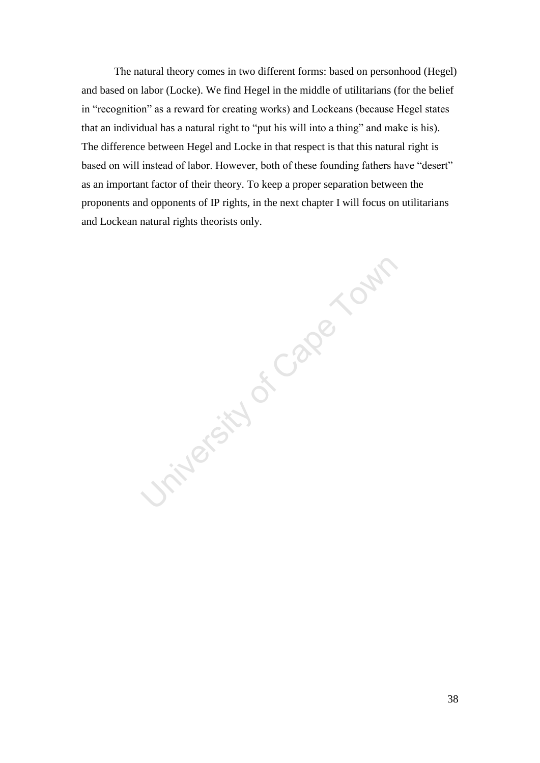The natural theory comes in two different forms: based on personhood (Hegel) and based on labor (Locke). We find Hegel in the middle of utilitarians (for the belief in "recognition" as a reward for creating works) and Lockeans (because Hegel states that an individual has a natural right to "put his will into a thing" and make is his). The difference between Hegel and Locke in that respect is that this natural right is based on will instead of labor. However, both of these founding fathers have "desert" as an important factor of their theory. To keep a proper separation between the proponents and opponents of IP rights, in the next chapter I will focus on utilitarians and Lockean natural rights theorists only.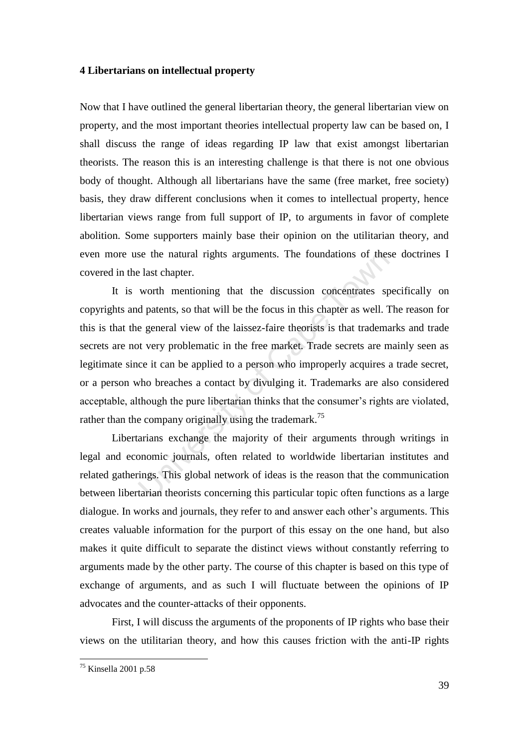## 4 Libertarians on intellectual property

Now that I have outlined the general libertarian theory, the general libertarian view on property, and the most important theories intellectual property law can be based on, I shall discuss the range of ideas regarding IP law that exist amongst libertarian theorists. The reason this is an interesting challenge is that there is not one obvious body of thought. Although all libertarians have the same (free market, free society) basis, they draw different conclusions when it comes to intellectual property, hence libertarian views range from full support of IP, to arguments in favor of complete abolition. Some supporters mainly base their opinion on the utilitarian theory, and even more use the natural rights arguments. The foundations of these doctrines I covered in the last chapter.

It is worth mentioning that the discussion concentrates specifically on copyrights and patents, so that will be the focus in this chapter as well. The reason for this is that the general view of the laissez-faire theorists is that trademarks and trade secrets are not very problematic in the free market. Trade secrets are mainly seen as legitimate since it can be applied to a person who improperly acquires a trade secret, or a person who breaches a contact by divulging it. Trademarks are also considered acceptable, although the pure libertarian thinks that the consumer's rights are violated, rather than the company originally using the trademark.[75]

Libertarians exchange the majority of their arguments through writings in legal and economic journals, often related to worldwide libertarian institutes and related gatherings. This global network of ideas is the reason that the communication between libertarian theorists concerning this particular topic often functions as a large dialogue. In works and journals, they refer to and answer each other's arguments. This creates valuable information for the purport of this essay on the one hand, but also makes it quite difficult to separate the distinct views without constantly referring to arguments made by the other party. The course of this chapter is based on this type of exchange of arguments, and as such I will fluctuate between the opinions of IP advocates and the counter-attacks of their opponents.

First, I will discuss the arguments of the proponents of IP rights who base their views on the utilitarian theory, and how this causes friction with the anti-IP rights

[75] Kinsella 2001 p.58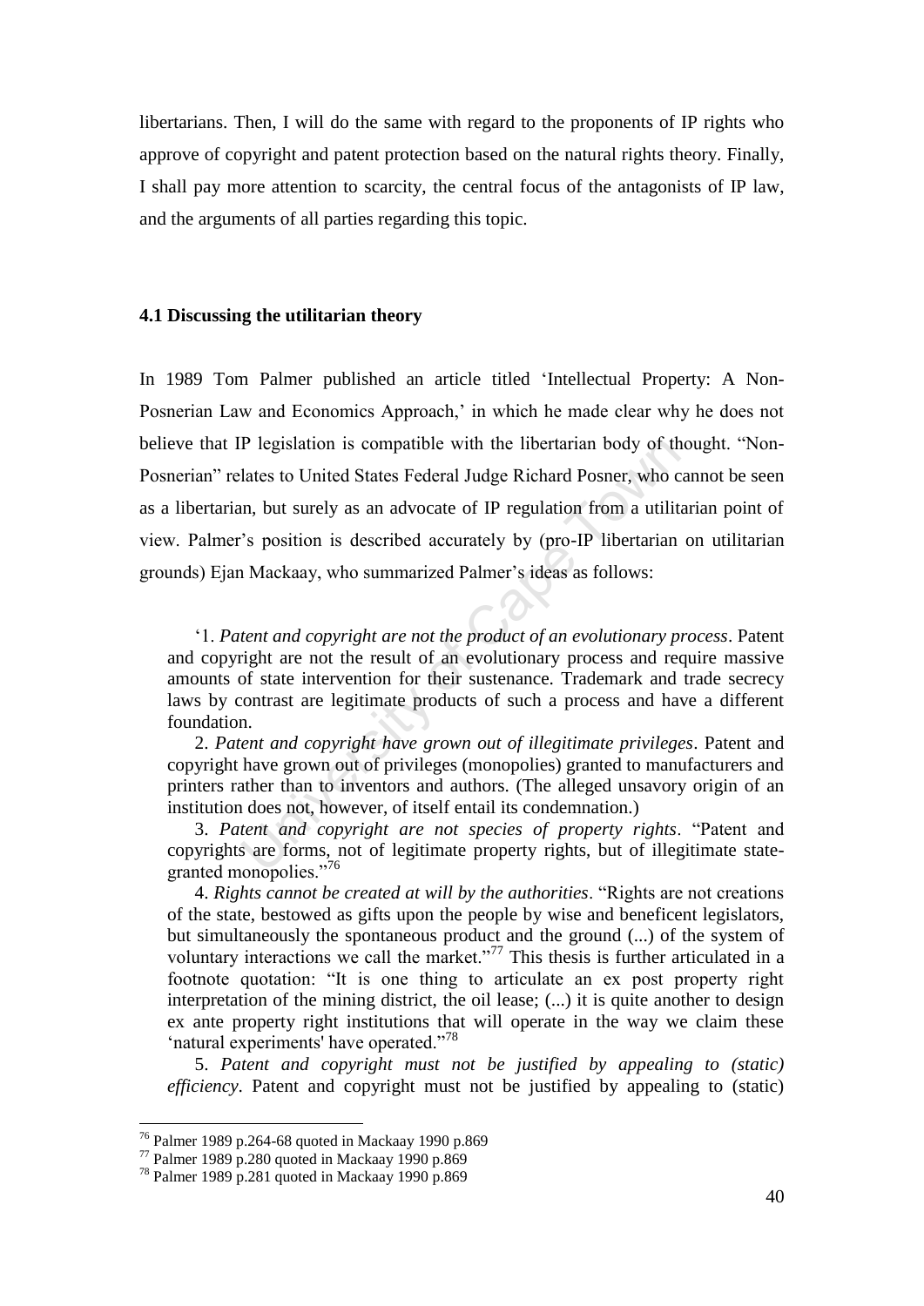libertarians. Then, I will do the same with regard to the proponents of IP rights who approve of copyright and patent protection based on the natural rights theory. Finally, I shall pay more attention to scarcity, the central focus of the antagonists of IP law, and the arguments of all parties regarding this topic.

### 4.1 Discussing the utilitarian theory

In 1989 Tom Palmer published an article titled 'Intellectual Property: A Non-Posnerian Law and Economics Approach,' in which he made clear why he does not believe that IP legislation is compatible with the libertarian body of thought. "Non-Posnerian" relates to United States Federal Judge Richard Posner, who cannot be seen as a libertarian, but surely as an advocate of IP regulation from a utilitarian point of view. Palmer's position is described accurately by (pro-IP libertarian on utilitarian grounds) Ejan Mackaay, who summarized Palmer's ideas as follows:

> '1. *Patent and copyright are not the product of an evolutionary process*. Patent and copyright are not the result of an evolutionary process and require massive amounts of state intervention for their sustenance. Trademark and trade secrecy laws by contrast are legitimate products of such a process and have a different foundation.
>
> 2. *Patent and copyright have grown out of illegitimate privileges*. Patent and copyright have grown out of privileges (monopolies) granted to manufacturers and printers rather than to inventors and authors. (The alleged unsavory origin of an institution does not, however, of itself entail its condemnation.)
>
> 3. *Patent and copyright are not species of property rights*. "Patent and copyrights are forms, not of legitimate property rights, but of illegitimate state-granted monopolies."[76]
>
> 4. *Rights cannot be created at will by the authorities*. "Rights are not creations of the state, bestowed as gifts upon the people by wise and beneficent legislators, but simultaneously the spontaneous product and the ground (...) of the system of voluntary interactions we call the market."[77] This thesis is further articulated in a footnote quotation: "It is one thing to articulate an ex post property right interpretation of the mining district, the oil lease; (...) it is quite another to design ex ante property right institutions that will operate in the way we claim these 'natural experiments' have operated."[78]
>
> 5. *Patent and copyright must not be justified by appealing to (static) efficiency*. Patent and copyright must not be justified by appealing to (static)

---

[76] Palmer 1989 p.264-68 quoted in Mackaay 1990 p.869

[77] Palmer 1989 p.280 quoted in Mackaay 1990 p.869

[78] Palmer 1989 p.281 quoted in Mackaay 1990 p.869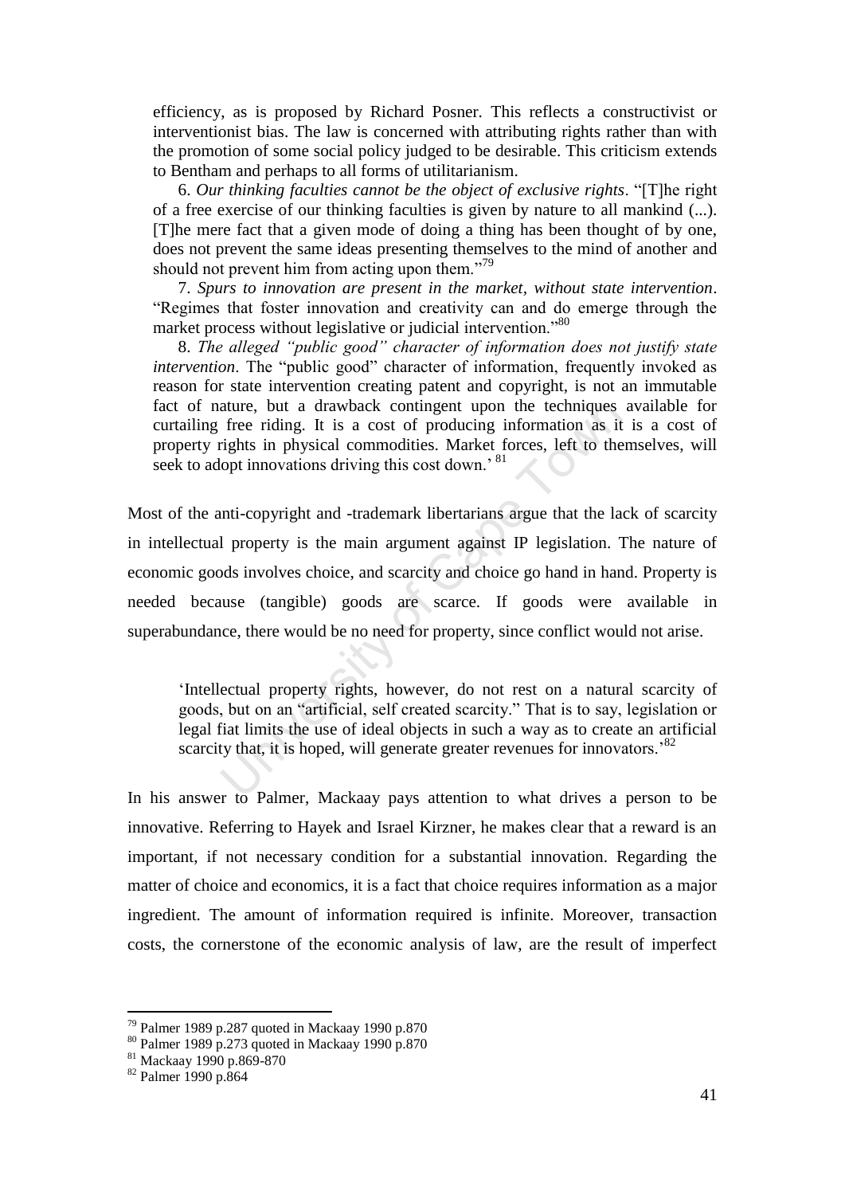> efficiency, as is proposed by Richard Posner. This reflects a constructivist or interventionist bias. The law is concerned with attributing rights rather than with the promotion of some social policy judged to be desirable. This criticism extends to Bentham and perhaps to all forms of utilitarianism.
>
> 6. *Our thinking faculties cannot be the object of exclusive rights*. "[T]he right of a free exercise of our thinking faculties is given by nature to all mankind (...). [T]he mere fact that a given mode of doing a thing has been thought of by one, does not prevent the same ideas presenting themselves to the mind of another and should not prevent him from acting upon them."[79]
>
> 7. *Spurs to innovation are present in the market, without state intervention*. "Regimes that foster innovation and creativity can and do emerge through the market process without legislative or judicial intervention."[80]
>
> 8. *The alleged "public good" character of information does not justify state intervention*. The "public good" character of information, frequently invoked as reason for state intervention creating patent and copyright, is not an immutable fact of nature, but a drawback contingent upon the techniques available for curtailing free riding. It is a cost of producing information as it is a cost of property rights in physical commodities. Market forces, left to themselves, will seek to adopt innovations driving this cost down.' [81]

Most of the anti-copyright and -trademark libertarians argue that the lack of scarcity in intellectual property is the main argument against IP legislation. The nature of economic goods involves choice, and scarcity and choice go hand in hand. Property is needed because (tangible) goods are scarce. If goods were available in superabundance, there would be no need for property, since conflict would not arise.

> 'Intellectual property rights, however, do not rest on a natural scarcity of goods, but on an "artificial, self created scarcity." That is to say, legislation or legal fiat limits the use of ideal objects in such a way as to create an artificial scarcity that, it is hoped, will generate greater revenues for innovators.'[82]

In his answer to Palmer, Mackaay pays attention to what drives a person to be innovative. Referring to Hayek and Israel Kirzner, he makes clear that a reward is an important, if not necessary condition for a substantial innovation. Regarding the matter of choice and economics, it is a fact that choice requires information as a major ingredient. The amount of information required is infinite. Moreover, transaction costs, the cornerstone of the economic analysis of law, are the result of imperfect

---

[79] Palmer 1989 p.287 quoted in Mackaay 1990 p.870

[80] Palmer 1989 p.273 quoted in Mackaay 1990 p.870

[81] Mackaay 1990 p.869-870

[82] Palmer 1990 p.864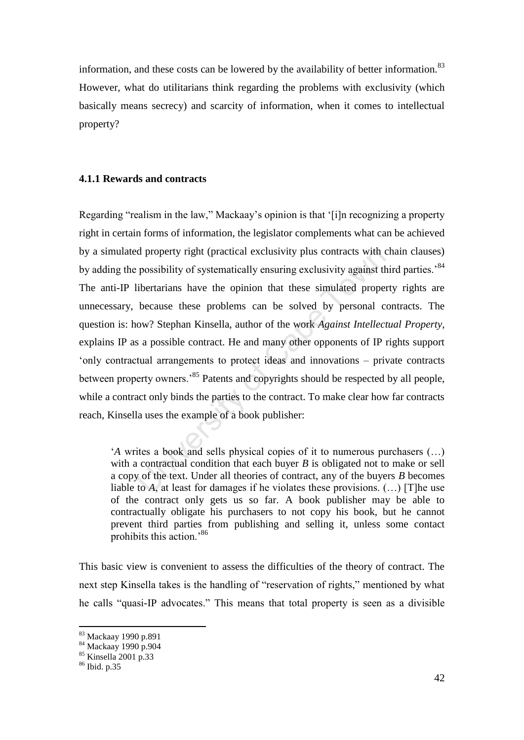information, and these costs can be lowered by the availability of better information.[83] However, what do utilitarians think regarding the problems with exclusivity (which basically means secrecy) and scarcity of information, when it comes to intellectual property?

### 4.1.1 Rewards and contracts

Regarding "realism in the law," Mackaay's opinion is that '[i]n recognizing a property right in certain forms of information, the legislator complements what can be achieved by a simulated property right (practical exclusivity plus contracts with chain clauses) by adding the possibility of systematically ensuring exclusivity against third parties.'[84] The anti-IP libertarians have the opinion that these simulated property rights are unnecessary, because these problems can be solved by personal contracts. The question is: how? Stephan Kinsella, author of the work *Against Intellectual Property*, explains IP as a possible contract. He and many other opponents of IP rights support 'only contractual arrangements to protect ideas and innovations – private contracts between property owners.'[85] Patents and copyrights should be respected by all people, while a contract only binds the parties to the contract. To make clear how far contracts reach, Kinsella uses the example of a book publisher:

> '*A* writes a book and sells physical copies of it to numerous purchasers (…) with a contractual condition that each buyer *B* is obligated not to make or sell a copy of the text. Under all theories of contract, any of the buyers *B* becomes liable to *A*, at least for damages if he violates these provisions. (…) [T]he use of the contract only gets us so far. A book publisher may be able to contractually obligate his purchasers to not copy his book, but he cannot prevent third parties from publishing and selling it, unless some contact prohibits this action.'[86]

This basic view is convenient to assess the difficulties of the theory of contract. The next step Kinsella takes is the handling of "reservation of rights," mentioned by what he calls "quasi-IP advocates." This means that total property is seen as a divisible

[83] Mackaay 1990 p.891
[84] Mackaay 1990 p.904
[85] Kinsella 2001 p.33
[86] Ibid. p.35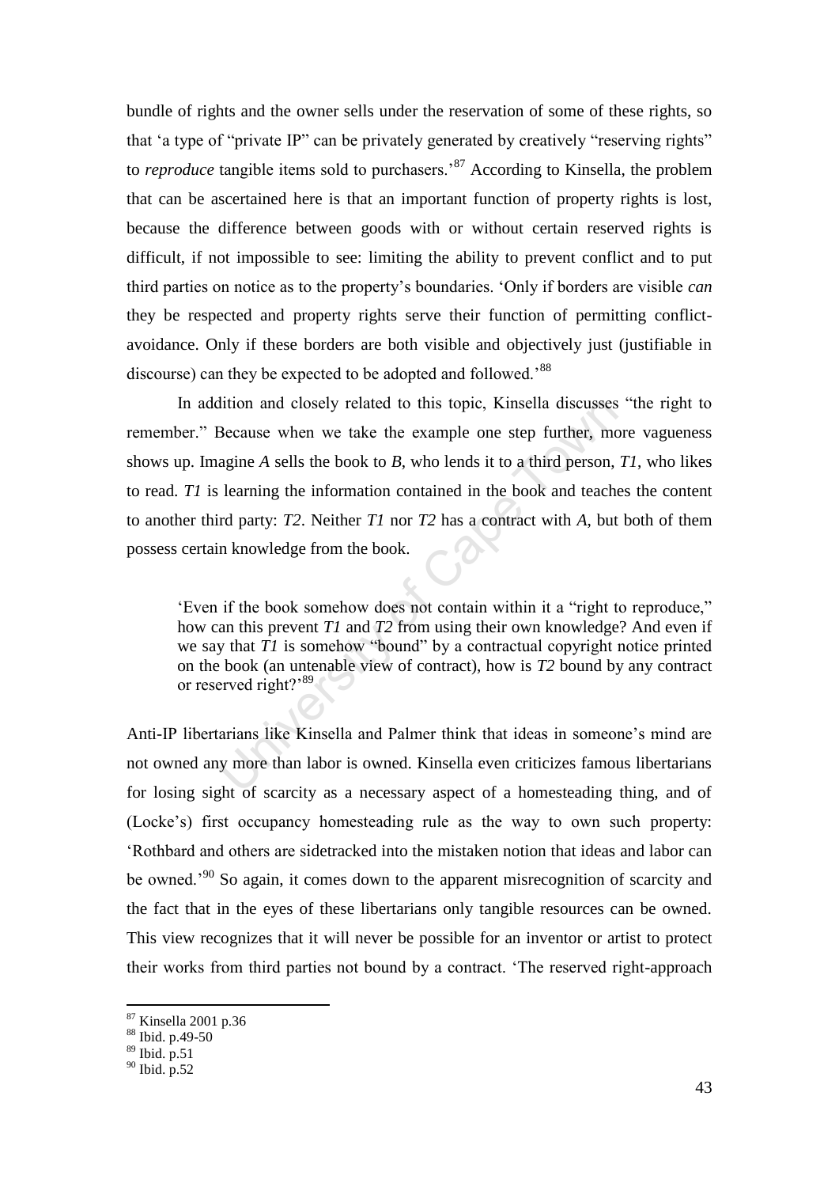bundle of rights and the owner sells under the reservation of some of these rights, so that 'a type of "private IP" can be privately generated by creatively "reserving rights" to *reproduce* tangible items sold to purchasers.'[87] According to Kinsella, the problem that can be ascertained here is that an important function of property rights is lost, because the difference between goods with or without certain reserved rights is difficult, if not impossible to see: limiting the ability to prevent conflict and to put third parties on notice as to the property's boundaries. 'Only if borders are visible *can* they be respected and property rights serve their function of permitting conflict-avoidance. Only if these borders are both visible and objectively just (justifiable in discourse) can they be expected to be adopted and followed.'[88]

In addition and closely related to this topic, Kinsella discusses "the right to remember." Because when we take the example one step further, more vagueness shows up. Imagine *A* sells the book to *B*, who lends it to a third person, *T1*, who likes to read. *T1* is learning the information contained in the book and teaches the content to another third party: *T2*. Neither *T1* nor *T2* has a contract with *A*, but both of them possess certain knowledge from the book.

> 'Even if the book somehow does not contain within it a "right to reproduce," how can this prevent *T1* and *T2* from using their own knowledge? And even if we say that *T1* is somehow "bound" by a contractual copyright notice printed on the book (an untenable view of contract), how is *T2* bound by any contract or reserved right?'[89]

Anti-IP libertarians like Kinsella and Palmer think that ideas in someone's mind are not owned any more than labor is owned. Kinsella even criticizes famous libertarians for losing sight of scarcity as a necessary aspect of a homesteading thing, and of (Locke's) first occupancy homesteading rule as the way to own such property: 'Rothbard and others are sidetracked into the mistaken notion that ideas and labor can be owned.'[90] So again, it comes down to the apparent misrecognition of scarcity and the fact that in the eyes of these libertarians only tangible resources can be owned. This view recognizes that it will never be possible for an inventor or artist to protect their works from third parties not bound by a contract. 'The reserved right-approach

---

[87] Kinsella 2001 p.36
[88] Ibid. p.49-50
[89] Ibid. p.51
[90] Ibid. p.52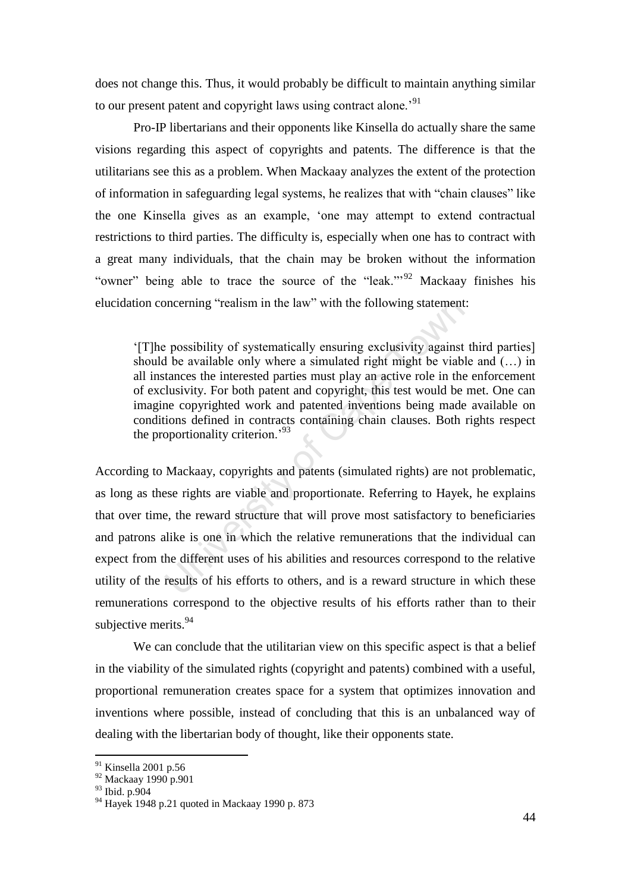does not change this. Thus, it would probably be difficult to maintain anything similar to our present patent and copyright laws using contract alone.'[91]

Pro-IP libertarians and their opponents like Kinsella do actually share the same visions regarding this aspect of copyrights and patents. The difference is that the utilitarians see this as a problem. When Mackaay analyzes the extent of the protection of information in safeguarding legal systems, he realizes that with "chain clauses" like the one Kinsella gives as an example, 'one may attempt to extend contractual restrictions to third parties. The difficulty is, especially when one has to contract with a great many individuals, that the chain may be broken without the information "owner" being able to trace the source of the "leak."'[92] Mackaay finishes his elucidation concerning "realism in the law" with the following statement:

> '[T]he possibility of systematically ensuring exclusivity against third parties] should be available only where a simulated right might be viable and (…) in all instances the interested parties must play an active role in the enforcement of exclusivity. For both patent and copyright, this test would be met. One can imagine copyrighted work and patented inventions being made available on conditions defined in contracts containing chain clauses. Both rights respect the proportionality criterion.'[93]

According to Mackaay, copyrights and patents (simulated rights) are not problematic, as long as these rights are viable and proportionate. Referring to Hayek, he explains that over time, the reward structure that will prove most satisfactory to beneficiaries and patrons alike is one in which the relative remunerations that the individual can expect from the different uses of his abilities and resources correspond to the relative utility of the results of his efforts to others, and is a reward structure in which these remunerations correspond to the objective results of his efforts rather than to their subjective merits.[94]

We can conclude that the utilitarian view on this specific aspect is that a belief in the viability of the simulated rights (copyright and patents) combined with a useful, proportional remuneration creates space for a system that optimizes innovation and inventions where possible, instead of concluding that this is an unbalanced way of dealing with the libertarian body of thought, like their opponents state.

[91] Kinsella 2001 p.56
[92] Mackaay 1990 p.901
[93] Ibid. p.904
[94] Hayek 1948 p.21 quoted in Mackaay 1990 p. 873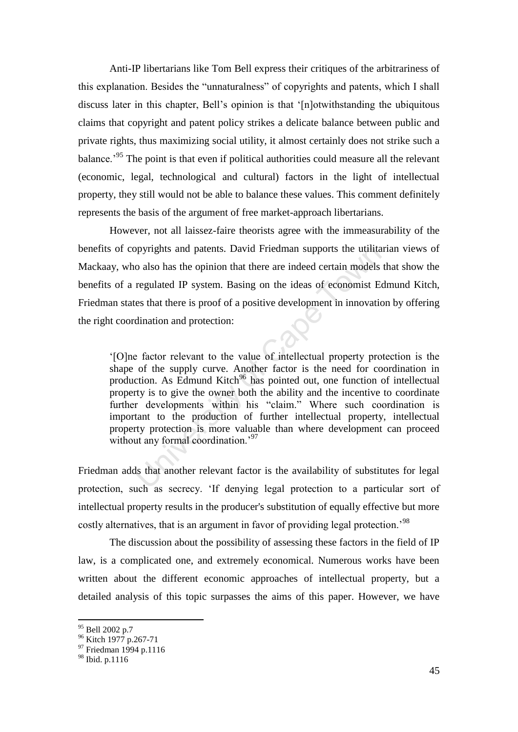Anti-IP libertarians like Tom Bell express their critiques of the arbitrariness of this explanation. Besides the "unnaturalness" of copyrights and patents, which I shall discuss later in this chapter, Bell's opinion is that '[n]otwithstanding the ubiquitous claims that copyright and patent policy strikes a delicate balance between public and private rights, thus maximizing social utility, it almost certainly does not strike such a balance.'[95] The point is that even if political authorities could measure all the relevant (economic, legal, technological and cultural) factors in the light of intellectual property, they still would not be able to balance these values. This comment definitely represents the basis of the argument of free market-approach libertarians.

However, not all laissez-faire theorists agree with the immeasurability of the benefits of copyrights and patents. David Friedman supports the utilitarian views of Mackaay, who also has the opinion that there are indeed certain models that show the benefits of a regulated IP system. Basing on the ideas of economist Edmund Kitch, Friedman states that there is proof of a positive development in innovation by offering the right coordination and protection:

> '[O]ne factor relevant to the value of intellectual property protection is the shape of the supply curve. Another factor is the need for coordination in production. As Edmund Kitch[96] has pointed out, one function of intellectual property is to give the owner both the ability and the incentive to coordinate further developments within his "claim." Where such coordination is important to the production of further intellectual property, intellectual property protection is more valuable than where development can proceed without any formal coordination.'[97]

Friedman adds that another relevant factor is the availability of substitutes for legal protection, such as secrecy. 'If denying legal protection to a particular sort of intellectual property results in the producer's substitution of equally effective but more costly alternatives, that is an argument in favor of providing legal protection.'[98]

The discussion about the possibility of assessing these factors in the field of IP law, is a complicated one, and extremely economical. Numerous works have been written about the different economic approaches of intellectual property, but a detailed analysis of this topic surpasses the aims of this paper. However, we have

---

[95] Bell 2002 p.7

[96] Kitch 1977 p.267-71

[97] Friedman 1994 p.1116

[98] Ibid. p.1116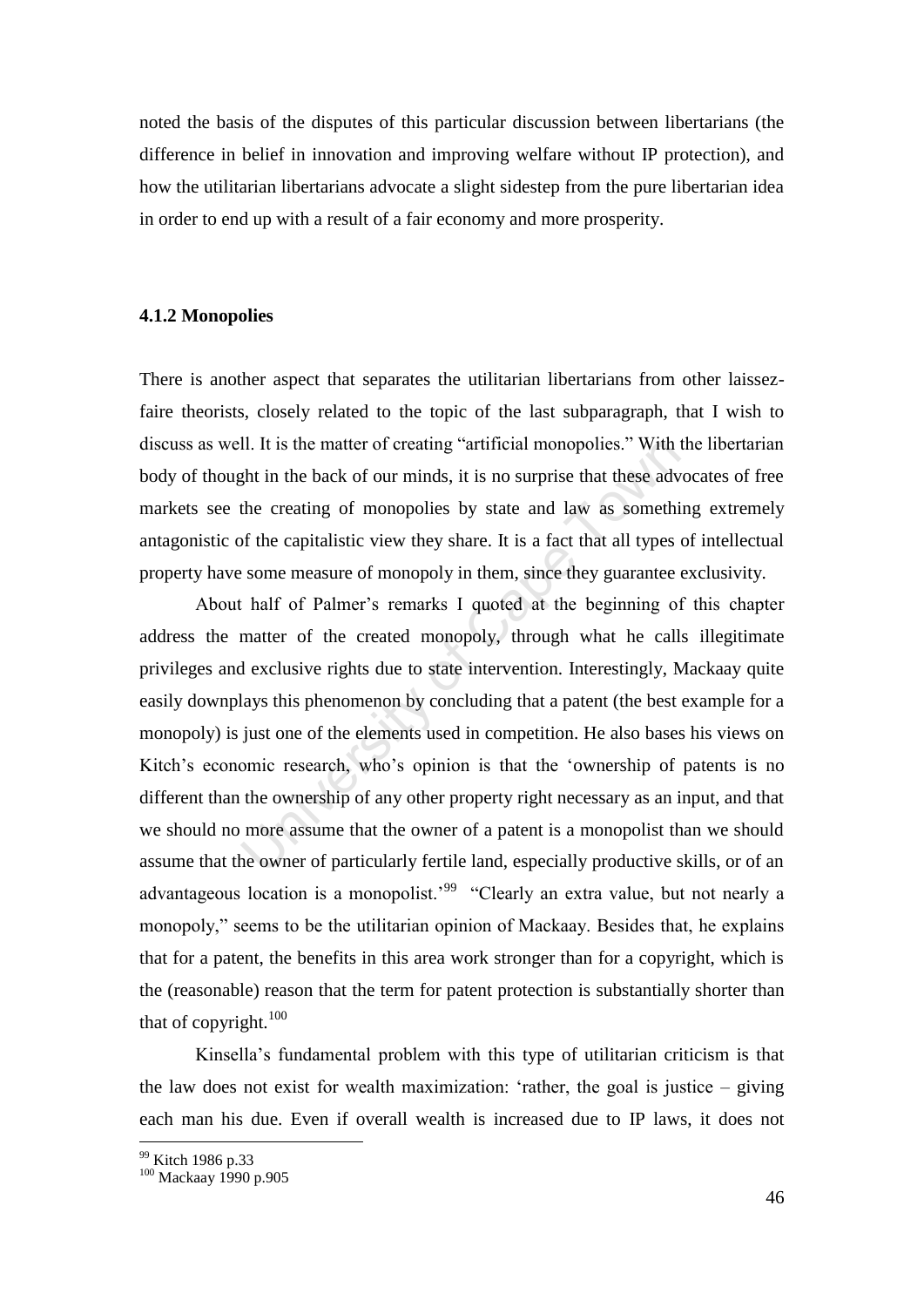noted the basis of the disputes of this particular discussion between libertarians (the difference in belief in innovation and improving welfare without IP protection), and how the utilitarian libertarians advocate a slight sidestep from the pure libertarian idea in order to end up with a result of a fair economy and more prosperity.

**4.1.2 Monopolies**

There is another aspect that separates the utilitarian libertarians from other laissez-faire theorists, closely related to the topic of the last subparagraph, that I wish to discuss as well. It is the matter of creating "artificial monopolies." With the libertarian body of thought in the back of our minds, it is no surprise that these advocates of free markets see the creating of monopolies by state and law as something extremely antagonistic of the capitalistic view they share. It is a fact that all types of intellectual property have some measure of monopoly in them, since they guarantee exclusivity.

About half of Palmer's remarks I quoted at the beginning of this chapter address the matter of the created monopoly, through what he calls illegitimate privileges and exclusive rights due to state intervention. Interestingly, Mackaay quite easily downplays this phenomenon by concluding that a patent (the best example for a monopoly) is just one of the elements used in competition. He also bases his views on Kitch's economic research, who's opinion is that the 'ownership of patents is no different than the ownership of any other property right necessary as an input, and that we should no more assume that the owner of a patent is a monopolist than we should assume that the owner of particularly fertile land, especially productive skills, or of an advantageous location is a monopolist.'[99] "Clearly an extra value, but not nearly a monopoly," seems to be the utilitarian opinion of Mackaay. Besides that, he explains that for a patent, the benefits in this area work stronger than for a copyright, which is the (reasonable) reason that the term for patent protection is substantially shorter than that of copyright.[100]

Kinsella's fundamental problem with this type of utilitarian criticism is that the law does not exist for wealth maximization: 'rather, the goal is justice – giving each man his due. Even if overall wealth is increased due to IP laws, it does not

[99] Kitch 1986 p.33

[100] Mackaay 1990 p.905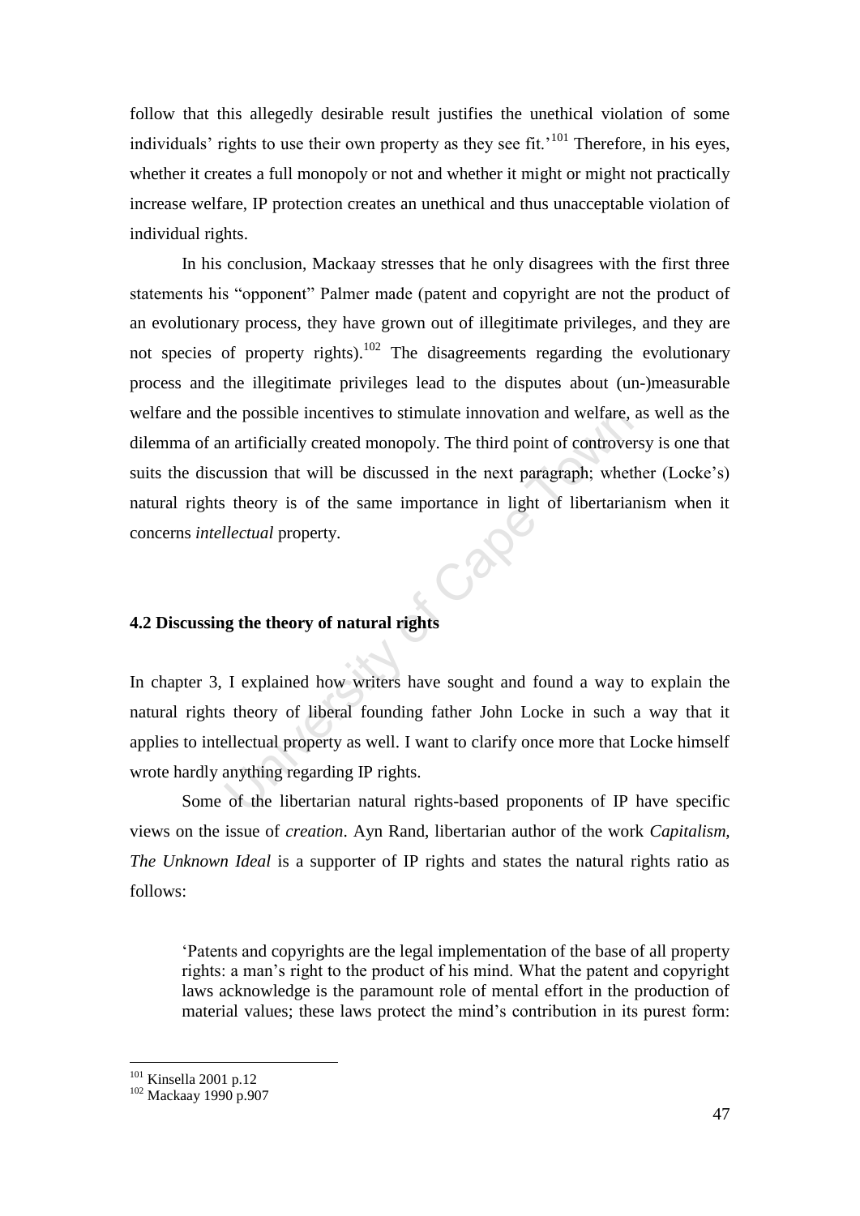follow that this allegedly desirable result justifies the unethical violation of some individuals' rights to use their own property as they see fit.'[101] Therefore, in his eyes, whether it creates a full monopoly or not and whether it might or might not practically increase welfare, IP protection creates an unethical and thus unacceptable violation of individual rights.

In his conclusion, Mackaay stresses that he only disagrees with the first three statements his "opponent" Palmer made (patent and copyright are not the product of an evolutionary process, they have grown out of illegitimate privileges, and they are not species of property rights).[102] The disagreements regarding the evolutionary process and the illegitimate privileges lead to the disputes about (un-)measurable welfare and the possible incentives to stimulate innovation and welfare, as well as the dilemma of an artificially created monopoly. The third point of controversy is one that suits the discussion that will be discussed in the next paragraph; whether (Locke's) natural rights theory is of the same importance in light of libertarianism when it concerns *intellectual* property.

### 4.2 Discussing the theory of natural rights

In chapter 3, I explained how writers have sought and found a way to explain the natural rights theory of liberal founding father John Locke in such a way that it applies to intellectual property as well. I want to clarify once more that Locke himself wrote hardly anything regarding IP rights.

Some of the libertarian natural rights-based proponents of IP have specific views on the issue of *creation*. Ayn Rand, libertarian author of the work *Capitalism, The Unknown Ideal* is a supporter of IP rights and states the natural rights ratio as follows:

> 'Patents and copyrights are the legal implementation of the base of all property rights: a man's right to the product of his mind. What the patent and copyright laws acknowledge is the paramount role of mental effort in the production of material values; these laws protect the mind's contribution in its purest form:

---

[101] Kinsella 2001 p.12

[102] Mackaay 1990 p.907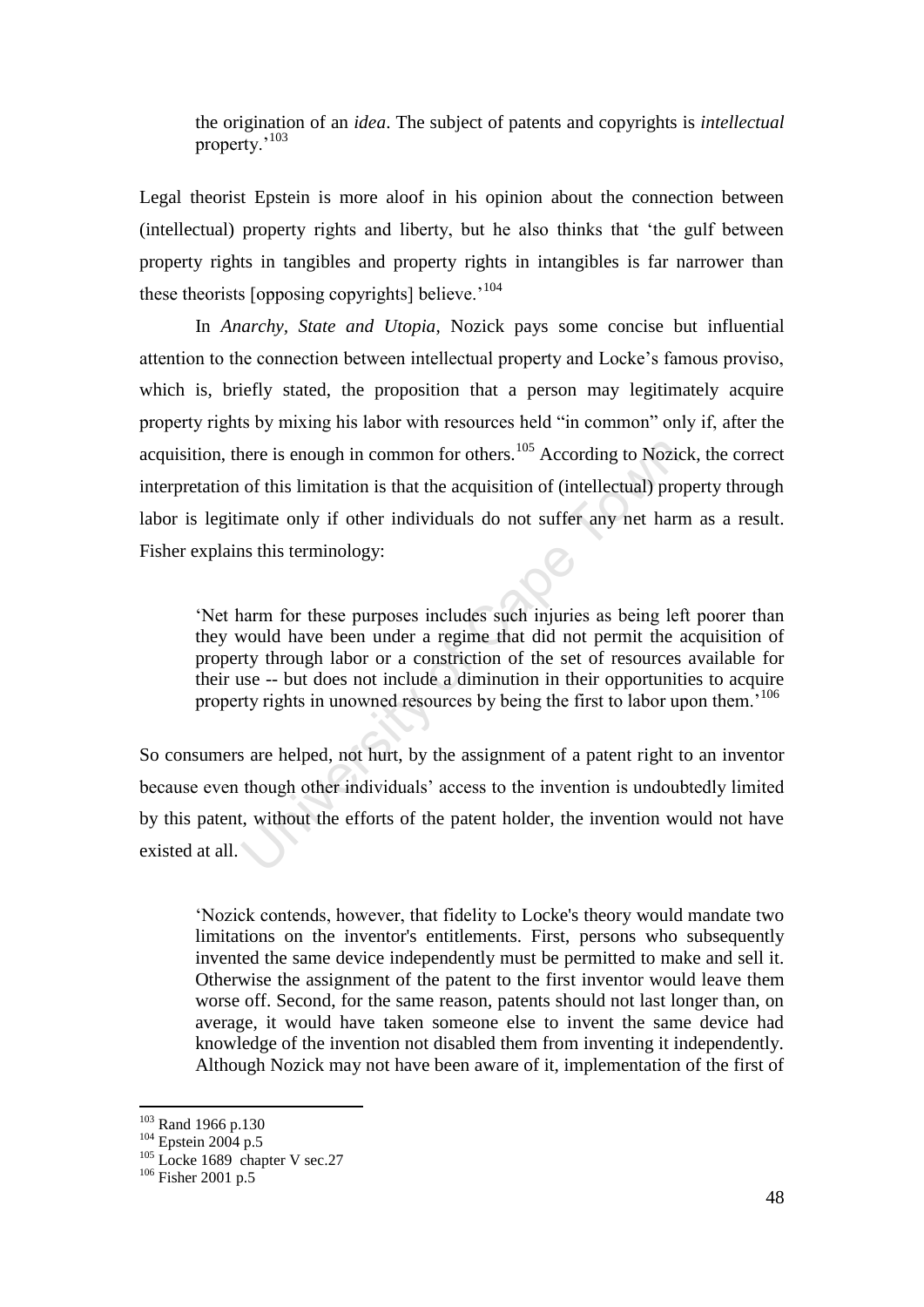> the origination of an *idea*. The subject of patents and copyrights is *intellectual* property.'[103]

Legal theorist Epstein is more aloof in his opinion about the connection between (intellectual) property rights and liberty, but he also thinks that 'the gulf between property rights in tangibles and property rights in intangibles is far narrower than these theorists [opposing copyrights] believe.'[104]

In *Anarchy, State and Utopia*, Nozick pays some concise but influential attention to the connection between intellectual property and Locke's famous proviso, which is, briefly stated, the proposition that a person may legitimately acquire property rights by mixing his labor with resources held "in common" only if, after the acquisition, there is enough in common for others.[105] According to Nozick, the correct interpretation of this limitation is that the acquisition of (intellectual) property through labor is legitimate only if other individuals do not suffer any net harm as a result. Fisher explains this terminology:

> 'Net harm for these purposes includes such injuries as being left poorer than they would have been under a regime that did not permit the acquisition of property through labor or a constriction of the set of resources available for their use -- but does not include a diminution in their opportunities to acquire property rights in unowned resources by being the first to labor upon them.'[106]

So consumers are helped, not hurt, by the assignment of a patent right to an inventor because even though other individuals' access to the invention is undoubtedly limited by this patent, without the efforts of the patent holder, the invention would not have existed at all.

> 'Nozick contends, however, that fidelity to Locke's theory would mandate two limitations on the inventor's entitlements. First, persons who subsequently invented the same device independently must be permitted to make and sell it. Otherwise the assignment of the patent to the first inventor would leave them worse off. Second, for the same reason, patents should not last longer than, on average, it would have taken someone else to invent the same device had knowledge of the invention not disabled them from inventing it independently. Although Nozick may not have been aware of it, implementation of the first of

---

[103] Rand 1966 p.130
[104] Epstein 2004 p.5
[105] Locke 1689 chapter V sec.27
[106] Fisher 2001 p.5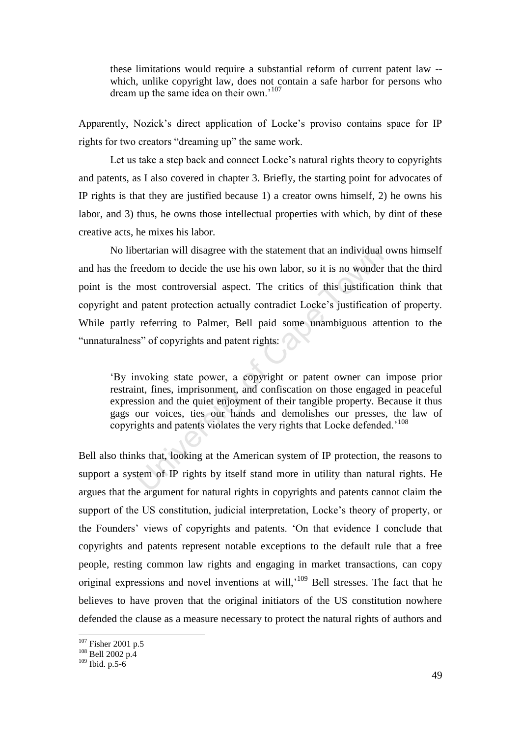> these limitations would require a substantial reform of current patent law -- which, unlike copyright law, does not contain a safe harbor for persons who dream up the same idea on their own.'[107]

Apparently, Nozick's direct application of Locke's proviso contains space for IP rights for two creators "dreaming up" the same work.

Let us take a step back and connect Locke's natural rights theory to copyrights and patents, as I also covered in chapter 3. Briefly, the starting point for advocates of IP rights is that they are justified because 1) a creator owns himself, 2) he owns his labor, and 3) thus, he owns those intellectual properties with which, by dint of these creative acts, he mixes his labor.

No libertarian will disagree with the statement that an individual owns himself and has the freedom to decide the use his own labor, so it is no wonder that the third point is the most controversial aspect. The critics of this justification think that copyright and patent protection actually contradict Locke's justification of property. While partly referring to Palmer, Bell paid some unambiguous attention to the "unnaturalness" of copyrights and patent rights:

> 'By invoking state power, a copyright or patent owner can impose prior restraint, fines, imprisonment, and confiscation on those engaged in peaceful expression and the quiet enjoyment of their tangible property. Because it thus gags our voices, ties our hands and demolishes our presses, the law of copyrights and patents violates the very rights that Locke defended.'[108]

Bell also thinks that, looking at the American system of IP protection, the reasons to support a system of IP rights by itself stand more in utility than natural rights. He argues that the argument for natural rights in copyrights and patents cannot claim the support of the US constitution, judicial interpretation, Locke's theory of property, or the Founders' views of copyrights and patents. 'On that evidence I conclude that copyrights and patents represent notable exceptions to the default rule that a free people, resting common law rights and engaging in market transactions, can copy original expressions and novel inventions at will,'[109] Bell stresses. The fact that he believes to have proven that the original initiators of the US constitution nowhere defended the clause as a measure necessary to protect the natural rights of authors and

---

[107] Fisher 2001 p.5

[108] Bell 2002 p.4

[109] Ibid. p.5-6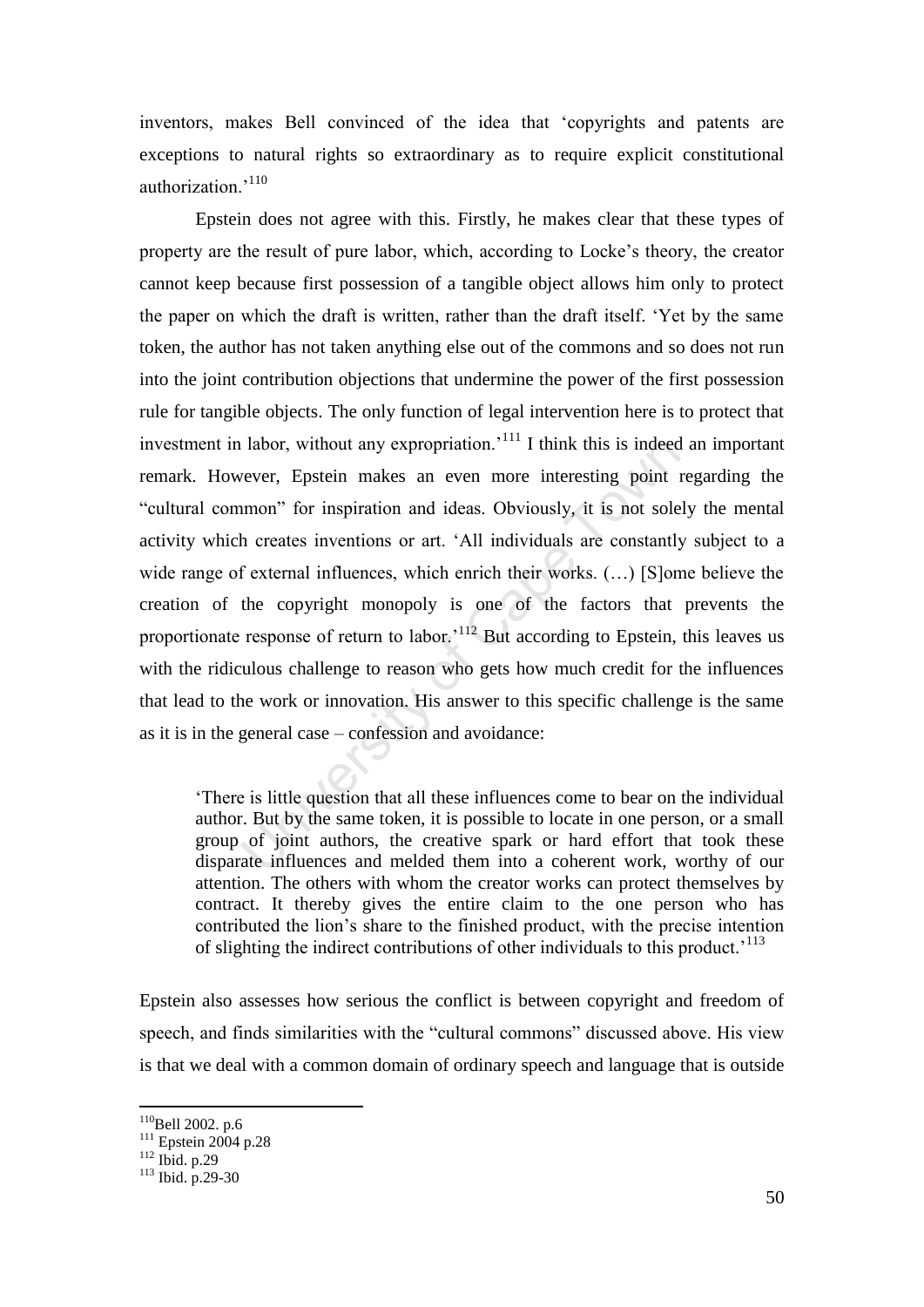inventors, makes Bell convinced of the idea that 'copyrights and patents are exceptions to natural rights so extraordinary as to require explicit constitutional authorization.'[110]

Epstein does not agree with this. Firstly, he makes clear that these types of property are the result of pure labor, which, according to Locke's theory, the creator cannot keep because first possession of a tangible object allows him only to protect the paper on which the draft is written, rather than the draft itself. 'Yet by the same token, the author has not taken anything else out of the commons and so does not run into the joint contribution objections that undermine the power of the first possession rule for tangible objects. The only function of legal intervention here is to protect that investment in labor, without any expropriation.'[111] I think this is indeed an important remark. However, Epstein makes an even more interesting point regarding the "cultural common" for inspiration and ideas. Obviously, it is not solely the mental activity which creates inventions or art. 'All individuals are constantly subject to a wide range of external influences, which enrich their works. (…) [S]ome believe the creation of the copyright monopoly is one of the factors that prevents the proportionate response of return to labor.'[112] But according to Epstein, this leaves us with the ridiculous challenge to reason who gets how much credit for the influences that lead to the work or innovation. His answer to this specific challenge is the same as it is in the general case – confession and avoidance:

> 'There is little question that all these influences come to bear on the individual author. But by the same token, it is possible to locate in one person, or a small group of joint authors, the creative spark or hard effort that took these disparate influences and melded them into a coherent work, worthy of our attention. The others with whom the creator works can protect themselves by contract. It thereby gives the entire claim to the one person who has contributed the lion's share to the finished product, with the precise intention of slighting the indirect contributions of other individuals to this product.'[113]

Epstein also assesses how serious the conflict is between copyright and freedom of speech, and finds similarities with the "cultural commons" discussed above. His view is that we deal with a common domain of ordinary speech and language that is outside

---

[110] Bell 2002. p.6
[111] Epstein 2004 p.28
[112] Ibid. p.29
[113] Ibid. p.29-30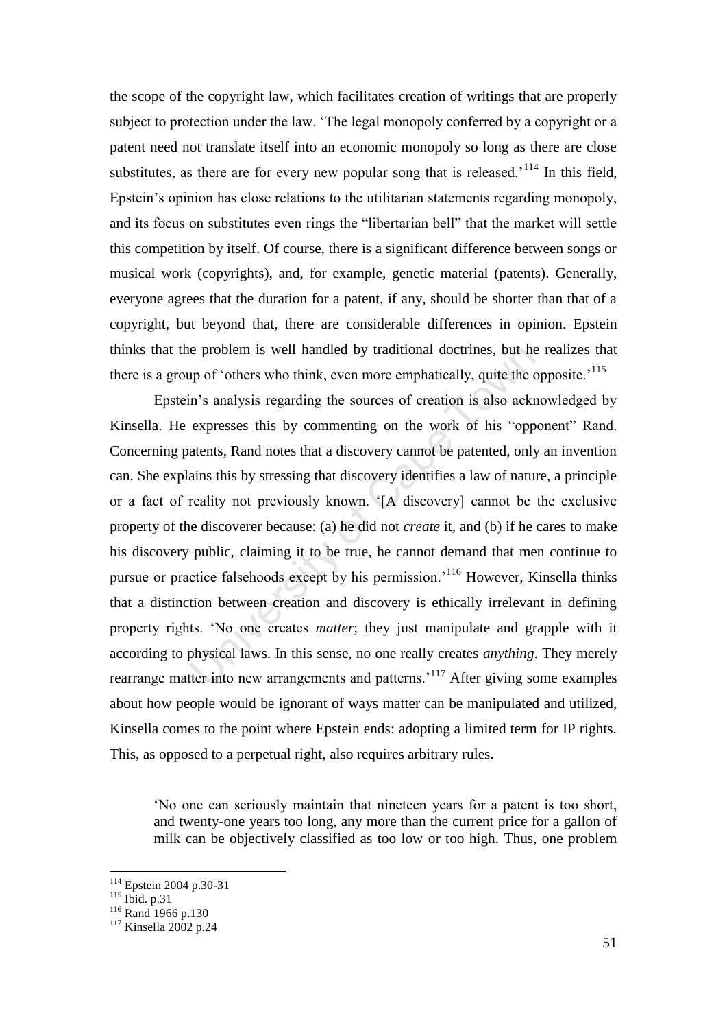the scope of the copyright law, which facilitates creation of writings that are properly subject to protection under the law. 'The legal monopoly conferred by a copyright or a patent need not translate itself into an economic monopoly so long as there are close substitutes, as there are for every new popular song that is released.'[114] In this field, Epstein's opinion has close relations to the utilitarian statements regarding monopoly, and its focus on substitutes even rings the "libertarian bell" that the market will settle this competition by itself. Of course, there is a significant difference between songs or musical work (copyrights), and, for example, genetic material (patents). Generally, everyone agrees that the duration for a patent, if any, should be shorter than that of a copyright, but beyond that, there are considerable differences in opinion. Epstein thinks that the problem is well handled by traditional doctrines, but he realizes that there is a group of 'others who think, even more emphatically, quite the opposite.'[115]

Epstein's analysis regarding the sources of creation is also acknowledged by Kinsella. He expresses this by commenting on the work of his "opponent" Rand. Concerning patents, Rand notes that a discovery cannot be patented, only an invention can. She explains this by stressing that discovery identifies a law of nature, a principle or a fact of reality not previously known. '[A discovery] cannot be the exclusive property of the discoverer because: (a) he did not *create* it, and (b) if he cares to make his discovery public, claiming it to be true, he cannot demand that men continue to pursue or practice falsehoods except by his permission.'[116] However, Kinsella thinks that a distinction between creation and discovery is ethically irrelevant in defining property rights. 'No one creates *matter*; they just manipulate and grapple with it according to physical laws. In this sense, no one really creates *anything*. They merely rearrange matter into new arrangements and patterns.'[117] After giving some examples about how people would be ignorant of ways matter can be manipulated and utilized, Kinsella comes to the point where Epstein ends: adopting a limited term for IP rights. This, as opposed to a perpetual right, also requires arbitrary rules.

> 'No one can seriously maintain that nineteen years for a patent is too short, and twenty-one years too long, any more than the current price for a gallon of milk can be objectively classified as too low or too high. Thus, one problem

---

[114] Epstein 2004 p.30-31
[115] Ibid. p.31
[116] Rand 1966 p.130
[117] Kinsella 2002 p.24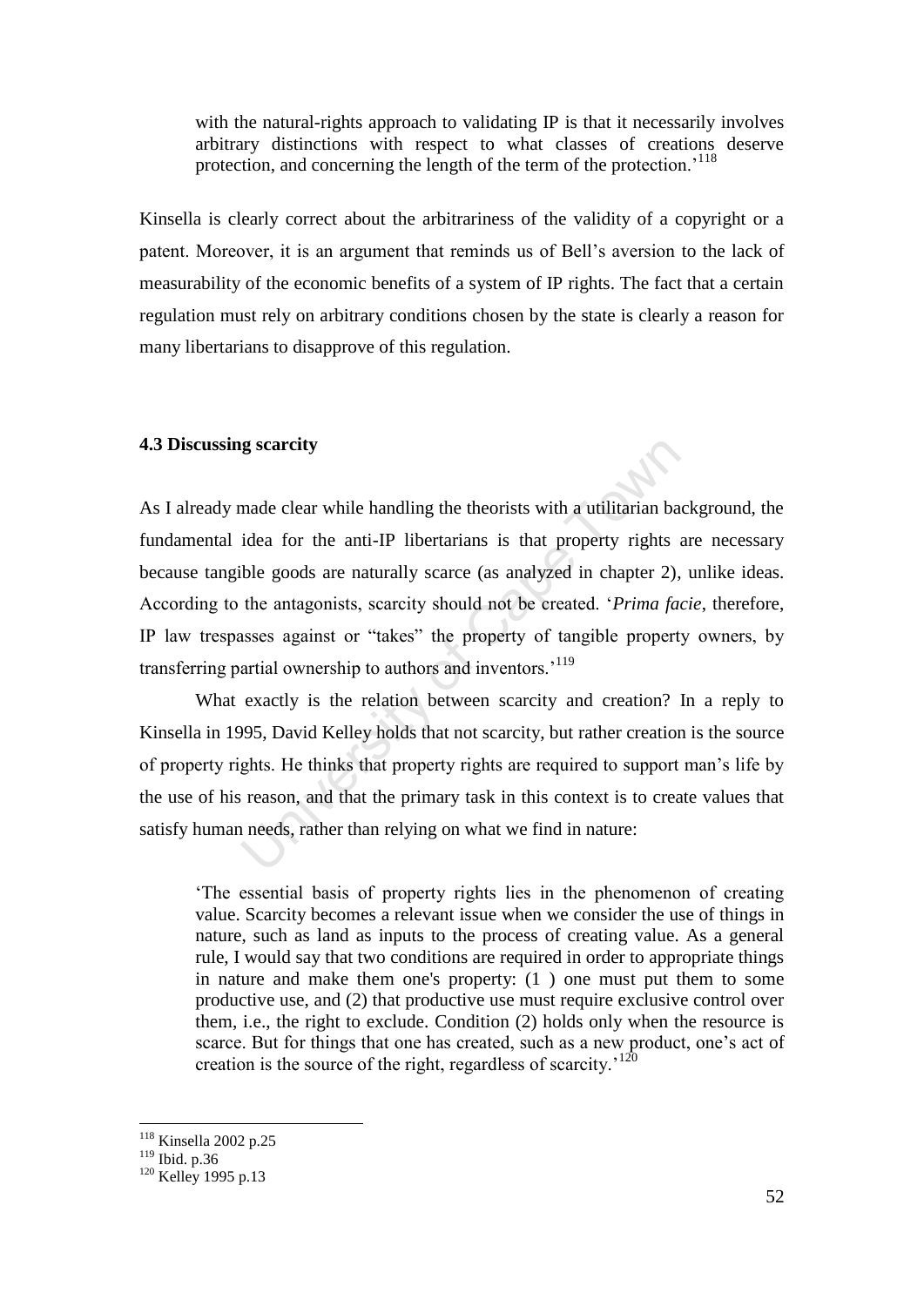> with the natural-rights approach to validating IP is that it necessarily involves arbitrary distinctions with respect to what classes of creations deserve protection, and concerning the length of the term of the protection.'[118]

Kinsella is clearly correct about the arbitrariness of the validity of a copyright or a patent. Moreover, it is an argument that reminds us of Bell's aversion to the lack of measurability of the economic benefits of a system of IP rights. The fact that a certain regulation must rely on arbitrary conditions chosen by the state is clearly a reason for many libertarians to disapprove of this regulation.

### 4.3 Discussing scarcity

As I already made clear while handling the theorists with a utilitarian background, the fundamental idea for the anti-IP libertarians is that property rights are necessary because tangible goods are naturally scarce (as analyzed in chapter 2), unlike ideas. According to the antagonists, scarcity should not be created. '*Prima facie*, therefore, IP law trespasses against or "takes" the property of tangible property owners, by transferring partial ownership to authors and inventors.'[119]

What exactly is the relation between scarcity and creation? In a reply to Kinsella in 1995, David Kelley holds that not scarcity, but rather creation is the source of property rights. He thinks that property rights are required to support man's life by the use of his reason, and that the primary task in this context is to create values that satisfy human needs, rather than relying on what we find in nature:

> 'The essential basis of property rights lies in the phenomenon of creating value. Scarcity becomes a relevant issue when we consider the use of things in nature, such as land as inputs to the process of creating value. As a general rule, I would say that two conditions are required in order to appropriate things in nature and make them one's property: (1 ) one must put them to some productive use, and (2) that productive use must require exclusive control over them, i.e., the right to exclude. Condition (2) holds only when the resource is scarce. But for things that one has created, such as a new product, one's act of creation is the source of the right, regardless of scarcity.'[120]

---

[118] Kinsella 2002 p.25

[119] Ibid. p.36

[120] Kelley 1995 p.13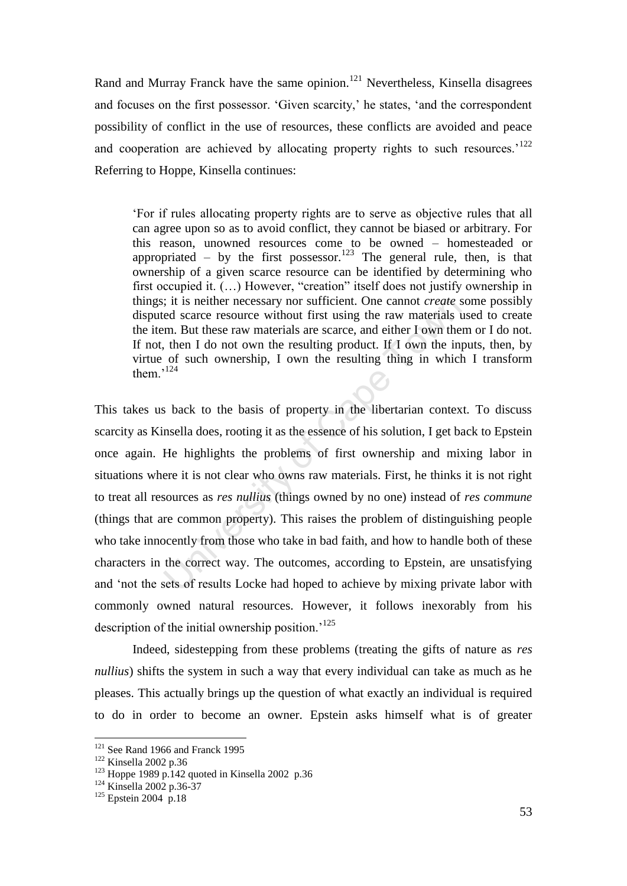Rand and Murray Franck have the same opinion.[121] Nevertheless, Kinsella disagrees and focuses on the first possessor. 'Given scarcity,' he states, 'and the correspondent possibility of conflict in the use of resources, these conflicts are avoided and peace and cooperation are achieved by allocating property rights to such resources.'[122] Referring to Hoppe, Kinsella continues:

> 'For if rules allocating property rights are to serve as objective rules that all can agree upon so as to avoid conflict, they cannot be biased or arbitrary. For this reason, unowned resources come to be owned – homesteaded or appropriated – by the first possessor.[123] The general rule, then, is that ownership of a given scarce resource can be identified by determining who first occupied it. (…) However, "creation" itself does not justify ownership in things; it is neither necessary nor sufficient. One cannot *create* some possibly disputed scarce resource without first using the raw materials used to create the item. But these raw materials are scarce, and either I own them or I do not. If not, then I do not own the resulting product. If I own the inputs, then, by virtue of such ownership, I own the resulting thing in which I transform them.'[124]

This takes us back to the basis of property in the libertarian context. To discuss scarcity as Kinsella does, rooting it as the essence of his solution, I get back to Epstein once again. He highlights the problems of first ownership and mixing labor in situations where it is not clear who owns raw materials. First, he thinks it is not right to treat all resources as *res nullius* (things owned by no one) instead of *res commune* (things that are common property). This raises the problem of distinguishing people who take innocently from those who take in bad faith, and how to handle both of these characters in the correct way. The outcomes, according to Epstein, are unsatisfying and 'not the sets of results Locke had hoped to achieve by mixing private labor with commonly owned natural resources. However, it follows inexorably from his description of the initial ownership position.'[125]

Indeed, sidestepping from these problems (treating the gifts of nature as *res nullius*) shifts the system in such a way that every individual can take as much as he pleases. This actually brings up the question of what exactly an individual is required to do in order to become an owner. Epstein asks himself what is of greater

---

[121] See Rand 1966 and Franck 1995
[122] Kinsella 2002 p.36
[123] Hoppe 1989 p.142 quoted in Kinsella 2002 p.36
[124] Kinsella 2002 p.36-37
[125] Epstein 2004 p.18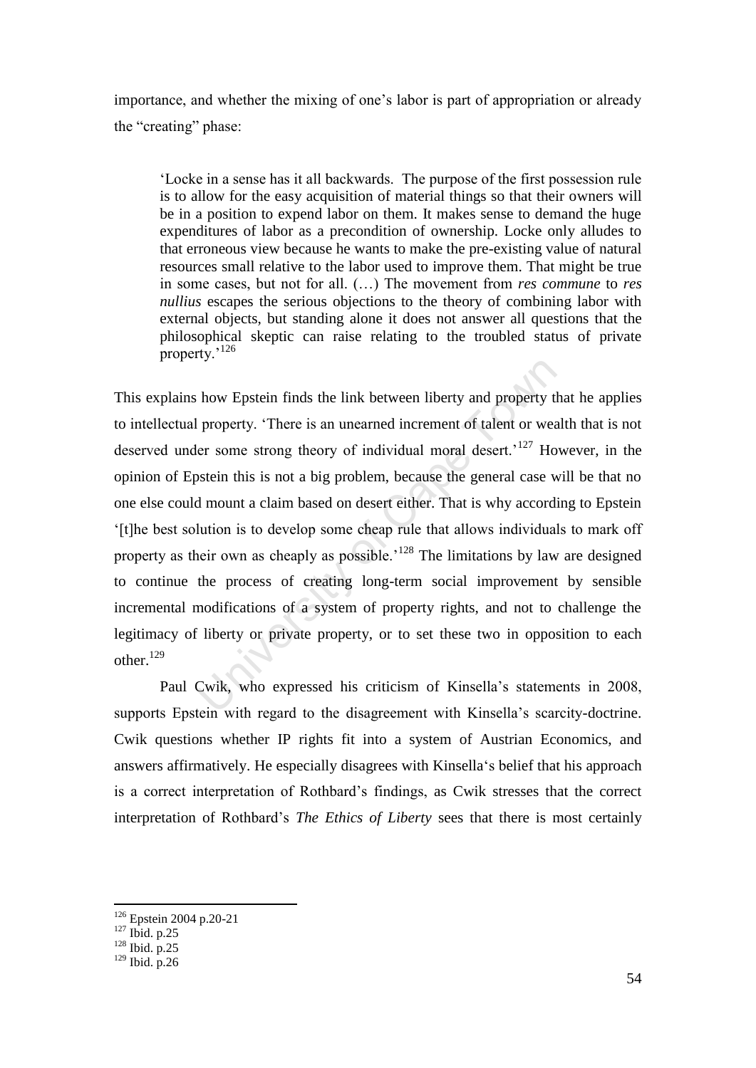importance, and whether the mixing of one's labor is part of appropriation or already the "creating" phase:

> 'Locke in a sense has it all backwards. The purpose of the first possession rule is to allow for the easy acquisition of material things so that their owners will be in a position to expend labor on them. It makes sense to demand the huge expenditures of labor as a precondition of ownership. Locke only alludes to that erroneous view because he wants to make the pre-existing value of natural resources small relative to the labor used to improve them. That might be true in some cases, but not for all. (…) The movement from *res commune* to *res nullius* escapes the serious objections to the theory of combining labor with external objects, but standing alone it does not answer all questions that the philosophical skeptic can raise relating to the troubled status of private property.'[126]

This explains how Epstein finds the link between liberty and property that he applies to intellectual property. 'There is an unearned increment of talent or wealth that is not deserved under some strong theory of individual moral desert.'[127] However, in the opinion of Epstein this is not a big problem, because the general case will be that no one else could mount a claim based on desert either. That is why according to Epstein '[t]he best solution is to develop some cheap rule that allows individuals to mark off property as their own as cheaply as possible.'[128] The limitations by law are designed to continue the process of creating long-term social improvement by sensible incremental modifications of a system of property rights, and not to challenge the legitimacy of liberty or private property, or to set these two in opposition to each other.[129]

Paul Cwik, who expressed his criticism of Kinsella's statements in 2008, supports Epstein with regard to the disagreement with Kinsella's scarcity-doctrine. Cwik questions whether IP rights fit into a system of Austrian Economics, and answers affirmatively. He especially disagrees with Kinsella's belief that his approach is a correct interpretation of Rothbard's findings, as Cwik stresses that the correct interpretation of Rothbard's *The Ethics of Liberty* sees that there is most certainly

---

[126] Epstein 2004 p.20-21

[127] Ibid. p.25

[128] Ibid. p.25

[129] Ibid. p.26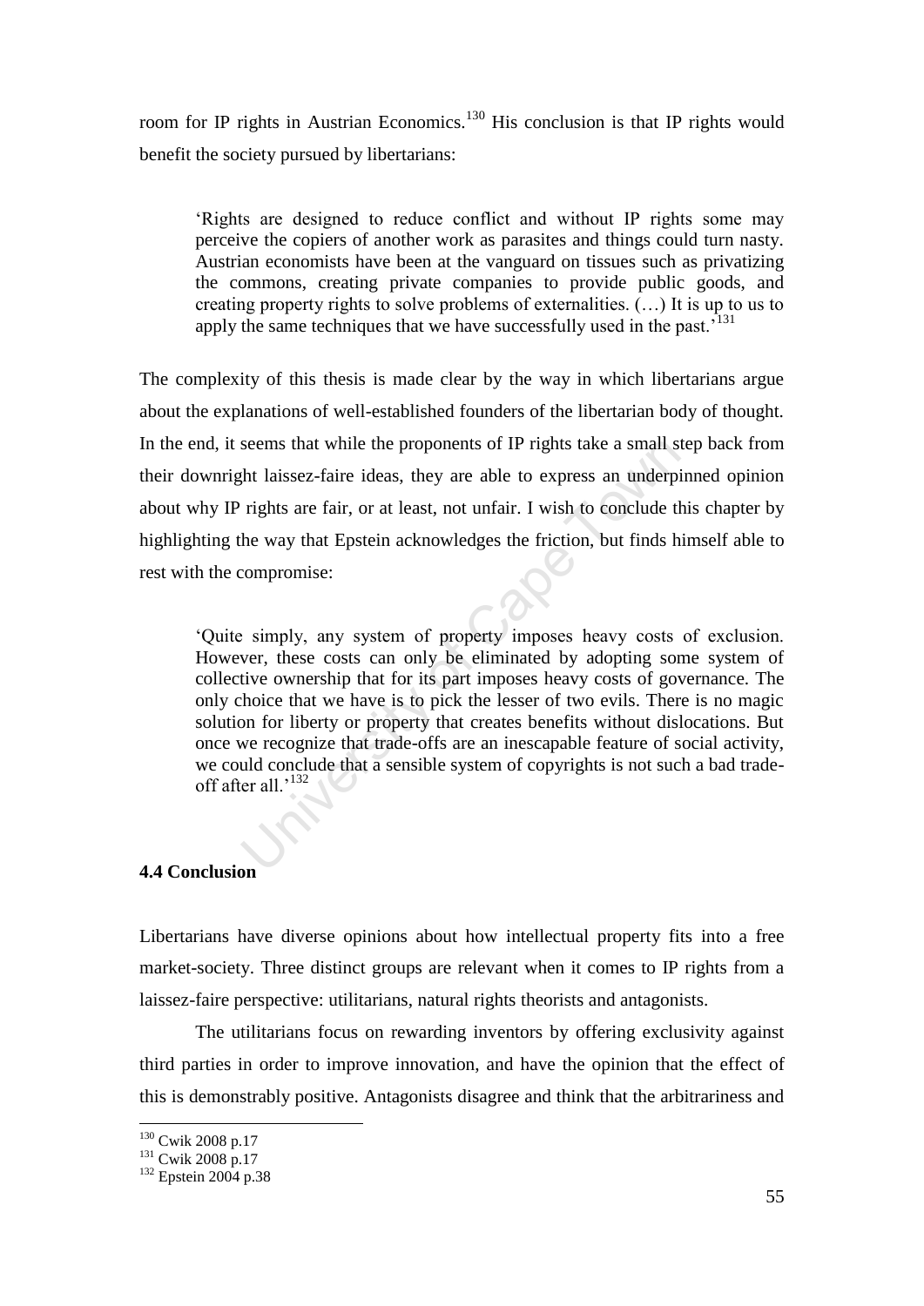room for IP rights in Austrian Economics.[130] His conclusion is that IP rights would benefit the society pursued by libertarians:

> 'Rights are designed to reduce conflict and without IP rights some may perceive the copiers of another work as parasites and things could turn nasty. Austrian economists have been at the vanguard on tissues such as privatizing the commons, creating private companies to provide public goods, and creating property rights to solve problems of externalities. (…) It is up to us to apply the same techniques that we have successfully used in the past.'[131]

The complexity of this thesis is made clear by the way in which libertarians argue about the explanations of well-established founders of the libertarian body of thought. In the end, it seems that while the proponents of IP rights take a small step back from their downright laissez-faire ideas, they are able to express an underpinned opinion about why IP rights are fair, or at least, not unfair. I wish to conclude this chapter by highlighting the way that Epstein acknowledges the friction, but finds himself able to rest with the compromise:

> 'Quite simply, any system of property imposes heavy costs of exclusion. However, these costs can only be eliminated by adopting some system of collective ownership that for its part imposes heavy costs of governance. The only choice that we have is to pick the lesser of two evils. There is no magic solution for liberty or property that creates benefits without dislocations. But once we recognize that trade-offs are an inescapable feature of social activity, we could conclude that a sensible system of copyrights is not such a bad trade-off after all.'[132]

### 4.4 Conclusion

Libertarians have diverse opinions about how intellectual property fits into a free market-society. Three distinct groups are relevant when it comes to IP rights from a laissez-faire perspective: utilitarians, natural rights theorists and antagonists.

The utilitarians focus on rewarding inventors by offering exclusivity against third parties in order to improve innovation, and have the opinion that the effect of this is demonstrably positive. Antagonists disagree and think that the arbitrariness and

---

[130] Cwik 2008 p.17

[131] Cwik 2008 p.17

[132] Epstein 2004 p.38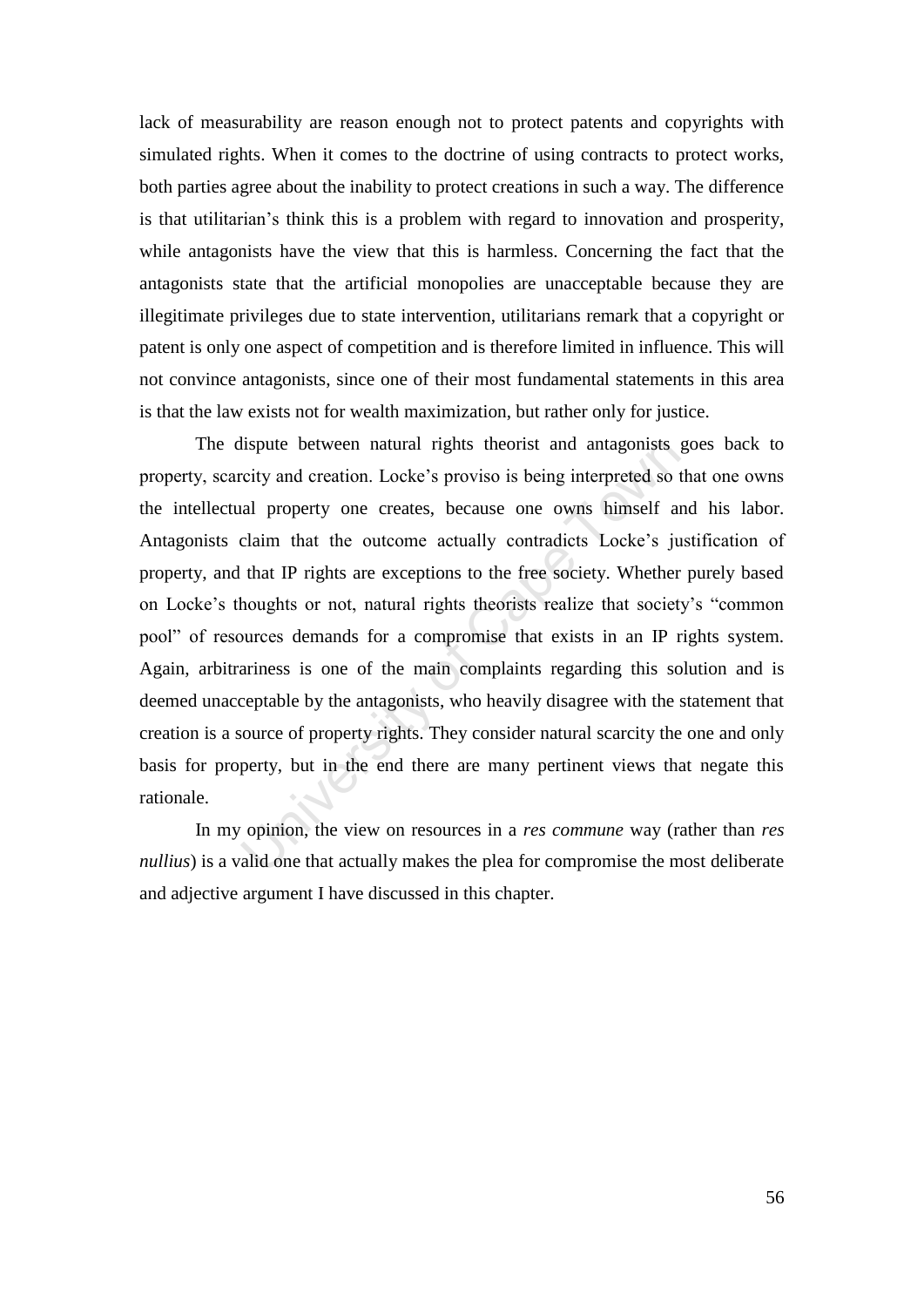lack of measurability are reason enough not to protect patents and copyrights with simulated rights. When it comes to the doctrine of using contracts to protect works, both parties agree about the inability to protect creations in such a way. The difference is that utilitarian's think this is a problem with regard to innovation and prosperity, while antagonists have the view that this is harmless. Concerning the fact that the antagonists state that the artificial monopolies are unacceptable because they are illegitimate privileges due to state intervention, utilitarians remark that a copyright or patent is only one aspect of competition and is therefore limited in influence. This will not convince antagonists, since one of their most fundamental statements in this area is that the law exists not for wealth maximization, but rather only for justice.

The dispute between natural rights theorist and antagonists goes back to property, scarcity and creation. Locke's proviso is being interpreted so that one owns the intellectual property one creates, because one owns himself and his labor. Antagonists claim that the outcome actually contradicts Locke's justification of property, and that IP rights are exceptions to the free society. Whether purely based on Locke's thoughts or not, natural rights theorists realize that society's "common pool" of resources demands for a compromise that exists in an IP rights system. Again, arbitrariness is one of the main complaints regarding this solution and is deemed unacceptable by the antagonists, who heavily disagree with the statement that creation is a source of property rights. They consider natural scarcity the one and only basis for property, but in the end there are many pertinent views that negate this rationale.

In my opinion, the view on resources in a *res commune* way (rather than *res nullius*) is a valid one that actually makes the plea for compromise the most deliberate and adjective argument I have discussed in this chapter.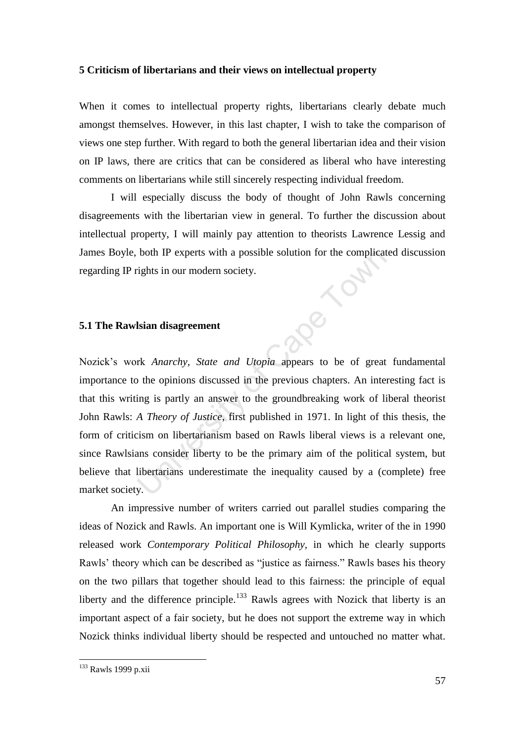## 5 Criticism of libertarians and their views on intellectual property

When it comes to intellectual property rights, libertarians clearly debate much amongst themselves. However, in this last chapter, I wish to take the comparison of views one step further. With regard to both the general libertarian idea and their vision on IP laws, there are critics that can be considered as liberal who have interesting comments on libertarians while still sincerely respecting individual freedom.

I will especially discuss the body of thought of John Rawls concerning disagreements with the libertarian view in general. To further the discussion about intellectual property, I will mainly pay attention to theorists Lawrence Lessig and James Boyle, both IP experts with a possible solution for the complicated discussion regarding IP rights in our modern society.

### 5.1 The Rawlsian disagreement

Nozick's work *Anarchy, State and Utopia* appears to be of great fundamental importance to the opinions discussed in the previous chapters. An interesting fact is that this writing is partly an answer to the groundbreaking work of liberal theorist John Rawls: *A Theory of Justice*, first published in 1971. In light of this thesis, the form of criticism on libertarianism based on Rawls liberal views is a relevant one, since Rawlsians consider liberty to be the primary aim of the political system, but believe that libertarians underestimate the inequality caused by a (complete) free market society.

An impressive number of writers carried out parallel studies comparing the ideas of Nozick and Rawls. An important one is Will Kymlicka, writer of the in 1990 released work *Contemporary Political Philosophy*, in which he clearly supports Rawls' theory which can be described as "justice as fairness." Rawls bases his theory on the two pillars that together should lead to this fairness: the principle of equal liberty and the difference principle.[133] Rawls agrees with Nozick that liberty is an important aspect of a fair society, but he does not support the extreme way in which Nozick thinks individual liberty should be respected and untouched no matter what.

[133] Rawls 1999 p.xii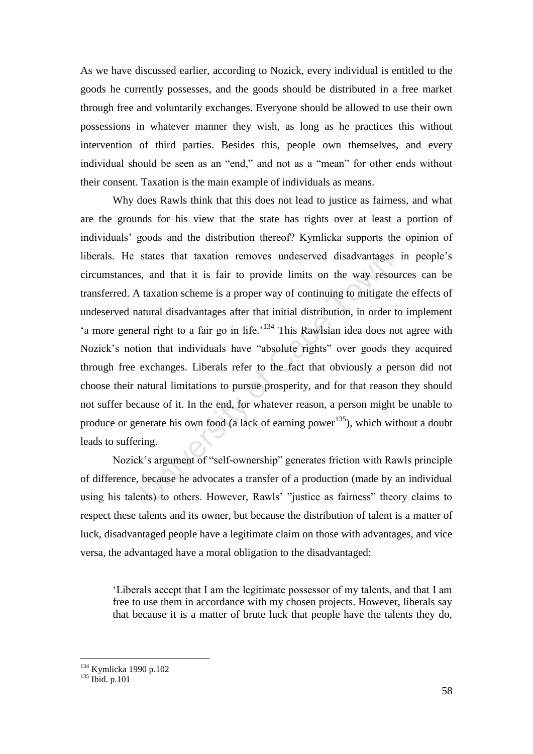As we have discussed earlier, according to Nozick, every individual is entitled to the goods he currently possesses, and the goods should be distributed in a free market through free and voluntarily exchanges. Everyone should be allowed to use their own possessions in whatever manner they wish, as long as he practices this without intervention of third parties. Besides this, people own themselves, and every individual should be seen as an "end," and not as a "mean" for other ends without their consent. Taxation is the main example of individuals as means.

Why does Rawls think that this does not lead to justice as fairness, and what are the grounds for his view that the state has rights over at least a portion of individuals' goods and the distribution thereof? Kymlicka supports the opinion of liberals. He states that taxation removes undeserved disadvantages in people's circumstances, and that it is fair to provide limits on the way resources can be transferred. A taxation scheme is a proper way of continuing to mitigate the effects of undeserved natural disadvantages after that initial distribution, in order to implement 'a more general right to a fair go in life.'[134] This Rawlsian idea does not agree with Nozick's notion that individuals have "absolute rights" over goods they acquired through free exchanges. Liberals refer to the fact that obviously a person did not choose their natural limitations to pursue prosperity, and for that reason they should not suffer because of it. In the end, for whatever reason, a person might be unable to produce or generate his own food (a lack of earning power[135]), which without a doubt leads to suffering.

Nozick's argument of "self-ownership" generates friction with Rawls principle of difference, because he advocates a transfer of a production (made by an individual using his talents) to others. However, Rawls' "justice as fairness" theory claims to respect these talents and its owner, but because the distribution of talent is a matter of luck, disadvantaged people have a legitimate claim on those with advantages, and vice versa, the advantaged have a moral obligation to the disadvantaged:

> 'Liberals accept that I am the legitimate possessor of my talents, and that I am free to use them in accordance with my chosen projects. However, liberals say that because it is a matter of brute luck that people have the talents they do,

---

[134] Kymlicka 1990 p.102

[135] Ibid. p.101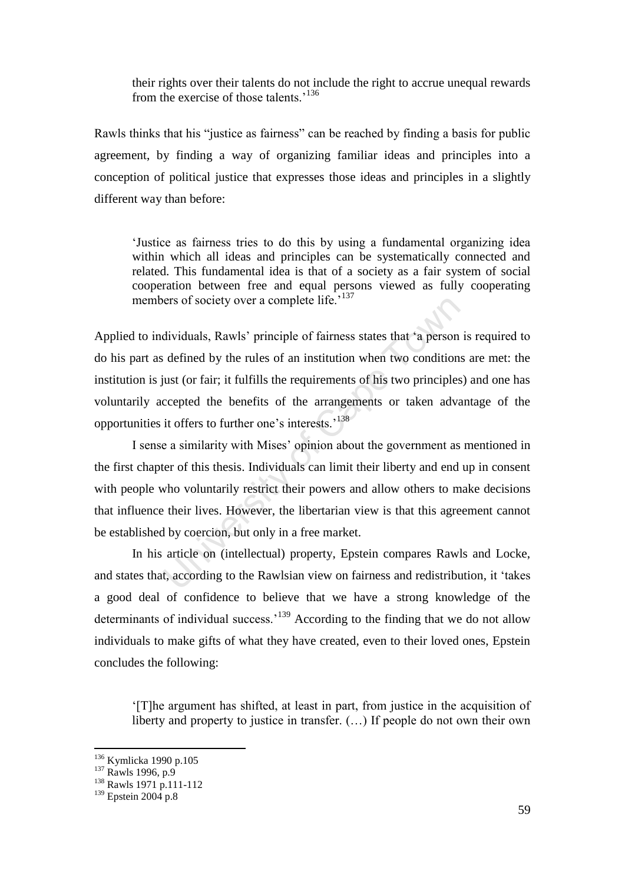their rights over their talents do not include the right to accrue unequal rewards from the exercise of those talents.'[136]

Rawls thinks that his "justice as fairness" can be reached by finding a basis for public agreement, by finding a way of organizing familiar ideas and principles into a conception of political justice that expresses those ideas and principles in a slightly different way than before:

> 'Justice as fairness tries to do this by using a fundamental organizing idea within which all ideas and principles can be systematically connected and related. This fundamental idea is that of a society as a fair system of social cooperation between free and equal persons viewed as fully cooperating members of society over a complete life.'[137]

Applied to individuals, Rawls' principle of fairness states that 'a person is required to do his part as defined by the rules of an institution when two conditions are met: the institution is just (or fair; it fulfills the requirements of his two principles) and one has voluntarily accepted the benefits of the arrangements or taken advantage of the opportunities it offers to further one's interests.'[138]

I sense a similarity with Mises' opinion about the government as mentioned in the first chapter of this thesis. Individuals can limit their liberty and end up in consent with people who voluntarily restrict their powers and allow others to make decisions that influence their lives. However, the libertarian view is that this agreement cannot be established by coercion, but only in a free market.

In his article on (intellectual) property, Epstein compares Rawls and Locke, and states that, according to the Rawlsian view on fairness and redistribution, it 'takes a good deal of confidence to believe that we have a strong knowledge of the determinants of individual success.'[139] According to the finding that we do not allow individuals to make gifts of what they have created, even to their loved ones, Epstein concludes the following:

> '[T]he argument has shifted, at least in part, from justice in the acquisition of liberty and property to justice in transfer. (…) If people do not own their own

---

[136] Kymlicka 1990 p.105
[137] Rawls 1996, p.9
[138] Rawls 1971 p.111-112
[139] Epstein 2004 p.8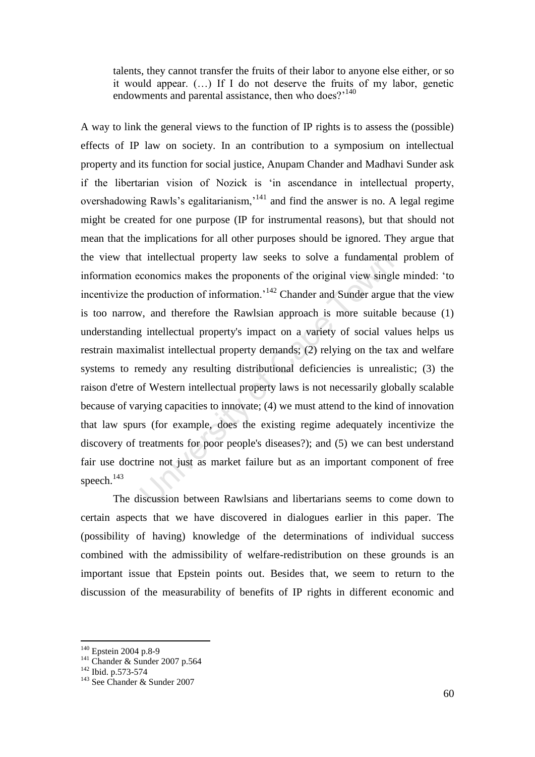> talents, they cannot transfer the fruits of their labor to anyone else either, or so it would appear. (…) If I do not deserve the fruits of my labor, genetic endowments and parental assistance, then who does?'[140]

A way to link the general views to the function of IP rights is to assess the (possible) effects of IP law on society. In an contribution to a symposium on intellectual property and its function for social justice, Anupam Chander and Madhavi Sunder ask if the libertarian vision of Nozick is 'in ascendance in intellectual property, overshadowing Rawls's egalitarianism,'[141] and find the answer is no. A legal regime might be created for one purpose (IP for instrumental reasons), but that should not mean that the implications for all other purposes should be ignored. They argue that the view that intellectual property law seeks to solve a fundamental problem of information economics makes the proponents of the original view single minded: 'to incentivize the production of information.'[142] Chander and Sunder argue that the view is too narrow, and therefore the Rawlsian approach is more suitable because (1) understanding intellectual property's impact on a variety of social values helps us restrain maximalist intellectual property demands; (2) relying on the tax and welfare systems to remedy any resulting distributional deficiencies is unrealistic; (3) the raison d'etre of Western intellectual property laws is not necessarily globally scalable because of varying capacities to innovate; (4) we must attend to the kind of innovation that law spurs (for example, does the existing regime adequately incentivize the discovery of treatments for poor people's diseases?); and (5) we can best understand fair use doctrine not just as market failure but as an important component of free speech.[143]

The discussion between Rawlsians and libertarians seems to come down to certain aspects that we have discovered in dialogues earlier in this paper. The (possibility of having) knowledge of the determinations of individual success combined with the admissibility of welfare-redistribution on these grounds is an important issue that Epstein points out. Besides that, we seem to return to the discussion of the measurability of benefits of IP rights in different economic and

---

[140] Epstein 2004 p.8-9

[141] Chander & Sunder 2007 p.564

[142] Ibid. p.573-574

[143] See Chander & Sunder 2007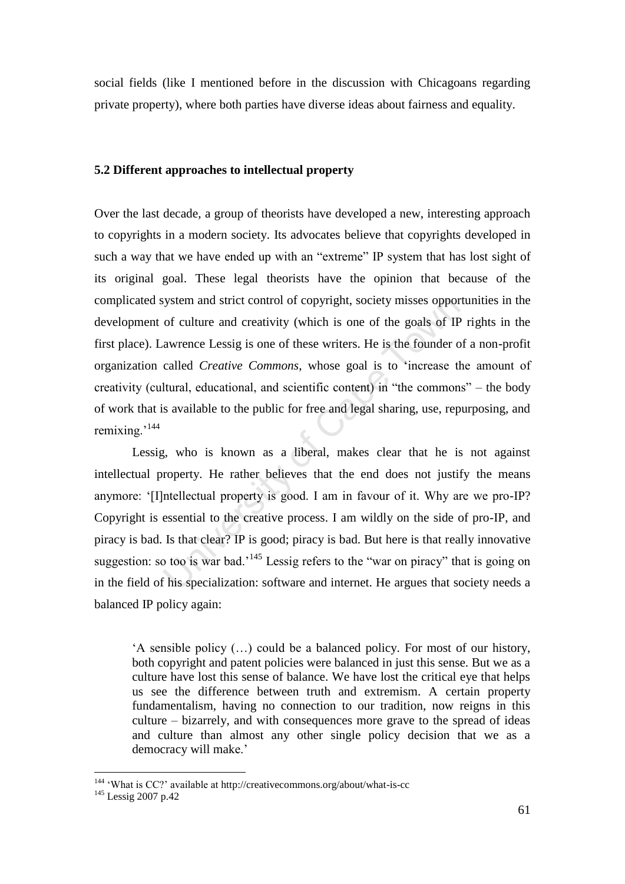social fields (like I mentioned before in the discussion with Chicagoans regarding private property), where both parties have diverse ideas about fairness and equality.

### 5.2 Different approaches to intellectual property

Over the last decade, a group of theorists have developed a new, interesting approach to copyrights in a modern society. Its advocates believe that copyrights developed in such a way that we have ended up with an "extreme" IP system that has lost sight of its original goal. These legal theorists have the opinion that because of the complicated system and strict control of copyright, society misses opportunities in the development of culture and creativity (which is one of the goals of IP rights in the first place). Lawrence Lessig is one of these writers. He is the founder of a non-profit organization called *Creative Commons*, whose goal is to 'increase the amount of creativity (cultural, educational, and scientific content) in "the commons" – the body of work that is available to the public for free and legal sharing, use, repurposing, and remixing.'[144]

Lessig, who is known as a liberal, makes clear that he is not against intellectual property. He rather believes that the end does not justify the means anymore: '[I]ntellectual property is good. I am in favour of it. Why are we pro-IP? Copyright is essential to the creative process. I am wildly on the side of pro-IP, and piracy is bad. Is that clear? IP is good; piracy is bad. But here is that really innovative suggestion: so too is war bad.'[145] Lessig refers to the "war on piracy" that is going on in the field of his specialization: software and internet. He argues that society needs a balanced IP policy again:

> 'A sensible policy (…) could be a balanced policy. For most of our history, both copyright and patent policies were balanced in just this sense. But we as a culture have lost this sense of balance. We have lost the critical eye that helps us see the difference between truth and extremism. A certain property fundamentalism, having no connection to our tradition, now reigns in this culture – bizarrely, and with consequences more grave to the spread of ideas and culture than almost any other single policy decision that we as a democracy will make.'

---

[144] 'What is CC?' available at http://creativecommons.org/about/what-is-cc

[145] Lessig 2007 p.42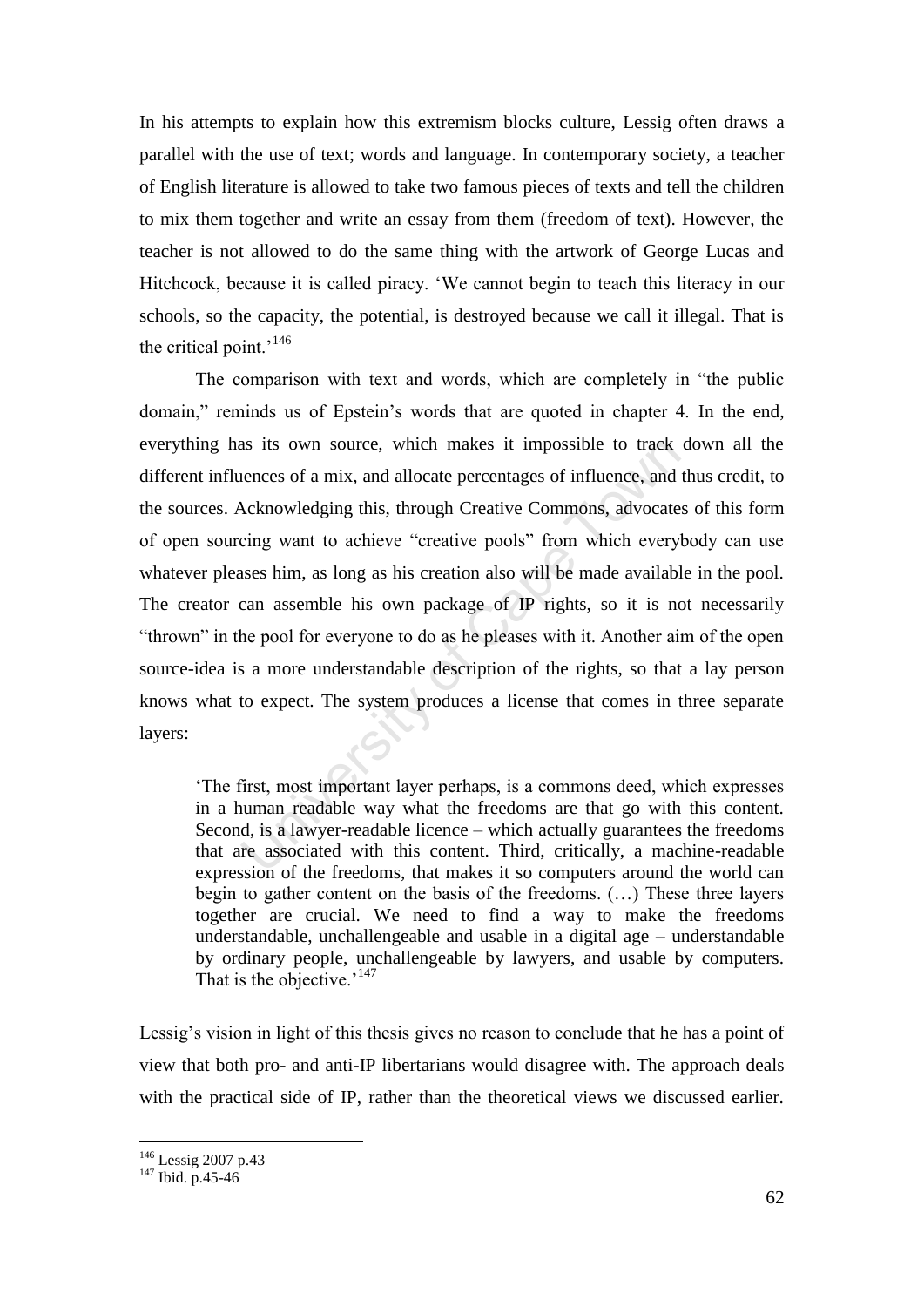In his attempts to explain how this extremism blocks culture, Lessig often draws a parallel with the use of text; words and language. In contemporary society, a teacher of English literature is allowed to take two famous pieces of texts and tell the children to mix them together and write an essay from them (freedom of text). However, the teacher is not allowed to do the same thing with the artwork of George Lucas and Hitchcock, because it is called piracy. 'We cannot begin to teach this literacy in our schools, so the capacity, the potential, is destroyed because we call it illegal. That is the critical point.'[146]

The comparison with text and words, which are completely in "the public domain," reminds us of Epstein's words that are quoted in chapter 4. In the end, everything has its own source, which makes it impossible to track down all the different influences of a mix, and allocate percentages of influence, and thus credit, to the sources. Acknowledging this, through Creative Commons, advocates of this form of open sourcing want to achieve "creative pools" from which everybody can use whatever pleases him, as long as his creation also will be made available in the pool. The creator can assemble his own package of IP rights, so it is not necessarily "thrown" in the pool for everyone to do as he pleases with it. Another aim of the open source-idea is a more understandable description of the rights, so that a lay person knows what to expect. The system produces a license that comes in three separate layers:

> 'The first, most important layer perhaps, is a commons deed, which expresses in a human readable way what the freedoms are that go with this content. Second, is a lawyer-readable licence – which actually guarantees the freedoms that are associated with this content. Third, critically, a machine-readable expression of the freedoms, that makes it so computers around the world can begin to gather content on the basis of the freedoms. (…) These three layers together are crucial. We need to find a way to make the freedoms understandable, unchallengeable and usable in a digital age – understandable by ordinary people, unchallengeable by lawyers, and usable by computers. That is the objective.'[147]

Lessig's vision in light of this thesis gives no reason to conclude that he has a point of view that both pro- and anti-IP libertarians would disagree with. The approach deals with the practical side of IP, rather than the theoretical views we discussed earlier.

---

[146] Lessig 2007 p.43

[147] Ibid. p.45-46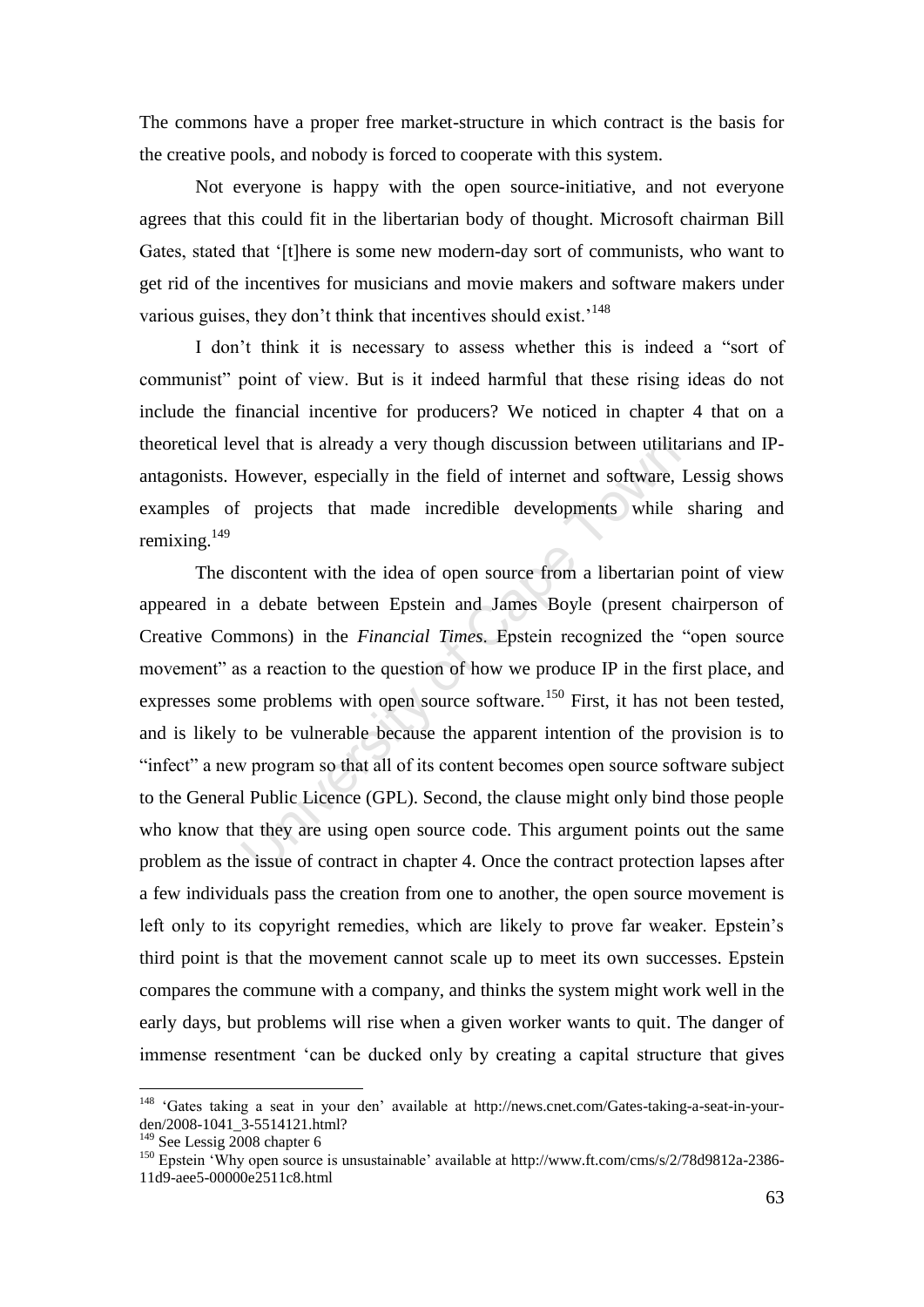The commons have a proper free market-structure in which contract is the basis for the creative pools, and nobody is forced to cooperate with this system.

Not everyone is happy with the open source-initiative, and not everyone agrees that this could fit in the libertarian body of thought. Microsoft chairman Bill Gates, stated that '[t]here is some new modern-day sort of communists, who want to get rid of the incentives for musicians and movie makers and software makers under various guises, they don't think that incentives should exist.'[148]

I don't think it is necessary to assess whether this is indeed a "sort of communist" point of view. But is it indeed harmful that these rising ideas do not include the financial incentive for producers? We noticed in chapter 4 that on a theoretical level that is already a very though discussion between utilitarians and IP-antagonists. However, especially in the field of internet and software, Lessig shows examples of projects that made incredible developments while sharing and remixing.[149]

The discontent with the idea of open source from a libertarian point of view appeared in a debate between Epstein and James Boyle (present chairperson of Creative Commons) in the *Financial Times*. Epstein recognized the "open source movement" as a reaction to the question of how we produce IP in the first place, and expresses some problems with open source software.[150] First, it has not been tested, and is likely to be vulnerable because the apparent intention of the provision is to "infect" a new program so that all of its content becomes open source software subject to the General Public Licence (GPL). Second, the clause might only bind those people who know that they are using open source code. This argument points out the same problem as the issue of contract in chapter 4. Once the contract protection lapses after a few individuals pass the creation from one to another, the open source movement is left only to its copyright remedies, which are likely to prove far weaker. Epstein's third point is that the movement cannot scale up to meet its own successes. Epstein compares the commune with a company, and thinks the system might work well in the early days, but problems will rise when a given worker wants to quit. The danger of immense resentment 'can be ducked only by creating a capital structure that gives

---

[148] 'Gates taking a seat in your den' available at http://news.cnet.com/Gates-taking-a-seat-in-your-den/2008-1041_3-5514121.html?

[149] See Lessig 2008 chapter 6

[150] Epstein 'Why open source is unsustainable' available at http://www.ft.com/cms/s/2/78d9812a-2386-11d9-aee5-00000e2511c8.html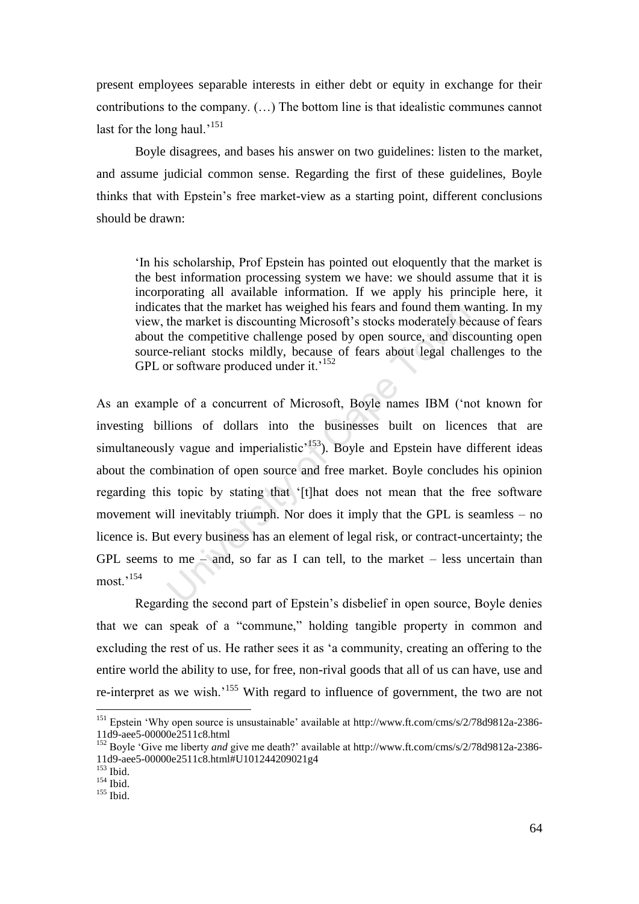present employees separable interests in either debt or equity in exchange for their contributions to the company. (…) The bottom line is that idealistic communes cannot last for the long haul.'[151]

Boyle disagrees, and bases his answer on two guidelines: listen to the market, and assume judicial common sense. Regarding the first of these guidelines, Boyle thinks that with Epstein's free market-view as a starting point, different conclusions should be drawn:

> 'In his scholarship, Prof Epstein has pointed out eloquently that the market is the best information processing system we have: we should assume that it is incorporating all available information. If we apply his principle here, it indicates that the market has weighed his fears and found them wanting. In my view, the market is discounting Microsoft's stocks moderately because of fears about the competitive challenge posed by open source, and discounting open source-reliant stocks mildly, because of fears about legal challenges to the GPL or software produced under it.'[152]

As an example of a concurrent of Microsoft, Boyle names IBM ('not known for investing billions of dollars into the businesses built on licences that are simultaneously vague and imperialistic'[153]). Boyle and Epstein have different ideas about the combination of open source and free market. Boyle concludes his opinion regarding this topic by stating that '[t]hat does not mean that the free software movement will inevitably triumph. Nor does it imply that the GPL is seamless – no licence is. But every business has an element of legal risk, or contract-uncertainty; the GPL seems to me – and, so far as I can tell, to the market – less uncertain than most.'[154]

Regarding the second part of Epstein's disbelief in open source, Boyle denies that we can speak of a "commune," holding tangible property in common and excluding the rest of us. He rather sees it as 'a community, creating an offering to the entire world the ability to use, for free, non-rival goods that all of us can have, use and re-interpret as we wish.'[155] With regard to influence of government, the two are not

---

[151] Epstein 'Why open source is unsustainable' available at http://www.ft.com/cms/s/2/78d9812a-2386-11d9-aee5-00000e2511c8.html

[152] Boyle 'Give me liberty *and* give me death?' available at http://www.ft.com/cms/s/2/78d9812a-2386-11d9-aee5-00000e2511c8.html#U101244209021g4

[153] Ibid.

[154] Ibid.

[155] Ibid.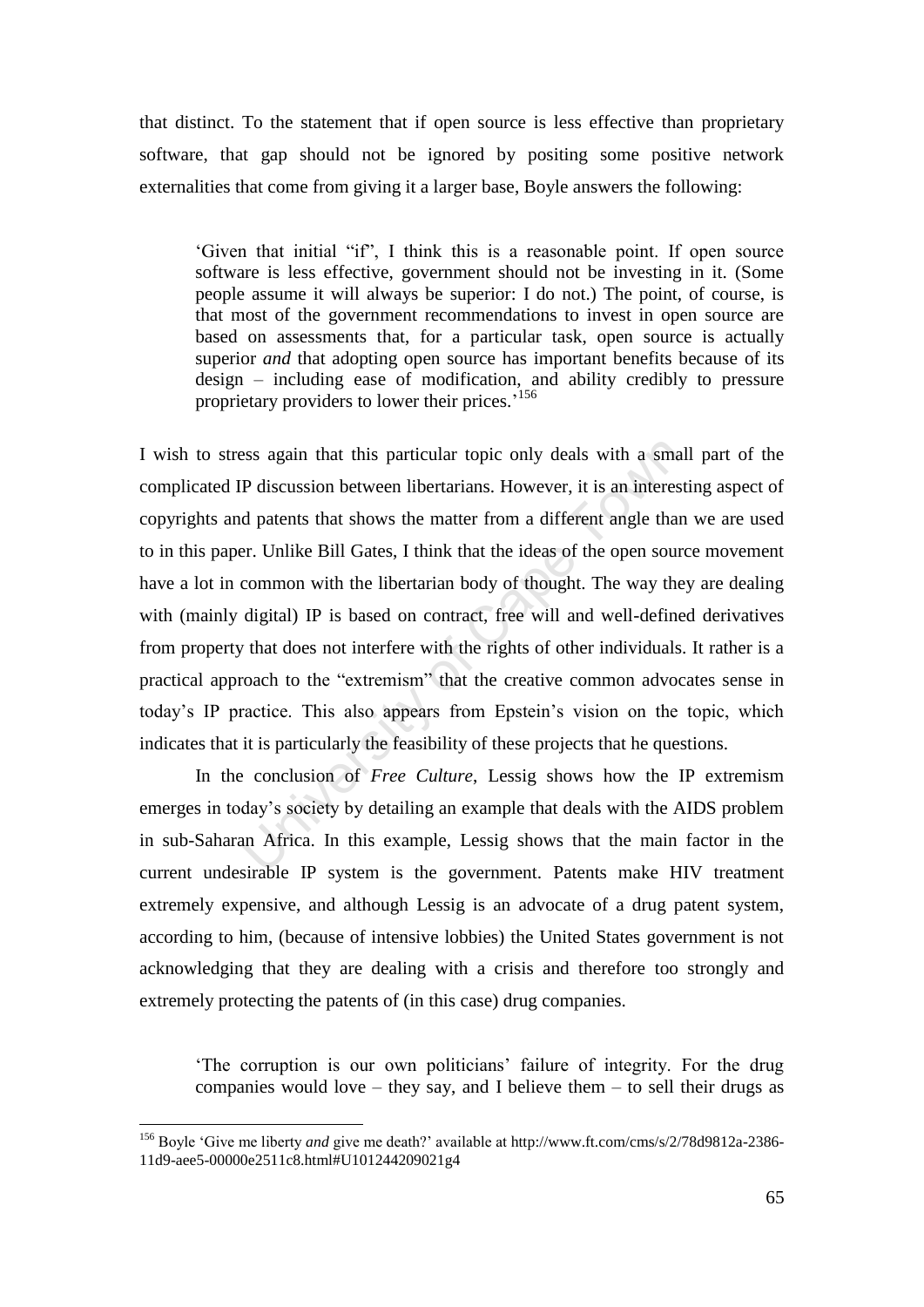that distinct. To the statement that if open source is less effective than proprietary software, that gap should not be ignored by positing some positive network externalities that come from giving it a larger base, Boyle answers the following:

> 'Given that initial "if", I think this is a reasonable point. If open source software is less effective, government should not be investing in it. (Some people assume it will always be superior: I do not.) The point, of course, is that most of the government recommendations to invest in open source are based on assessments that, for a particular task, open source is actually superior *and* that adopting open source has important benefits because of its design – including ease of modification, and ability credibly to pressure proprietary providers to lower their prices.'[156]

I wish to stress again that this particular topic only deals with a small part of the complicated IP discussion between libertarians. However, it is an interesting aspect of copyrights and patents that shows the matter from a different angle than we are used to in this paper. Unlike Bill Gates, I think that the ideas of the open source movement have a lot in common with the libertarian body of thought. The way they are dealing with (mainly digital) IP is based on contract, free will and well-defined derivatives from property that does not interfere with the rights of other individuals. It rather is a practical approach to the "extremism" that the creative common advocates sense in today's IP practice. This also appears from Epstein's vision on the topic, which indicates that it is particularly the feasibility of these projects that he questions.

In the conclusion of *Free Culture*, Lessig shows how the IP extremism emerges in today's society by detailing an example that deals with the AIDS problem in sub-Saharan Africa. In this example, Lessig shows that the main factor in the current undesirable IP system is the government. Patents make HIV treatment extremely expensive, and although Lessig is an advocate of a drug patent system, according to him, (because of intensive lobbies) the United States government is not acknowledging that they are dealing with a crisis and therefore too strongly and extremely protecting the patents of (in this case) drug companies.

> 'The corruption is our own politicians' failure of integrity. For the drug companies would love – they say, and I believe them – to sell their drugs as

---

[156] Boyle 'Give me liberty *and* give me death?' available at http://www.ft.com/cms/s/2/78d9812a-2386-11d9-aee5-00000e2511c8.html#U101244209021g4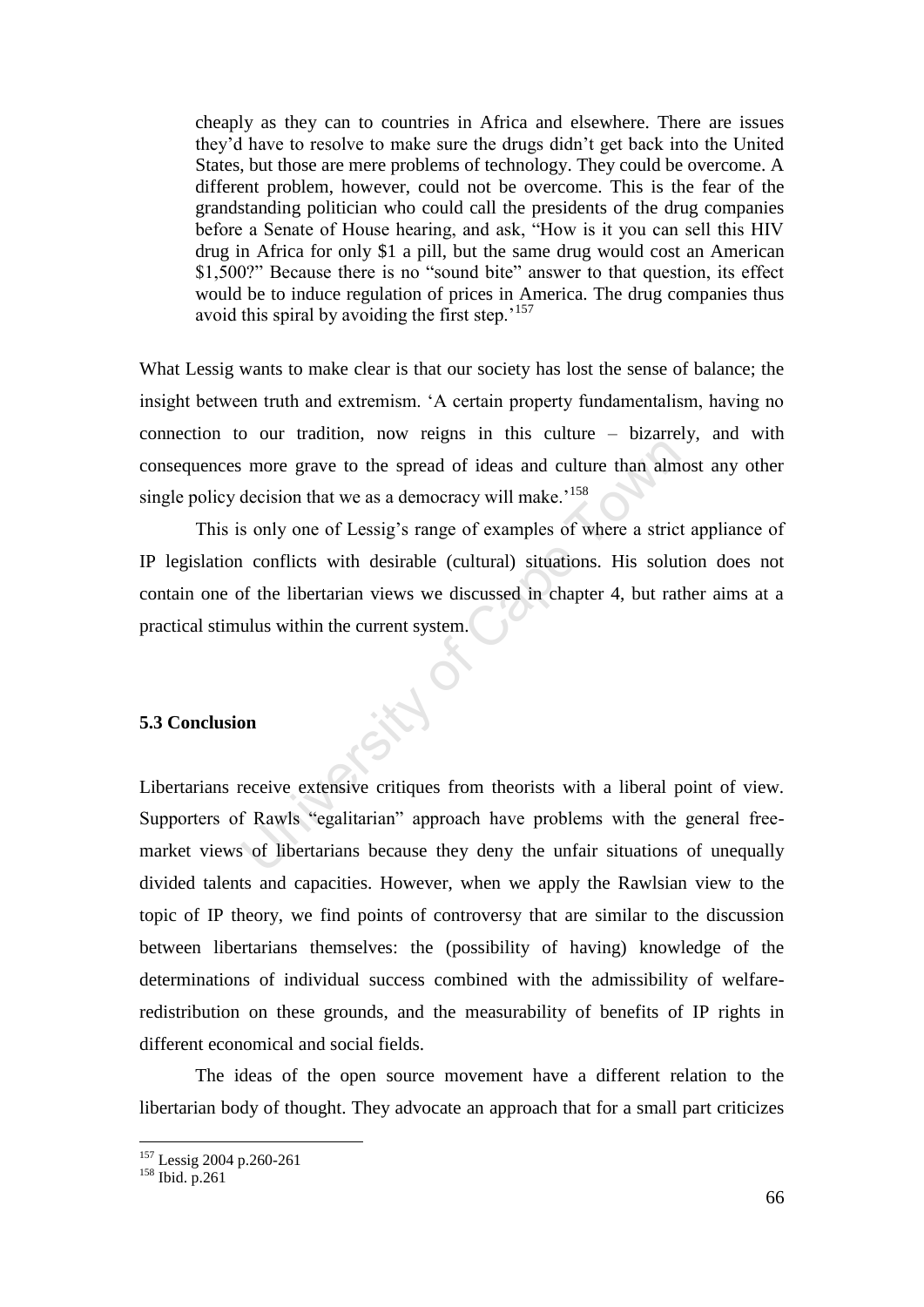> cheaply as they can to countries in Africa and elsewhere. There are issues they'd have to resolve to make sure the drugs didn't get back into the United States, but those are mere problems of technology. They could be overcome. A different problem, however, could not be overcome. This is the fear of the grandstanding politician who could call the presidents of the drug companies before a Senate of House hearing, and ask, "How is it you can sell this HIV drug in Africa for only $1 a pill, but the same drug would cost an American $1,500?" Because there is no "sound bite" answer to that question, its effect would be to induce regulation of prices in America. The drug companies thus avoid this spiral by avoiding the first step.'[157]

What Lessig wants to make clear is that our society has lost the sense of balance; the insight between truth and extremism. 'A certain property fundamentalism, having no connection to our tradition, now reigns in this culture – bizarrely, and with consequences more grave to the spread of ideas and culture than almost any other single policy decision that we as a democracy will make.'[158]

This is only one of Lessig's range of examples of where a strict appliance of IP legislation conflicts with desirable (cultural) situations. His solution does not contain one of the libertarian views we discussed in chapter 4, but rather aims at a practical stimulus within the current system.

### 5.3 Conclusion

Libertarians receive extensive critiques from theorists with a liberal point of view. Supporters of Rawls "egalitarian" approach have problems with the general free-market views of libertarians because they deny the unfair situations of unequally divided talents and capacities. However, when we apply the Rawlsian view to the topic of IP theory, we find points of controversy that are similar to the discussion between libertarians themselves: the (possibility of having) knowledge of the determinations of individual success combined with the admissibility of welfare-redistribution on these grounds, and the measurability of benefits of IP rights in different economical and social fields.

The ideas of the open source movement have a different relation to the libertarian body of thought. They advocate an approach that for a small part criticizes

---

[157] Lessig 2004 p.260-261

[158] Ibid. p.261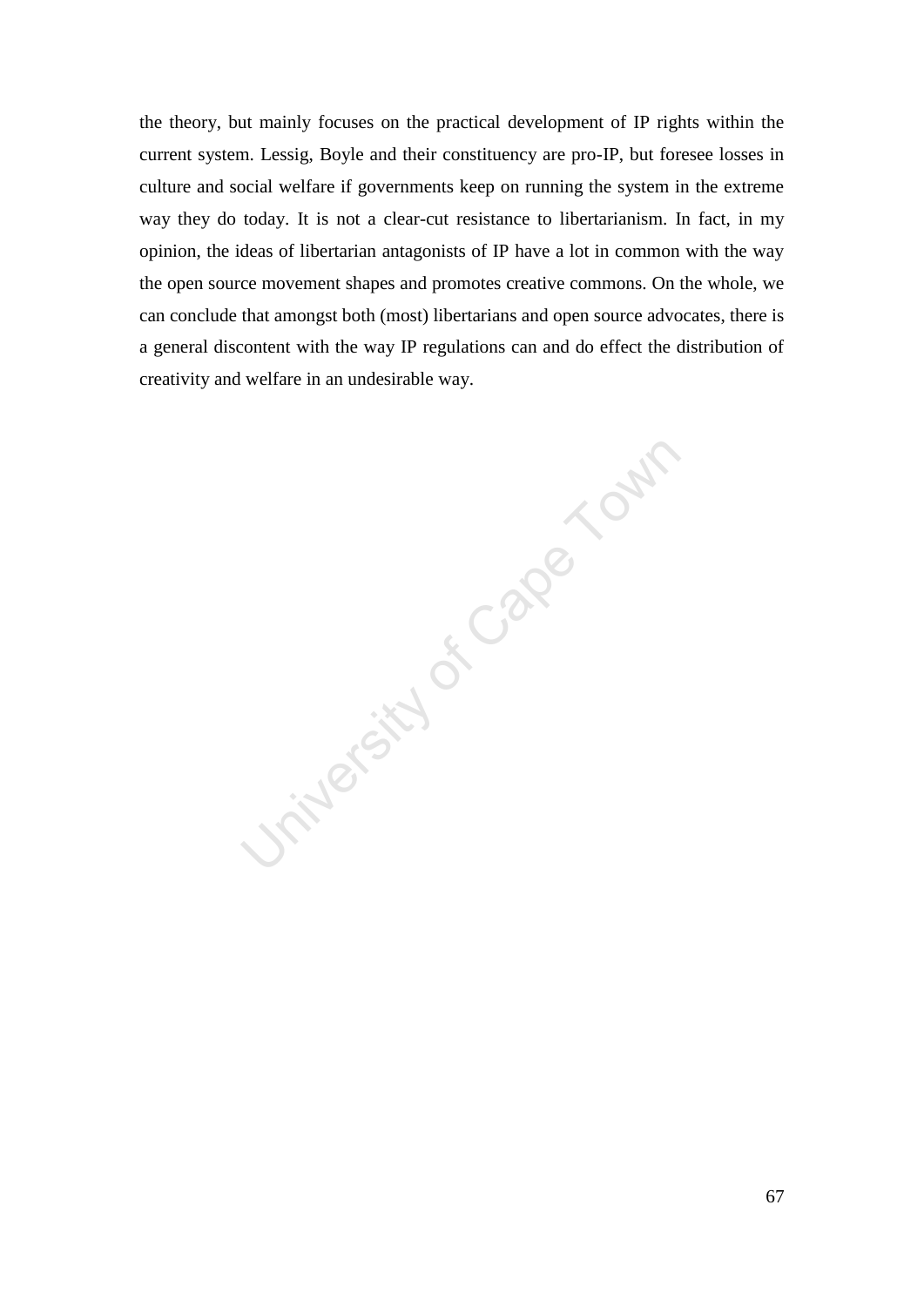the theory, but mainly focuses on the practical development of IP rights within the current system. Lessig, Boyle and their constituency are pro-IP, but foresee losses in culture and social welfare if governments keep on running the system in the extreme way they do today. It is not a clear-cut resistance to libertarianism. In fact, in my opinion, the ideas of libertarian antagonists of IP have a lot in common with the way the open source movement shapes and promotes creative commons. On the whole, we can conclude that amongst both (most) libertarians and open source advocates, there is a general discontent with the way IP regulations can and do effect the distribution of creativity and welfare in an undesirable way.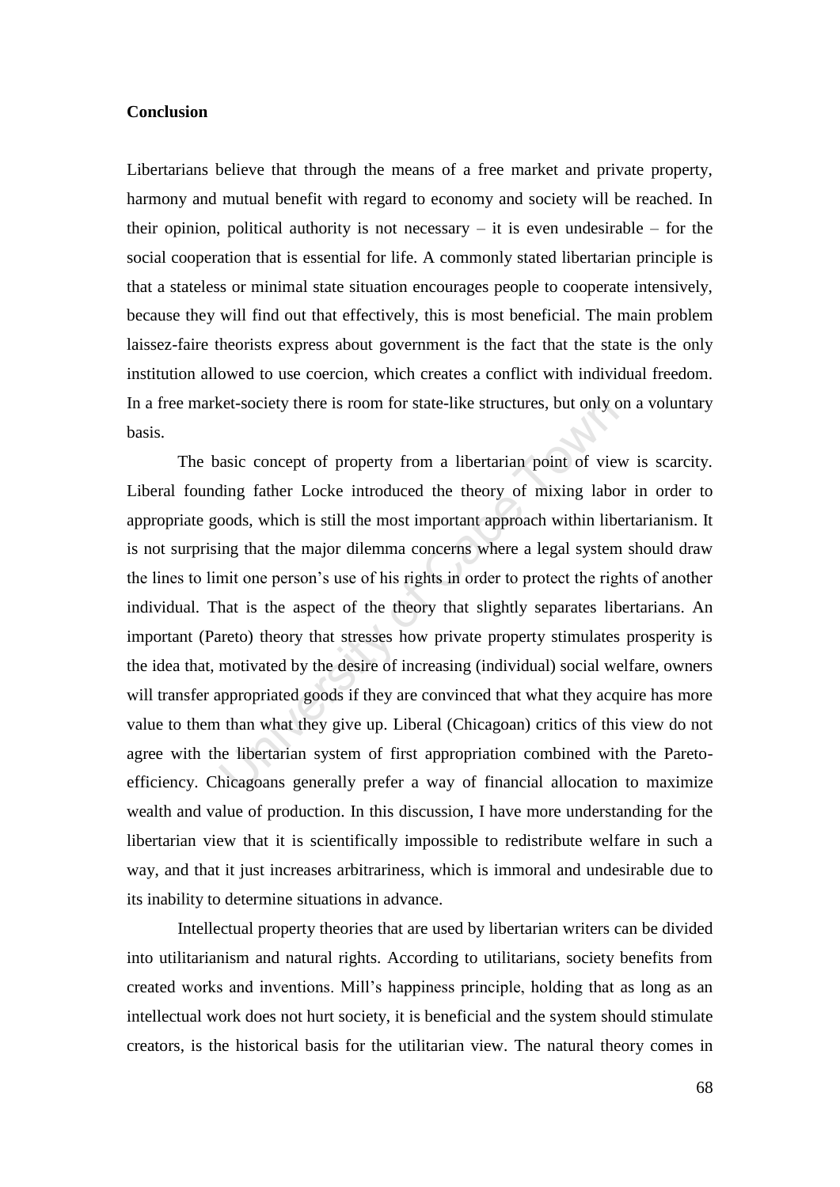## Conclusion

Libertarians believe that through the means of a free market and private property, harmony and mutual benefit with regard to economy and society will be reached. In their opinion, political authority is not necessary – it is even undesirable – for the social cooperation that is essential for life. A commonly stated libertarian principle is that a stateless or minimal state situation encourages people to cooperate intensively, because they will find out that effectively, this is most beneficial. The main problem laissez-faire theorists express about government is the fact that the state is the only institution allowed to use coercion, which creates a conflict with individual freedom. In a free market-society there is room for state-like structures, but only on a voluntary basis.

The basic concept of property from a libertarian point of view is scarcity. Liberal founding father Locke introduced the theory of mixing labor in order to appropriate goods, which is still the most important approach within libertarianism. It is not surprising that the major dilemma concerns where a legal system should draw the lines to limit one person's use of his rights in order to protect the rights of another individual. That is the aspect of the theory that slightly separates libertarians. An important (Pareto) theory that stresses how private property stimulates prosperity is the idea that, motivated by the desire of increasing (individual) social welfare, owners will transfer appropriated goods if they are convinced that what they acquire has more value to them than what they give up. Liberal (Chicagoan) critics of this view do not agree with the libertarian system of first appropriation combined with the Pareto-efficiency. Chicagoans generally prefer a way of financial allocation to maximize wealth and value of production. In this discussion, I have more understanding for the libertarian view that it is scientifically impossible to redistribute welfare in such a way, and that it just increases arbitrariness, which is immoral and undesirable due to its inability to determine situations in advance.

Intellectual property theories that are used by libertarian writers can be divided into utilitarianism and natural rights. According to utilitarians, society benefits from created works and inventions. Mill's happiness principle, holding that as long as an intellectual work does not hurt society, it is beneficial and the system should stimulate creators, is the historical basis for the utilitarian view. The natural theory comes in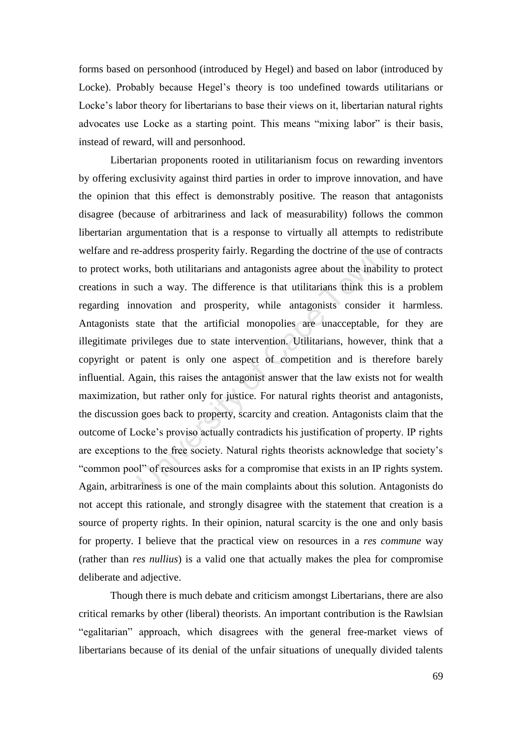forms based on personhood (introduced by Hegel) and based on labor (introduced by Locke). Probably because Hegel's theory is too undefined towards utilitarians or Locke's labor theory for libertarians to base their views on it, libertarian natural rights advocates use Locke as a starting point. This means "mixing labor" is their basis, instead of reward, will and personhood.

Libertarian proponents rooted in utilitarianism focus on rewarding inventors by offering exclusivity against third parties in order to improve innovation, and have the opinion that this effect is demonstrably positive. The reason that antagonists disagree (because of arbitrariness and lack of measurability) follows the common libertarian argumentation that is a response to virtually all attempts to redistribute welfare and re-address prosperity fairly. Regarding the doctrine of the use of contracts to protect works, both utilitarians and antagonists agree about the inability to protect creations in such a way. The difference is that utilitarians think this is a problem regarding innovation and prosperity, while antagonists consider it harmless. Antagonists state that the artificial monopolies are unacceptable, for they are illegitimate privileges due to state intervention. Utilitarians, however, think that a copyright or patent is only one aspect of competition and is therefore barely influential. Again, this raises the antagonist answer that the law exists not for wealth maximization, but rather only for justice. For natural rights theorist and antagonists, the discussion goes back to property, scarcity and creation. Antagonists claim that the outcome of Locke's proviso actually contradicts his justification of property. IP rights are exceptions to the free society. Natural rights theorists acknowledge that society's "common pool" of resources asks for a compromise that exists in an IP rights system. Again, arbitrariness is one of the main complaints about this solution. Antagonists do not accept this rationale, and strongly disagree with the statement that creation is a source of property rights. In their opinion, natural scarcity is the one and only basis for property. I believe that the practical view on resources in a *res commune* way (rather than *res nullius*) is a valid one that actually makes the plea for compromise deliberate and adjective.

Though there is much debate and criticism amongst Libertarians, there are also critical remarks by other (liberal) theorists. An important contribution is the Rawlsian "egalitarian" approach, which disagrees with the general free-market views of libertarians because of its denial of the unfair situations of unequally divided talents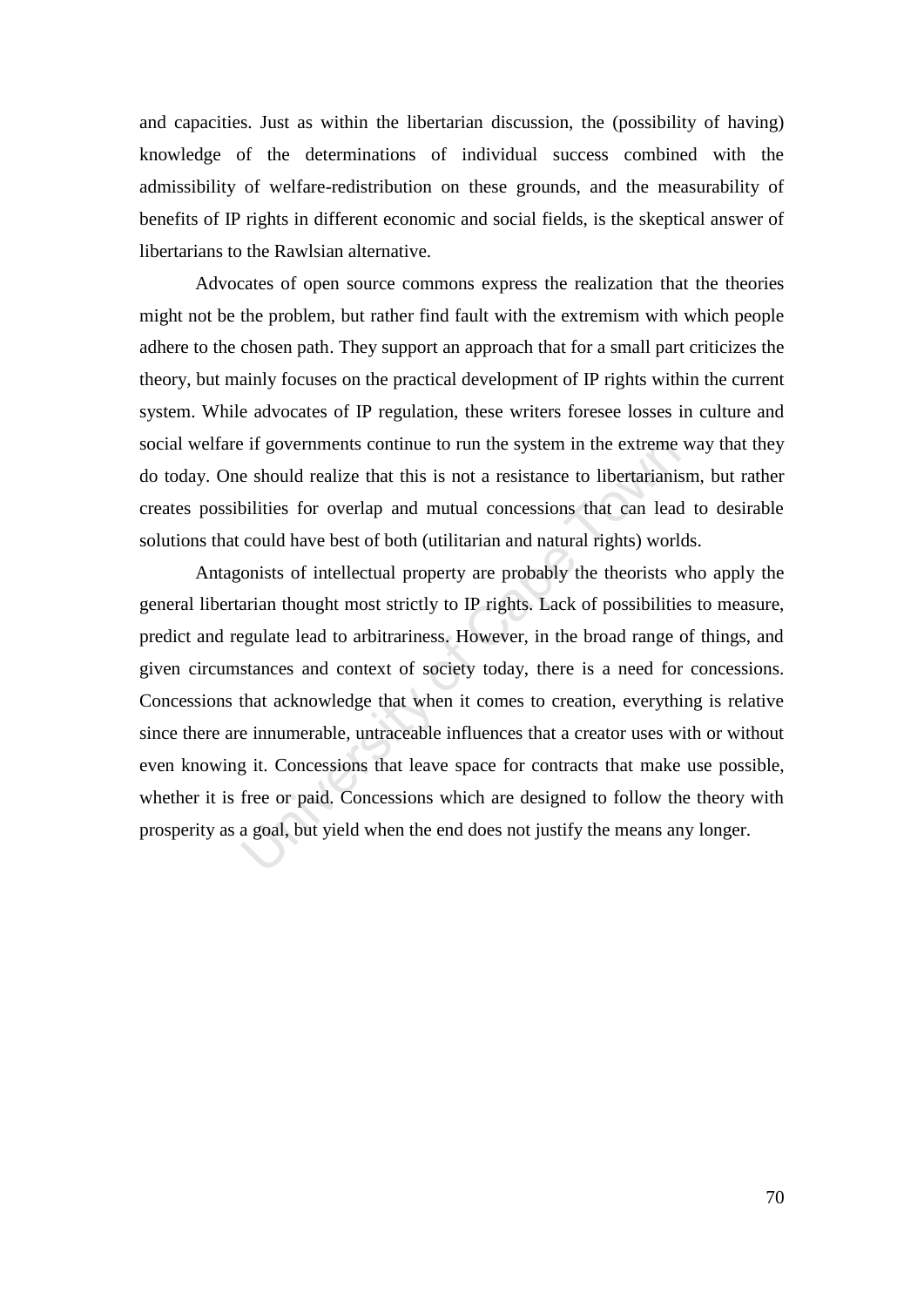and capacities. Just as within the libertarian discussion, the (possibility of having) knowledge of the determinations of individual success combined with the admissibility of welfare-redistribution on these grounds, and the measurability of benefits of IP rights in different economic and social fields, is the skeptical answer of libertarians to the Rawlsian alternative.

Advocates of open source commons express the realization that the theories might not be the problem, but rather find fault with the extremism with which people adhere to the chosen path. They support an approach that for a small part criticizes the theory, but mainly focuses on the practical development of IP rights within the current system. While advocates of IP regulation, these writers foresee losses in culture and social welfare if governments continue to run the system in the extreme way that they do today. One should realize that this is not a resistance to libertarianism, but rather creates possibilities for overlap and mutual concessions that can lead to desirable solutions that could have best of both (utilitarian and natural rights) worlds.

Antagonists of intellectual property are probably the theorists who apply the general libertarian thought most strictly to IP rights. Lack of possibilities to measure, predict and regulate lead to arbitrariness. However, in the broad range of things, and given circumstances and context of society today, there is a need for concessions. Concessions that acknowledge that when it comes to creation, everything is relative since there are innumerable, untraceable influences that a creator uses with or without even knowing it. Concessions that leave space for contracts that make use possible, whether it is free or paid. Concessions which are designed to follow the theory with prosperity as a goal, but yield when the end does not justify the means any longer.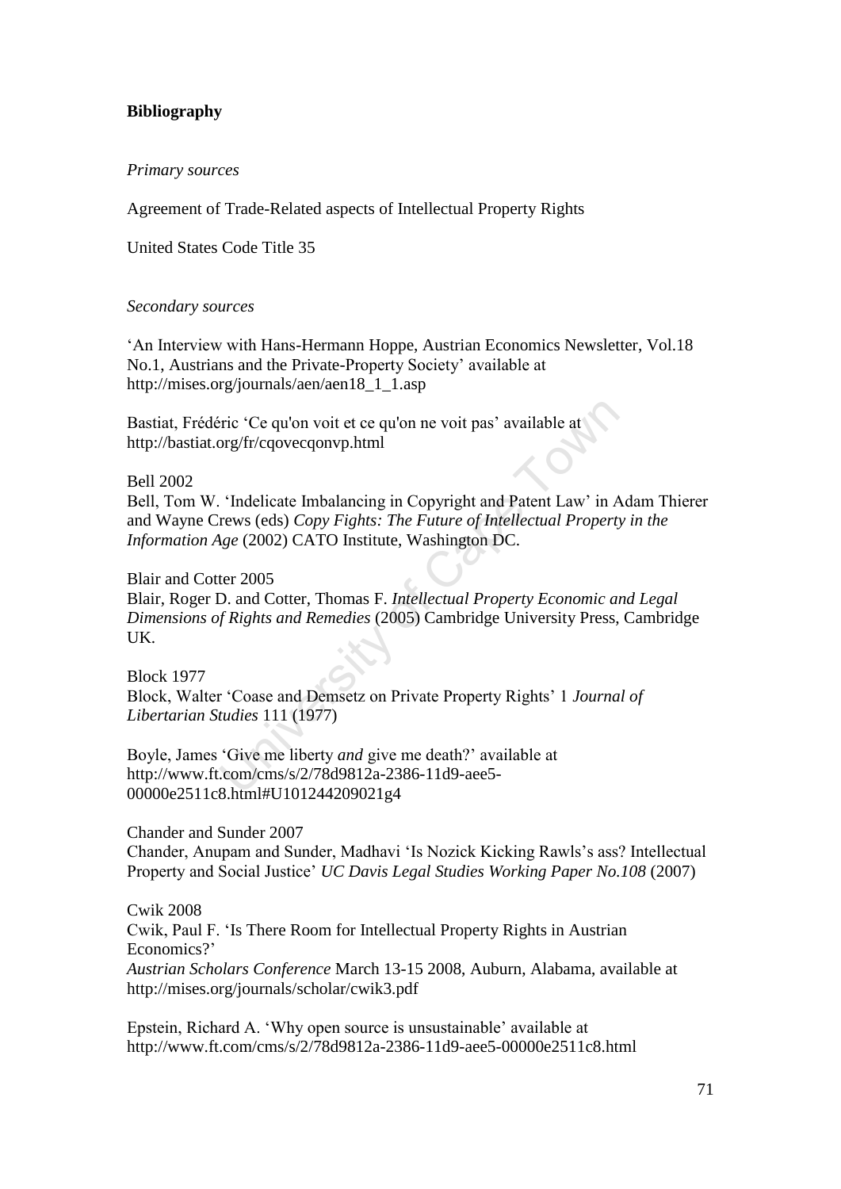**Bibliography**

*Primary sources*

Agreement of Trade-Related aspects of Intellectual Property Rights

United States Code Title 35

*Secondary sources*

'An Interview with Hans-Hermann Hoppe, Austrian Economics Newsletter, Vol.18 No.1, Austrians and the Private-Property Society' available at http://mises.org/journals/aen/aen18_1_1.asp

Bastiat, Frédéric 'Ce qu'on voit et ce qu'on ne voit pas' available at http://bastiat.org/fr/cqovecqonvp.html

Bell 2002
Bell, Tom W. 'Indelicate Imbalancing in Copyright and Patent Law' in Adam Thierer and Wayne Crews (eds) *Copy Fights: The Future of Intellectual Property in the Information Age* (2002) CATO Institute, Washington DC.

Blair and Cotter 2005
Blair, Roger D. and Cotter, Thomas F. *Intellectual Property Economic and Legal Dimensions of Rights and Remedies* (2005) Cambridge University Press, Cambridge UK.

Block 1977
Block, Walter 'Coase and Demsetz on Private Property Rights' 1 *Journal of Libertarian Studies* 111 (1977)

Boyle, James 'Give me liberty *and* give me death?' available at http://www.ft.com/cms/s/2/78d9812a-2386-11d9-aee5-00000e2511c8.html#U101244209021g4

Chander and Sunder 2007
Chander, Anupam and Sunder, Madhavi 'Is Nozick Kicking Rawls's ass? Intellectual Property and Social Justice' *UC Davis Legal Studies Working Paper No.108* (2007)

Cwik 2008
Cwik, Paul F. 'Is There Room for Intellectual Property Rights in Austrian Economics?'
*Austrian Scholars Conference* March 13-15 2008, Auburn, Alabama, available at http://mises.org/journals/scholar/cwik3.pdf

Epstein, Richard A. 'Why open source is unsustainable' available at http://www.ft.com/cms/s/2/78d9812a-2386-11d9-aee5-00000e2511c8.html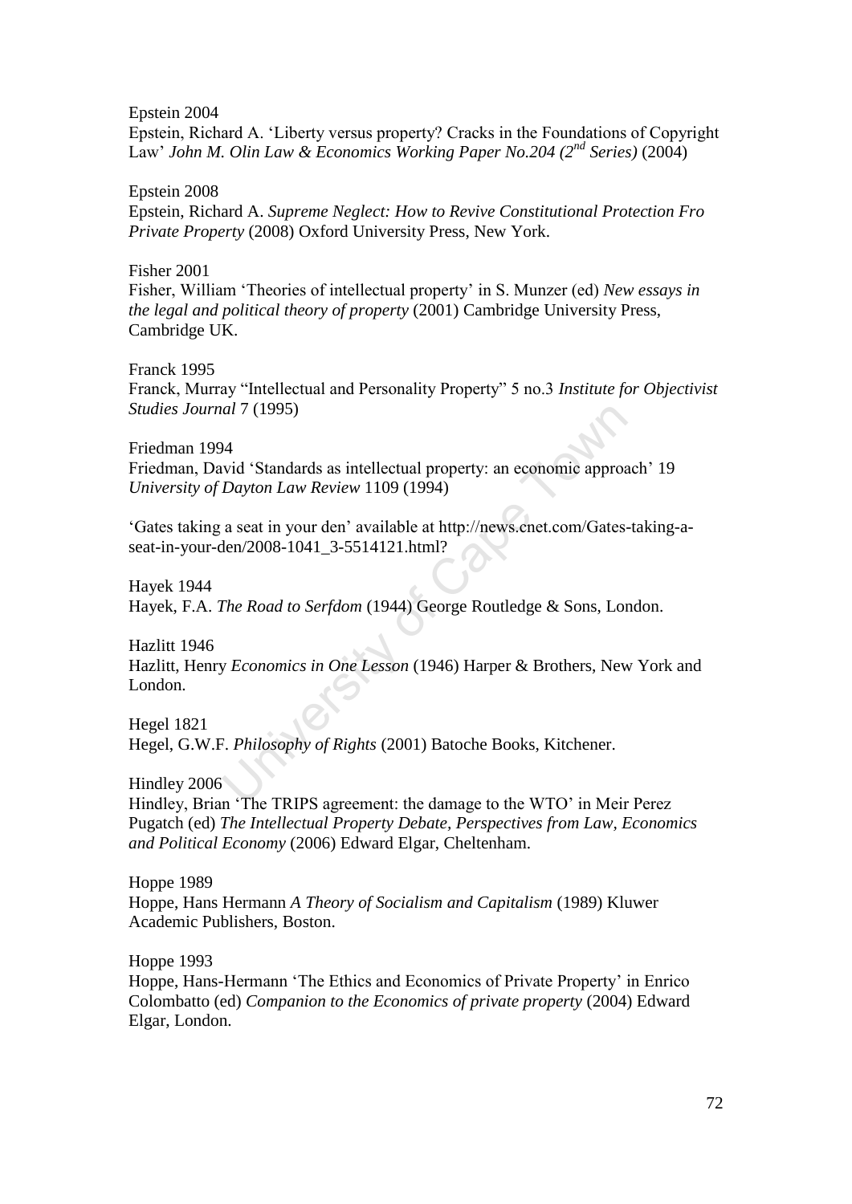Epstein 2004
Epstein, Richard A. 'Liberty versus property? Cracks in the Foundations of Copyright Law' *John M. Olin Law & Economics Working Paper No.204 (2nd Series)* (2004)

Epstein 2008
Epstein, Richard A. *Supreme Neglect: How to Revive Constitutional Protection Fro Private Property* (2008) Oxford University Press, New York.

Fisher 2001
Fisher, William 'Theories of intellectual property' in S. Munzer (ed) *New essays in the legal and political theory of property* (2001) Cambridge University Press, Cambridge UK.

Franck 1995
Franck, Murray "Intellectual and Personality Property" 5 no.3 *Institute for Objectivist Studies Journal* 7 (1995)

Friedman 1994
Friedman, David 'Standards as intellectual property: an economic approach' 19 *University of Dayton Law Review* 1109 (1994)

'Gates taking a seat in your den' available at http://news.cnet.com/Gates-taking-a-seat-in-your-den/2008-1041_3-5514121.html?

Hayek 1944
Hayek, F.A. *The Road to Serfdom* (1944) George Routledge & Sons, London.

Hazlitt 1946
Hazlitt, Henry *Economics in One Lesson* (1946) Harper & Brothers, New York and London.

Hegel 1821
Hegel, G.W.F. *Philosophy of Rights* (2001) Batoche Books, Kitchener.

Hindley 2006
Hindley, Brian 'The TRIPS agreement: the damage to the WTO' in Meir Perez Pugatch (ed) *The Intellectual Property Debate, Perspectives from Law, Economics and Political Economy* (2006) Edward Elgar, Cheltenham.

Hoppe 1989
Hoppe, Hans Hermann *A Theory of Socialism and Capitalism* (1989) Kluwer Academic Publishers, Boston.

Hoppe 1993
Hoppe, Hans-Hermann 'The Ethics and Economics of Private Property' in Enrico Colombatto (ed) *Companion to the Economics of private property* (2004) Edward Elgar, London.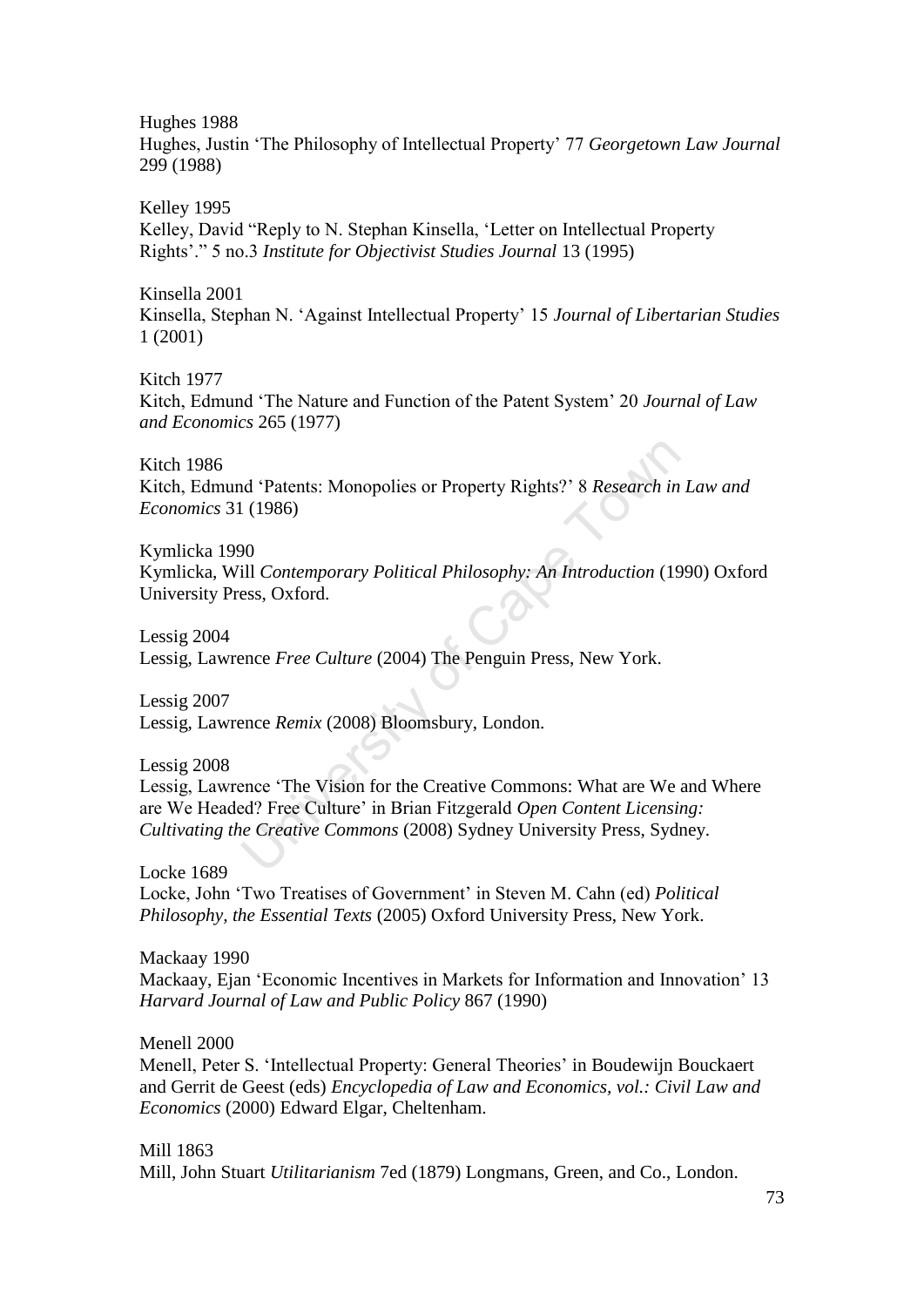Hughes 1988
Hughes, Justin 'The Philosophy of Intellectual Property' 77 *Georgetown Law Journal* 299 (1988)

Kelley 1995
Kelley, David "Reply to N. Stephan Kinsella, 'Letter on Intellectual Property Rights'." 5 no.3 *Institute for Objectivist Studies Journal* 13 (1995)

Kinsella 2001
Kinsella, Stephan N. 'Against Intellectual Property' 15 *Journal of Libertarian Studies* 1 (2001)

Kitch 1977
Kitch, Edmund 'The Nature and Function of the Patent System' 20 *Journal of Law and Economics* 265 (1977)

Kitch 1986
Kitch, Edmund 'Patents: Monopolies or Property Rights?' 8 *Research in Law and Economics* 31 (1986)

Kymlicka 1990
Kymlicka, Will *Contemporary Political Philosophy: An Introduction* (1990) Oxford University Press, Oxford.

Lessig 2004
Lessig, Lawrence *Free Culture* (2004) The Penguin Press, New York.

Lessig 2007
Lessig, Lawrence *Remix* (2008) Bloomsbury, London.

Lessig 2008
Lessig, Lawrence 'The Vision for the Creative Commons: What are We and Where are We Headed? Free Culture' in Brian Fitzgerald *Open Content Licensing: Cultivating the Creative Commons* (2008) Sydney University Press, Sydney.

Locke 1689
Locke, John 'Two Treatises of Government' in Steven M. Cahn (ed) *Political Philosophy, the Essential Texts* (2005) Oxford University Press, New York.

Mackaay 1990
Mackaay, Ejan 'Economic Incentives in Markets for Information and Innovation' 13 *Harvard Journal of Law and Public Policy* 867 (1990)

Menell 2000
Menell, Peter S. 'Intellectual Property: General Theories' in Boudewijn Bouckaert and Gerrit de Geest (eds) *Encyclopedia of Law and Economics, vol.: Civil Law and Economics* (2000) Edward Elgar, Cheltenham.

Mill 1863
Mill, John Stuart *Utilitarianism* 7ed (1879) Longmans, Green, and Co., London.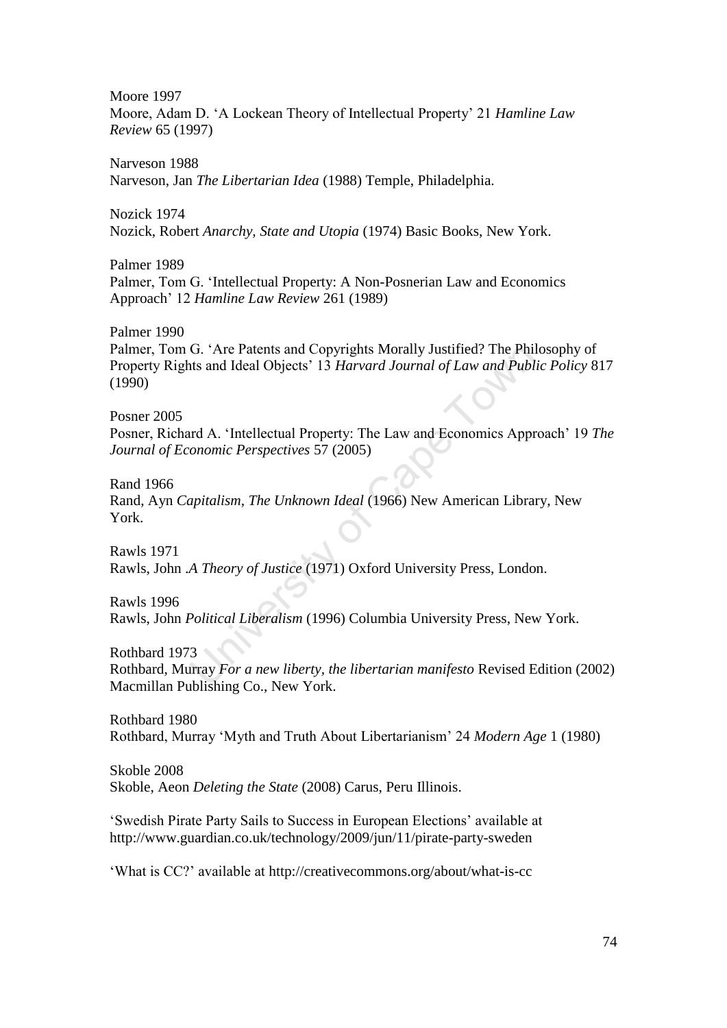Moore 1997
Moore, Adam D. 'A Lockean Theory of Intellectual Property' 21 *Hamline Law Review* 65 (1997)

Narveson 1988
Narveson, Jan *The Libertarian Idea* (1988) Temple, Philadelphia.

Nozick 1974
Nozick, Robert *Anarchy, State and Utopia* (1974) Basic Books, New York.

Palmer 1989
Palmer, Tom G. 'Intellectual Property: A Non-Posnerian Law and Economics Approach' 12 *Hamline Law Review* 261 (1989)

Palmer 1990
Palmer, Tom G. 'Are Patents and Copyrights Morally Justified? The Philosophy of Property Rights and Ideal Objects' 13 *Harvard Journal of Law and Public Policy* 817 (1990)

Posner 2005
Posner, Richard A. 'Intellectual Property: The Law and Economics Approach' 19 *The Journal of Economic Perspectives* 57 (2005)

Rand 1966
Rand, Ayn *Capitalism, The Unknown Ideal* (1966) New American Library, New York.

Rawls 1971
Rawls, John .*A Theory of Justice* (1971) Oxford University Press, London.

Rawls 1996
Rawls, John *Political Liberalism* (1996) Columbia University Press, New York.

Rothbard 1973
Rothbard, Murray *For a new liberty, the libertarian manifesto* Revised Edition (2002) Macmillan Publishing Co., New York.

Rothbard 1980
Rothbard, Murray 'Myth and Truth About Libertarianism' 24 *Modern Age* 1 (1980)

Skoble 2008
Skoble, Aeon *Deleting the State* (2008) Carus, Peru Illinois.

'Swedish Pirate Party Sails to Success in European Elections' available at http://www.guardian.co.uk/technology/2009/jun/11/pirate-party-sweden

'What is CC?' available at http://creativecommons.org/about/what-is-cc